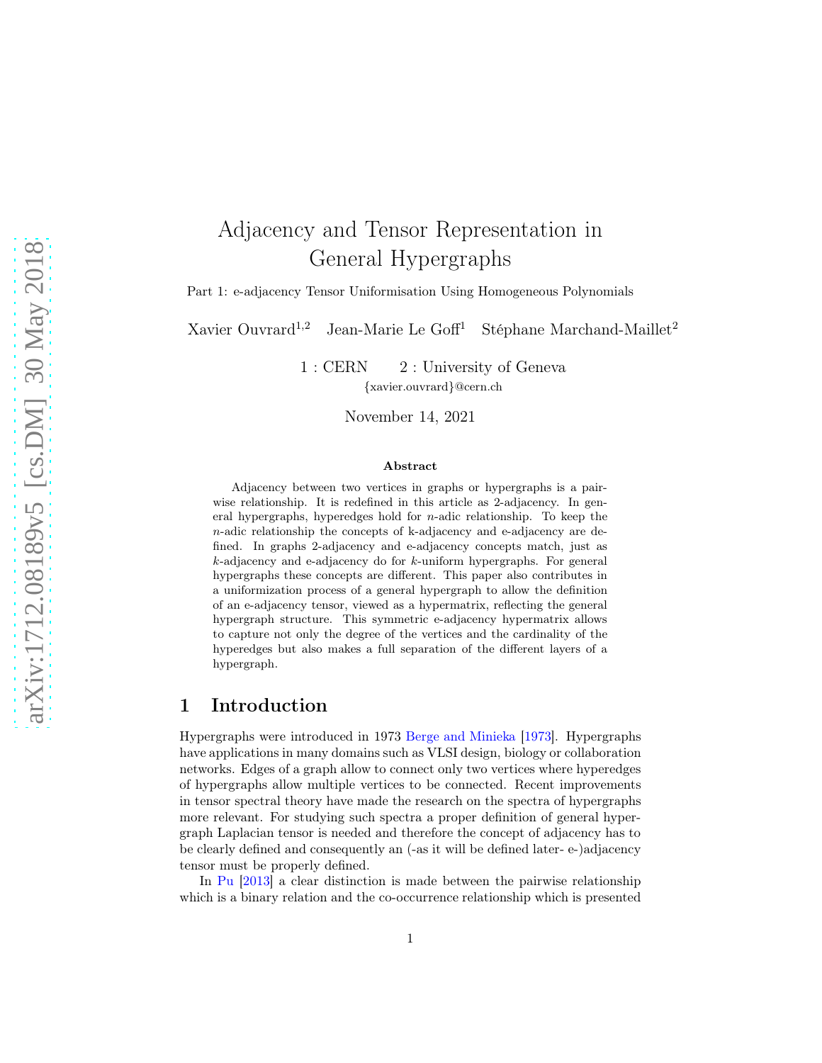# Adjacency and Tensor Representation in General Hypergraphs

Part 1: e-adjacency Tensor Uniformisation Using Homogeneous Polynomials

Xavier Ouvrard[1,2] Jean-Marie Le Goff[1] Stéphane Marchand-Maillet[2]

1 : CERN 2 : University of Geneva
{xavier.ouvrard}@cern.ch

November 14, 2021

### Abstract

Adjacency between two vertices in graphs or hypergraphs is a pairwise relationship. It is redefined in this article as 2-adjacency. In general hypergraphs, hyperedges hold for $n$-adic relationship. To keep the $n$-adic relationship the concepts of k-adjacency and e-adjacency are defined. In graphs 2-adjacency and e-adjacency concepts match, just as $k$-adjacency and e-adjacency do for $k$-uniform hypergraphs. For general hypergraphs these concepts are different. This paper also contributes in a uniformization process of a general hypergraph to allow the definition of an e-adjacency tensor, viewed as a hypermatrix, reflecting the general hypergraph structure. This symmetric e-adjacency hypermatrix allows to capture not only the degree of the vertices and the cardinality of the hyperedges but also makes a full separation of the different layers of a hypergraph.

## 1 Introduction

Hypergraphs were introduced in 1973 Berge and Minieka [1973]. Hypergraphs have applications in many domains such as VLSI design, biology or collaboration networks. Edges of a graph allow to connect only two vertices where hyperedges of hypergraphs allow multiple vertices to be connected. Recent improvements in tensor spectral theory have made the research on the spectra of hypergraphs more relevant. For studying such spectra a proper definition of general hypergraph Laplacian tensor is needed and therefore the concept of adjacency has to be clearly defined and consequently an (-as it will be defined later- e-)adjacency tensor must be properly defined.

In Pu [2013] a clear distinction is made between the pairwise relationship which is a binary relation and the co-occurrence relationship which is presented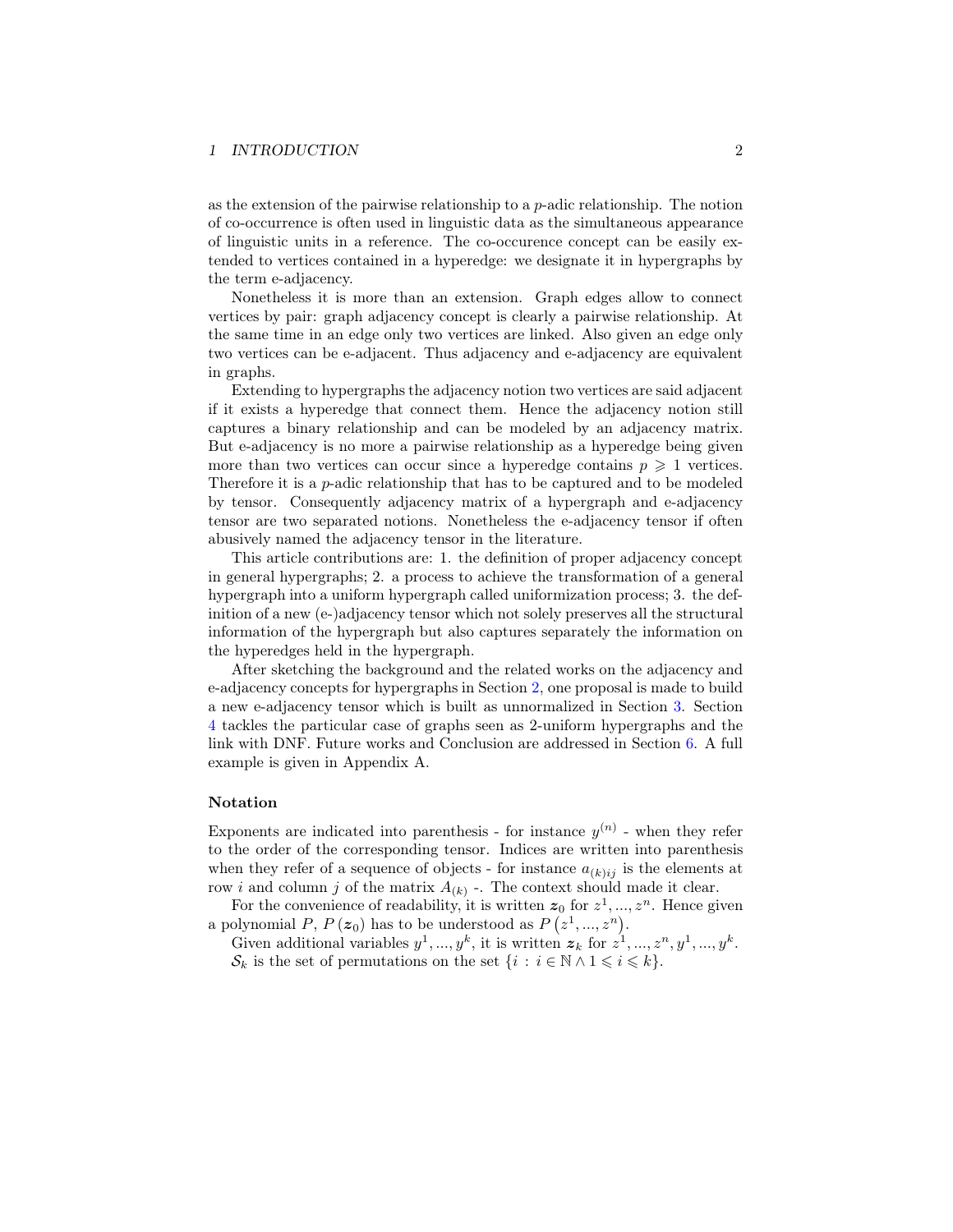as the extension of the pairwise relationship to a $p$-adic relationship. The notion of co-occurrence is often used in linguistic data as the simultaneous appearance of linguistic units in a reference. The co-occurence concept can be easily extended to vertices contained in a hyperedge: we designate it in hypergraphs by the term e-adjacency.

Nonetheless it is more than an extension. Graph edges allow to connect vertices by pair: graph adjacency concept is clearly a pairwise relationship. At the same time in an edge only two vertices are linked. Also given an edge only two vertices can be e-adjacent. Thus adjacency and e-adjacency are equivalent in graphs.

Extending to hypergraphs the adjacency notion two vertices are said adjacent if it exists a hyperedge that connect them. Hence the adjacency notion still captures a binary relationship and can be modeled by an adjacency matrix. But e-adjacency is no more a pairwise relationship as a hyperedge being given more than two vertices can occur since a hyperedge contains $p \geqslant 1$ vertices. Therefore it is a $p$-adic relationship that has to be captured and to be modeled by tensor. Consequently adjacency matrix of a hypergraph and e-adjacency tensor are two separated notions. Nonetheless the e-adjacency tensor if often abusively named the adjacency tensor in the literature.

This article contributions are: 1. the definition of proper adjacency concept in general hypergraphs; 2. a process to achieve the transformation of a general hypergraph into a uniform hypergraph called uniformization process; 3. the definition of a new (e-)adjacency tensor which not solely preserves all the structural information of the hypergraph but also captures separately the information on the hyperedges held in the hypergraph.

After sketching the background and the related works on the adjacency and e-adjacency concepts for hypergraphs in Section 2, one proposal is made to build a new e-adjacency tensor which is built as unnormalized in Section 3. Section 4 tackles the particular case of graphs seen as 2-uniform hypergraphs and the link with DNF. Future works and Conclusion are addressed in Section 6. A full example is given in Appendix A.

### Notation

Exponents are indicated into parenthesis - for instance $y^{(n)}$ - when they refer to the order of the corresponding tensor. Indices are written into parenthesis when they refer of a sequence of objects - for instance $a_{(k)ij}$ is the elements at row $i$ and column $j$ of the matrix $A_{(k)}$ -. The context should made it clear.

For the convenience of readability, it is written $\boldsymbol{z}_0$ for $z^1, ..., z^n$. Hence given a polynomial $P$, $P(\boldsymbol{z}_0)$ has to be understood as $P(z^1, ..., z^n)$.

Given additional variables $y^1, ..., y^k$, it is written $\boldsymbol{z}_k$ for $z^1, ..., z^n, y^1, ..., y^k$.

$\mathcal{S}_k$ is the set of permutations on the set $\{i : i \in \mathbb{N} \wedge 1 \leqslant i \leqslant k\}$.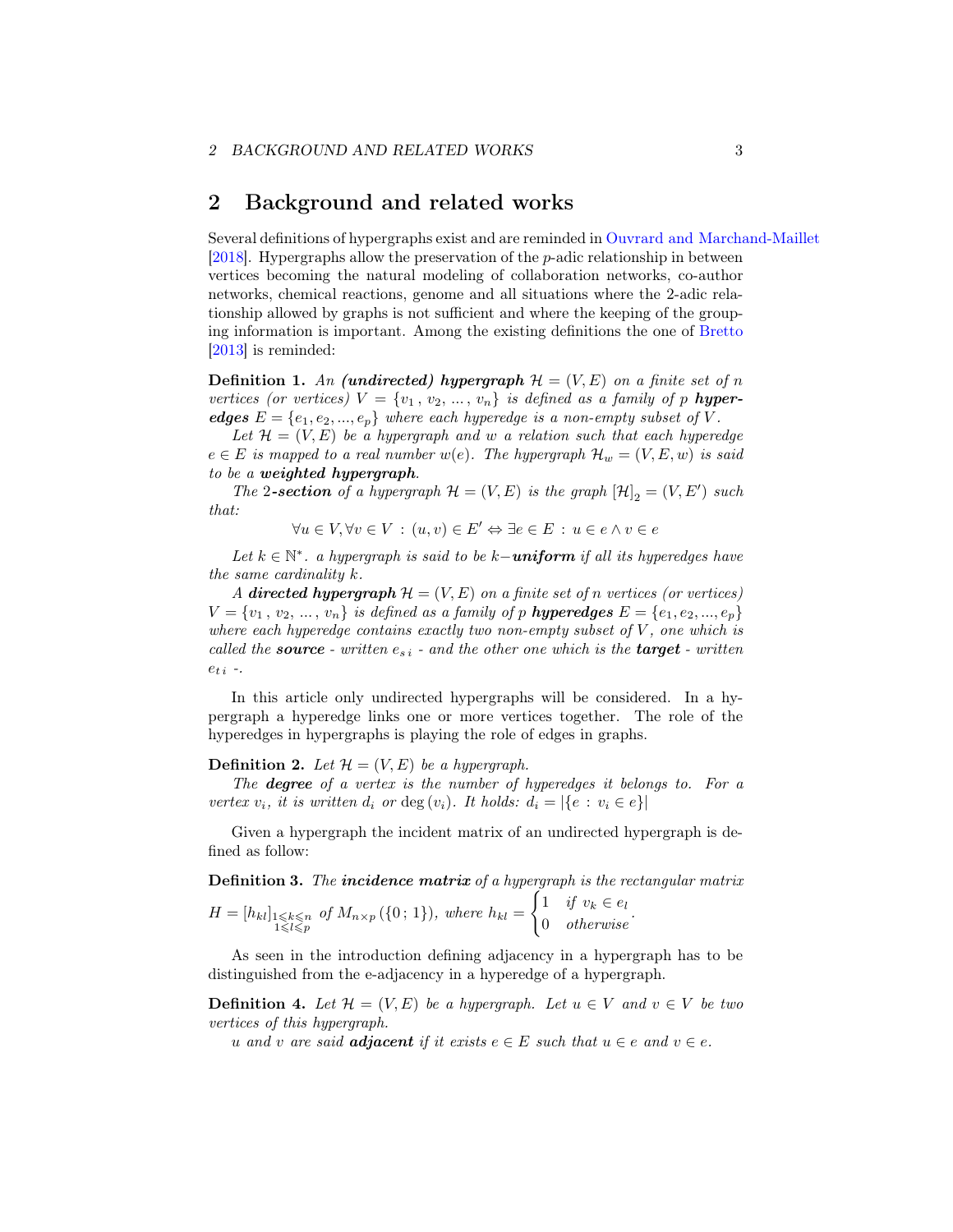## 2 Background and related works

Several definitions of hypergraphs exist and are reminded in Ouvrard and Marchand-Maillet [2018]. Hypergraphs allow the preservation of the $p$-adic relationship in between vertices becoming the natural modeling of collaboration networks, co-author networks, chemical reactions, genome and all situations where the 2-adic relationship allowed by graphs is not sufficient and where the keeping of the grouping information is important. Among the existing definitions the one of Bretto [2013] is reminded:

**Definition 1.** *An* ***(undirected) hypergraph*** $\mathcal{H} = (V, E)$ *on a finite set of* $n$ *vertices (or vertices)* $V = \{v_1, v_2, ..., v_n\}$ *is defined as a family of* $p$ ***hyperedges*** $E = \{e_1, e_2, ..., e_p\}$ *where each hyperedge is a non-empty subset of* $V$*.*

*Let* $\mathcal{H} = (V, E)$ *be a hypergraph and* $w$ *a relation such that each hyperedge* $e \in E$ *is mapped to a real number* $w(e)$*. The hypergraph* $\mathcal{H}_w = (V, E, w)$ *is said to be a* ***weighted hypergraph****.*

*The* $2$***-section*** *of a hypergraph* $\mathcal{H} = (V, E)$ *is the graph* $[\mathcal{H}]_2 = (V, E')$ *such that:*

$$\forall u \in V, \forall v \in V : (u, v) \in E' \Leftrightarrow \exists e \in E : u \in e \wedge v \in e$$

*Let* $k \in \mathbb{N}^*$*. a hypergraph is said to be* $k-$***uniform*** *if all its hyperedges have the same cardinality* $k$*.*

*A* ***directed hypergraph*** $\mathcal{H} = (V, E)$ *on a finite set of* $n$ *vertices (or vertices)* $V = \{v_1, v_2, ..., v_n\}$ *is defined as a family of* $p$ ***hyperedges*** $E = \{e_1, e_2, ..., e_p\}$ *where each hyperedge contains exactly two non-empty subset of* $V$*, one which is called the* ***source*** *- written* $e_{s\,i}$ *- and the other one which is the* ***target*** *- written* $e_{t\,i}$ *-.*

In this article only undirected hypergraphs will be considered. In a hypergraph a hyperedge links one or more vertices together. The role of the hyperedges in hypergraphs is playing the role of edges in graphs.

**Definition 2.** *Let* $\mathcal{H} = (V, E)$ *be a hypergraph.*

*The* ***degree*** *of a vertex is the number of hyperedges it belongs to. For a vertex* $v_i$*, it is written* $d_i$ *or* $\deg(v_i)$*. It holds:* $d_i = |\{e : v_i \in e\}|$

Given a hypergraph the incident matrix of an undirected hypergraph is defined as follow:

**Definition 3.** *The* ***incidence matrix*** *of a hypergraph is the rectangular matrix* $H = [h_{kl}]_{\substack{1 \leqslant k \leqslant n \\ 1 \leqslant l \leqslant p}}$ *of* $M_{n \times p}(\{0; 1\})$*, where* $h_{kl} = \begin{cases} 1 & \text{if } v_k \in e_l \\ 0 & \text{otherwise} \end{cases}$*.*

As seen in the introduction defining adjacency in a hypergraph has to be distinguished from the e-adjacency in a hyperedge of a hypergraph.

**Definition 4.** *Let* $\mathcal{H} = (V, E)$ *be a hypergraph. Let* $u \in V$ *and* $v \in V$ *be two vertices of this hypergraph.*

$u$ *and* $v$ *are said* ***adjacent*** *if it exists* $e \in E$ *such that* $u \in e$ *and* $v \in e$*.*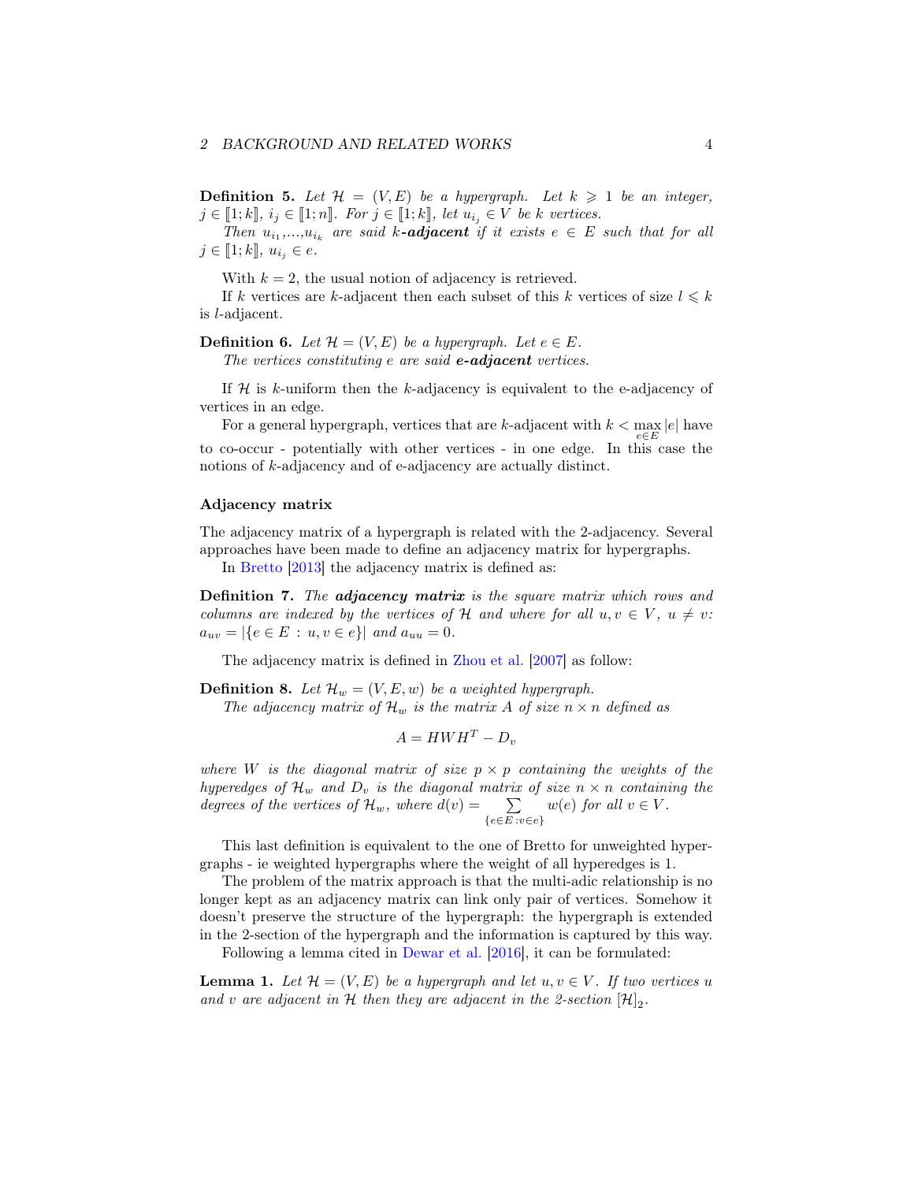**Definition 5.** *Let $\mathcal{H} = (V, E)$ be a hypergraph. Let $k \geqslant 1$ be an integer, $j \in [\![1; k]\!]$, $i_j \in [\![1; n]\!]$. For $j \in [\![1; k]\!]$, let $u_{i_j} \in V$ be $k$ vertices.*

*Then $u_{i_1}, \ldots, u_{i_k}$ are said **k-adjacent** if it exists $e \in E$ such that for all $j \in [\![1; k]\!]$, $u_{i_j} \in e$.*

With $k = 2$, the usual notion of adjacency is retrieved.

If $k$ vertices are $k$-adjacent then each subset of this $k$ vertices of size $l \leqslant k$ is $l$-adjacent.

**Definition 6.** *Let $\mathcal{H} = (V, E)$ be a hypergraph. Let $e \in E$.*

*The vertices constituting $e$ are said **e-adjacent** vertices.*

If $\mathcal{H}$ is $k$-uniform then the $k$-adjacency is equivalent to the e-adjacency of vertices in an edge.

For a general hypergraph, vertices that are $k$-adjacent with $k < \max_{e \in E} |e|$ have to co-occur - potentially with other vertices - in one edge. In this case the notions of $k$-adjacency and of e-adjacency are actually distinct.

### Adjacency matrix

The adjacency matrix of a hypergraph is related with the 2-adjacency. Several approaches have been made to define an adjacency matrix for hypergraphs.

In Bretto [2013] the adjacency matrix is defined as:

**Definition 7.** *The **adjacency matrix** is the square matrix which rows and columns are indexed by the vertices of $\mathcal{H}$ and where for all $u, v \in V$, $u \neq v$: $a_{uv} = |\{e \in E : u, v \in e\}|$ and $a_{uu} = 0$.*

The adjacency matrix is defined in Zhou et al. [2007] as follow:

**Definition 8.** *Let $\mathcal{H}_w = (V, E, w)$ be a weighted hypergraph.*

*The adjacency matrix of $\mathcal{H}_w$ is the matrix $A$ of size $n \times n$ defined as*

$$A = HWH^T - D_v$$

*where $W$ is the diagonal matrix of size $p \times p$ containing the weights of the hyperedges of $\mathcal{H}_w$ and $D_v$ is the diagonal matrix of size $n \times n$ containing the degrees of the vertices of $\mathcal{H}_w$, where $d(v) = \sum_{\{e \in E : v \in e\}} w(e)$ for all $v \in V$.*

This last definition is equivalent to the one of Bretto for unweighted hypergraphs - ie weighted hypergraphs where the weight of all hyperedges is 1.

The problem of the matrix approach is that the multi-adic relationship is no longer kept as an adjacency matrix can link only pair of vertices. Somehow it doesn't preserve the structure of the hypergraph: the hypergraph is extended in the 2-section of the hypergraph and the information is captured by this way.

Following a lemma cited in Dewar et al. [2016], it can be formulated:

**Lemma 1.** *Let $\mathcal{H} = (V, E)$ be a hypergraph and let $u, v \in V$. If two vertices $u$ and $v$ are adjacent in $\mathcal{H}$ then they are adjacent in the 2-section $[\mathcal{H}]_2$.*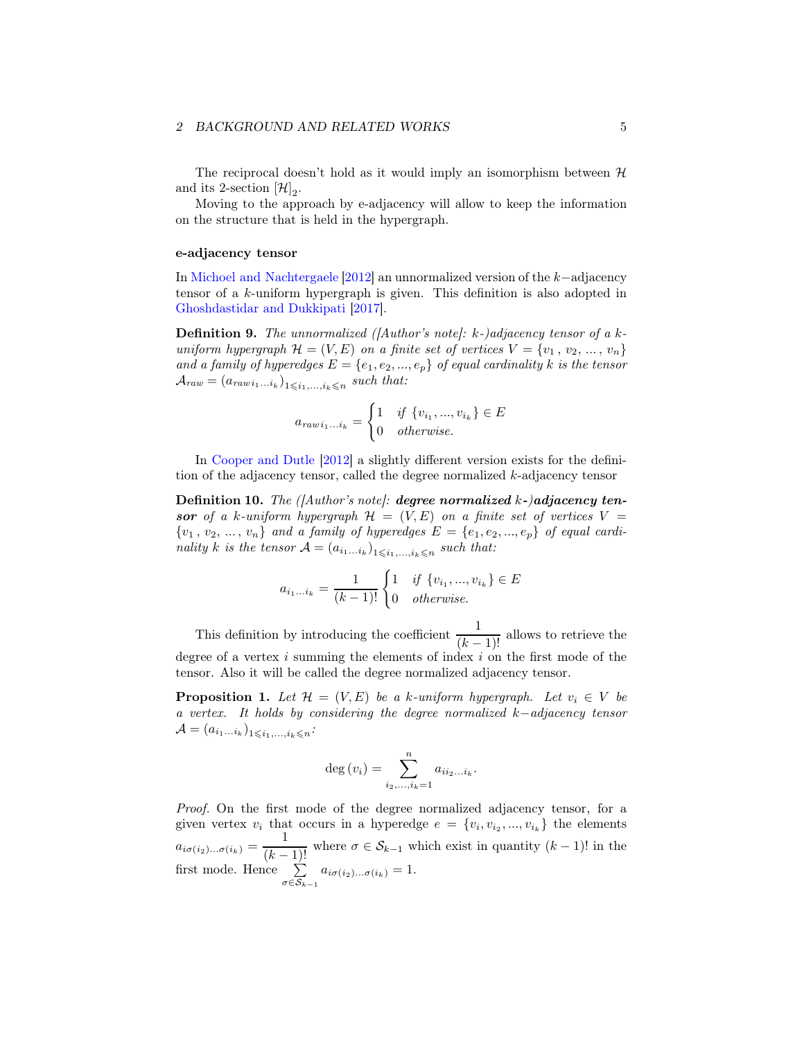The reciprocal doesn't hold as it would imply an isomorphism between $\mathcal{H}$ and its 2-section $[\mathcal{H}]_2$.

Moving to the approach by e-adjacency will allow to keep the information on the structure that is held in the hypergraph.

#### e-adjacency tensor

In Michoel and Nachtergaele [2012] an unnormalized version of the $k-$adjacency tensor of a $k$-uniform hypergraph is given. This definition is also adopted in Ghoshdastidar and Dukkipati [2017].

**Definition 9.** *The unnormalized ([Author's note]: k-)adjacency tensor of a $k$-uniform hypergraph $\mathcal{H} = (V, E)$ on a finite set of vertices $V = \{v_1, v_2, ..., v_n\}$ and a family of hyperedges $E = \{e_1, e_2, ..., e_p\}$ of equal cardinality $k$ is the tensor $\mathcal{A}_{raw} = (a_{raw\, i_1 \dots i_k})_{1 \leqslant i_1, \dots, i_k \leqslant n}$ such that:*

$$a_{raw\, i_1 \dots i_k} = \begin{cases} 1 & \text{if } \{v_{i_1}, ..., v_{i_k}\} \in E \\ 0 & \text{otherwise.} \end{cases}$$

In Cooper and Dutle [2012] a slightly different version exists for the definition of the adjacency tensor, called the degree normalized $k$-adjacency tensor

**Definition 10.** *The ([Author's note]: **degree normalized** $k$-)**adjacency tensor** of a $k$-uniform hypergraph $\mathcal{H} = (V, E)$ on a finite set of vertices $V = \{v_1, v_2, ..., v_n\}$ and a family of hyperedges $E = \{e_1, e_2, ..., e_p\}$ of equal cardinality $k$ is the tensor $\mathcal{A} = (a_{i_1 \dots i_k})_{1 \leqslant i_1, \dots, i_k \leqslant n}$ such that:*

$$a_{i_1 \dots i_k} = \frac{1}{(k-1)!} \begin{cases} 1 & \text{if } \{v_{i_1}, ..., v_{i_k}\} \in E \\ 0 & \text{otherwise.} \end{cases}$$

This definition by introducing the coefficient $\dfrac{1}{(k-1)!}$ allows to retrieve the degree of a vertex $i$ summing the elements of index $i$ on the first mode of the tensor. Also it will be called the degree normalized adjacency tensor.

**Proposition 1.** *Let $\mathcal{H} = (V, E)$ be a $k$-uniform hypergraph. Let $v_i \in V$ be a vertex. It holds by considering the degree normalized $k-$adjacency tensor $\mathcal{A} = (a_{i_1 \dots i_k})_{1 \leqslant i_1, \dots, i_k \leqslant n}$:*

$$\deg(v_i) = \sum_{i_2, \dots, i_k = 1}^{n} a_{i i_2 \dots i_k}.$$

*Proof.* On the first mode of the degree normalized adjacency tensor, for a given vertex $v_i$ that occurs in a hyperedge $e = \{v_i, v_{i_2}, ..., v_{i_k}\}$ the elements $a_{i\sigma(i_2)\dots\sigma(i_k)} = \dfrac{1}{(k-1)!}$ where $\sigma \in \mathcal{S}_{k-1}$ which exist in quantity $(k-1)!$ in the first mode. Hence $\sum\limits_{\sigma \in \mathcal{S}_{k-1}} a_{i\sigma(i_2)\dots\sigma(i_k)} = 1$.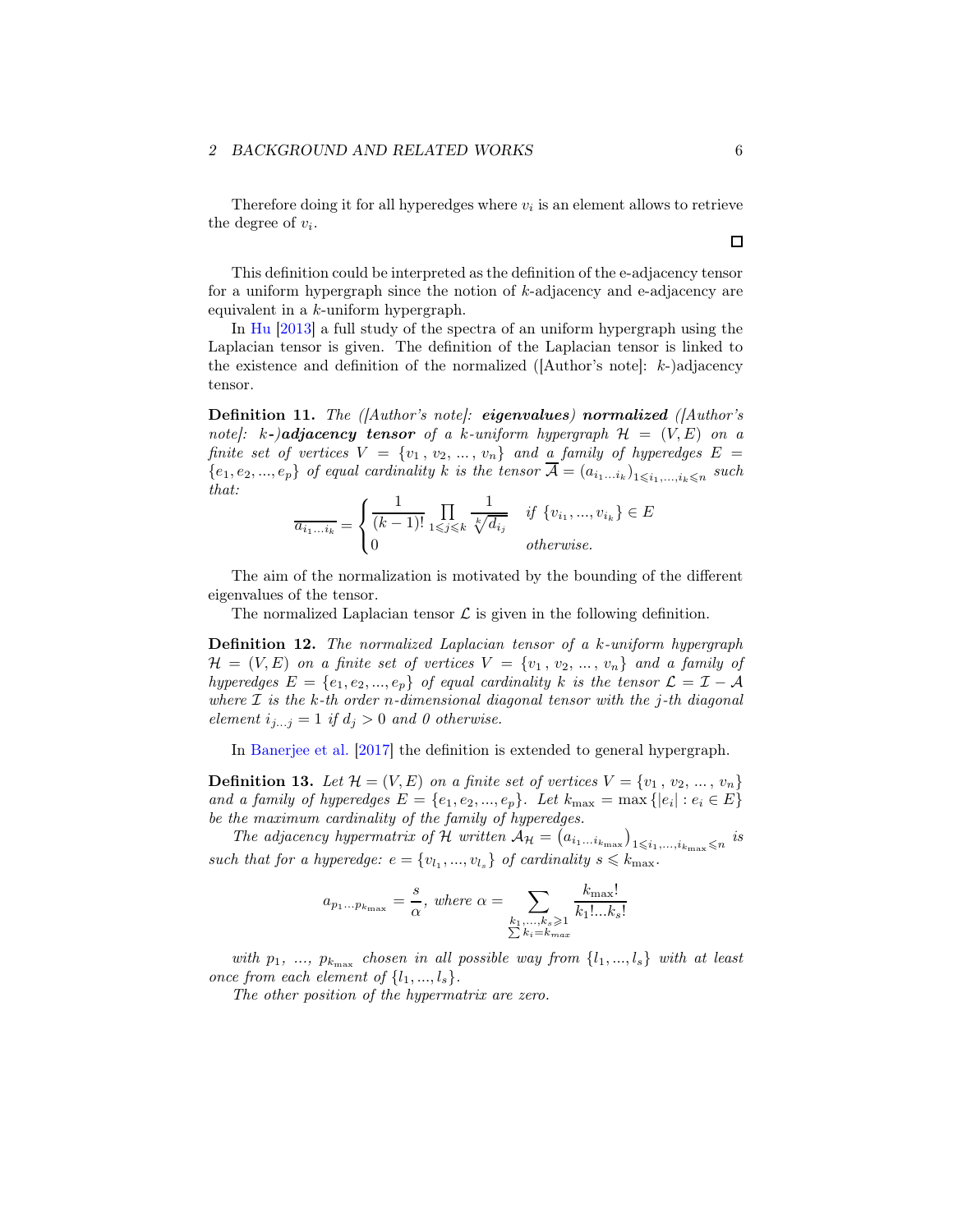Therefore doing it for all hyperedges where $v_i$ is an element allows to retrieve the degree of $v_i$.

□

This definition could be interpreted as the definition of the e-adjacency tensor for a uniform hypergraph since the notion of $k$-adjacency and e-adjacency are equivalent in a $k$-uniform hypergraph.

In Hu [2013] a full study of the spectra of an uniform hypergraph using the Laplacian tensor is given. The definition of the Laplacian tensor is linked to the existence and definition of the normalized ([Author's note]: $k$-)adjacency tensor.

**Definition 11.** *The ([Author's note]: **eigenvalues**) **normalized** ([Author's note]: $k$-)**adjacency tensor** of a $k$-uniform hypergraph $\mathcal{H} = (V, E)$ on a finite set of vertices $V = \{v_1, v_2, \ldots, v_n\}$ and a family of hyperedges $E = \{e_1, e_2, \ldots, e_p\}$ of equal cardinality $k$ is the tensor $\overline{\mathcal{A}} = (a_{i_1 \ldots i_k})_{1 \leqslant i_1, \ldots, i_k \leqslant n}$ such that:*

$$\overline{a_{i_1 \ldots i_k}} = \begin{cases} \dfrac{1}{(k-1)!} \displaystyle\prod_{1 \leqslant j \leqslant k} \dfrac{1}{\sqrt[k]{d_{i_j}}} & \text{if } \{v_{i_1}, \ldots, v_{i_k}\} \in E \\ 0 & \text{otherwise.} \end{cases}$$

The aim of the normalization is motivated by the bounding of the different eigenvalues of the tensor.

The normalized Laplacian tensor $\mathcal{L}$ is given in the following definition.

**Definition 12.** *The normalized Laplacian tensor of a $k$-uniform hypergraph $\mathcal{H} = (V, E)$ on a finite set of vertices $V = \{v_1, v_2, \ldots, v_n\}$ and a family of hyperedges $E = \{e_1, e_2, \ldots, e_p\}$ of equal cardinality $k$ is the tensor $\mathcal{L} = \mathcal{I} - \mathcal{A}$ where $\mathcal{I}$ is the $k$-th order $n$-dimensional diagonal tensor with the $j$-th diagonal element $i_{j \ldots j} = 1$ if $d_j > 0$ and 0 otherwise.*

In Banerjee et al. [2017] the definition is extended to general hypergraph.

**Definition 13.** *Let $\mathcal{H} = (V, E)$ on a finite set of vertices $V = \{v_1, v_2, \ldots, v_n\}$ and a family of hyperedges $E = \{e_1, e_2, \ldots, e_p\}$. Let $k_{\max} = \max\{|e_i| : e_i \in E\}$ be the maximum cardinality of the family of hyperedges.*

*The adjacency hypermatrix of $\mathcal{H}$ written $\mathcal{A}_{\mathcal{H}} = \left(a_{i_1 \ldots i_{k_{\max}}}\right)_{1 \leqslant i_1, \ldots, i_{k_{\max}} \leqslant n}$ is such that for a hyperedge: $e = \{v_{l_1}, \ldots, v_{l_s}\}$ of cardinality $s \leqslant k_{\max}$.*

$$a_{p_1 \ldots p_{k_{\max}}} = \frac{s}{\alpha}, \text{ where } \alpha = \sum_{\substack{k_1, \ldots, k_s \geqslant 1 \\ \sum k_i = k_{max}}} \frac{k_{\max}!}{k_1! \ldots k_s!}$$

*with $p_1, \ldots, p_{k_{\max}}$ chosen in all possible way from $\{l_1, \ldots, l_s\}$ with at least once from each element of $\{l_1, \ldots, l_s\}$.*

*The other position of the hypermatrix are zero.*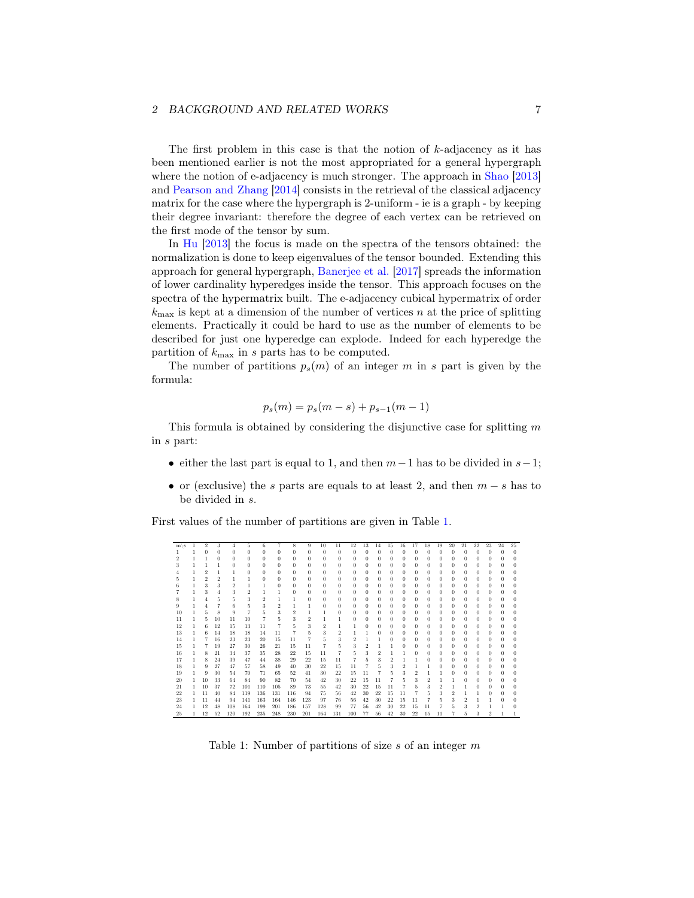The first problem in this case is that the notion of $k$-adjacency as it has been mentioned earlier is not the most appropriated for a general hypergraph where the notion of e-adjacency is much stronger. The approach in Shao [2013] and Pearson and Zhang [2014] consists in the retrieval of the classical adjacency matrix for the case where the hypergraph is 2-uniform - ie is a graph - by keeping their degree invariant: therefore the degree of each vertex can be retrieved on the first mode of the tensor by sum.

In Hu [2013] the focus is made on the spectra of the tensors obtained: the normalization is done to keep eigenvalues of the tensor bounded. Extending this approach for general hypergraph, Banerjee et al. [2017] spreads the information of lower cardinality hyperedges inside the tensor. This approach focuses on the spectra of the hypermatrix built. The e-adjacency cubical hypermatrix of order $k_{\max}$ is kept at a dimension of the number of vertices $n$ at the price of splitting elements. Practically it could be hard to use as the number of elements to be described for just one hyperedge can explode. Indeed for each hyperedge the partition of $k_{\max}$ in $s$ parts has to be computed.

The number of partitions $p_s(m)$ of an integer $m$ in $s$ part is given by the formula:

$$p_s(m) = p_s(m-s) + p_{s-1}(m-1)$$

This formula is obtained by considering the disjunctive case for splitting $m$ in $s$ part:

- either the last part is equal to 1, and then $m-1$ has to be divided in $s-1$;
- or (exclusive) the $s$ parts are equals to at least 2, and then $m-s$ has to be divided in $s$.

First values of the number of partitions are given in Table 1.

| m\s | 1 | 2 | 3 | 4 | 5 | 6 | 7 | 8 | 9 | 10 | 11 | 12 | 13 | 14 | 15 | 16 | 17 | 18 | 19 | 20 | 21 | 22 | 23 | 24 | 25 |
|---|---|---|---|---|---|---|---|---|---|---|---|---|---|---|---|---|---|---|---|---|---|---|---|---|---|
| 1 | 1 | 0 | 0 | 0 | 0 | 0 | 0 | 0 | 0 | 0 | 0 | 0 | 0 | 0 | 0 | 0 | 0 | 0 | 0 | 0 | 0 | 0 | 0 | 0 | 0 |
| 2 | 1 | 1 | 0 | 0 | 0 | 0 | 0 | 0 | 0 | 0 | 0 | 0 | 0 | 0 | 0 | 0 | 0 | 0 | 0 | 0 | 0 | 0 | 0 | 0 | 0 |
| 3 | 1 | 1 | 1 | 0 | 0 | 0 | 0 | 0 | 0 | 0 | 0 | 0 | 0 | 0 | 0 | 0 | 0 | 0 | 0 | 0 | 0 | 0 | 0 | 0 | 0 |
| 4 | 1 | 2 | 1 | 1 | 0 | 0 | 0 | 0 | 0 | 0 | 0 | 0 | 0 | 0 | 0 | 0 | 0 | 0 | 0 | 0 | 0 | 0 | 0 | 0 | 0 |
| 5 | 1 | 2 | 2 | 1 | 1 | 0 | 0 | 0 | 0 | 0 | 0 | 0 | 0 | 0 | 0 | 0 | 0 | 0 | 0 | 0 | 0 | 0 | 0 | 0 | 0 |
| 6 | 1 | 3 | 3 | 2 | 1 | 1 | 0 | 0 | 0 | 0 | 0 | 0 | 0 | 0 | 0 | 0 | 0 | 0 | 0 | 0 | 0 | 0 | 0 | 0 | 0 |
| 7 | 1 | 3 | 4 | 3 | 2 | 1 | 1 | 0 | 0 | 0 | 0 | 0 | 0 | 0 | 0 | 0 | 0 | 0 | 0 | 0 | 0 | 0 | 0 | 0 | 0 |
| 8 | 1 | 4 | 5 | 5 | 3 | 2 | 1 | 1 | 0 | 0 | 0 | 0 | 0 | 0 | 0 | 0 | 0 | 0 | 0 | 0 | 0 | 0 | 0 | 0 | 0 |
| 9 | 1 | 4 | 7 | 6 | 5 | 3 | 2 | 1 | 1 | 0 | 0 | 0 | 0 | 0 | 0 | 0 | 0 | 0 | 0 | 0 | 0 | 0 | 0 | 0 | 0 |
| 10 | 1 | 5 | 8 | 9 | 7 | 5 | 3 | 2 | 1 | 1 | 0 | 0 | 0 | 0 | 0 | 0 | 0 | 0 | 0 | 0 | 0 | 0 | 0 | 0 | 0 |
| 11 | 1 | 5 | 10 | 11 | 10 | 7 | 5 | 3 | 2 | 1 | 1 | 0 | 0 | 0 | 0 | 0 | 0 | 0 | 0 | 0 | 0 | 0 | 0 | 0 | 0 |
| 12 | 1 | 6 | 12 | 15 | 13 | 11 | 7 | 5 | 3 | 2 | 1 | 1 | 0 | 0 | 0 | 0 | 0 | 0 | 0 | 0 | 0 | 0 | 0 | 0 | 0 |
| 13 | 1 | 6 | 14 | 18 | 18 | 14 | 11 | 7 | 5 | 3 | 2 | 1 | 1 | 0 | 0 | 0 | 0 | 0 | 0 | 0 | 0 | 0 | 0 | 0 | 0 |
| 14 | 1 | 7 | 16 | 23 | 23 | 20 | 15 | 11 | 7 | 5 | 3 | 2 | 1 | 1 | 0 | 0 | 0 | 0 | 0 | 0 | 0 | 0 | 0 | 0 | 0 |
| 15 | 1 | 7 | 19 | 27 | 30 | 26 | 21 | 15 | 11 | 7 | 5 | 3 | 2 | 1 | 1 | 0 | 0 | 0 | 0 | 0 | 0 | 0 | 0 | 0 | 0 |
| 16 | 1 | 8 | 21 | 34 | 37 | 35 | 28 | 22 | 15 | 11 | 7 | 5 | 3 | 2 | 1 | 1 | 0 | 0 | 0 | 0 | 0 | 0 | 0 | 0 | 0 |
| 17 | 1 | 8 | 24 | 39 | 47 | 44 | 38 | 29 | 22 | 15 | 11 | 7 | 5 | 3 | 2 | 1 | 1 | 0 | 0 | 0 | 0 | 0 | 0 | 0 | 0 |
| 18 | 1 | 9 | 27 | 47 | 57 | 58 | 49 | 40 | 30 | 22 | 15 | 11 | 7 | 5 | 3 | 2 | 1 | 1 | 0 | 0 | 0 | 0 | 0 | 0 | 0 |
| 19 | 1 | 9 | 30 | 54 | 70 | 71 | 65 | 52 | 41 | 30 | 22 | 15 | 11 | 7 | 5 | 3 | 2 | 1 | 1 | 0 | 0 | 0 | 0 | 0 | 0 |
| 20 | 1 | 10 | 33 | 64 | 84 | 90 | 82 | 70 | 54 | 42 | 30 | 22 | 15 | 11 | 7 | 5 | 3 | 2 | 1 | 1 | 0 | 0 | 0 | 0 | 0 |
| 21 | 1 | 10 | 37 | 72 | 101 | 110 | 105 | 89 | 73 | 55 | 42 | 30 | 22 | 15 | 11 | 7 | 5 | 3 | 2 | 1 | 1 | 0 | 0 | 0 | 0 |
| 22 | 1 | 11 | 40 | 84 | 119 | 136 | 131 | 116 | 94 | 75 | 56 | 42 | 30 | 22 | 15 | 11 | 7 | 5 | 3 | 2 | 1 | 1 | 0 | 0 | 0 |
| 23 | 1 | 11 | 44 | 94 | 141 | 163 | 164 | 146 | 123 | 97 | 76 | 56 | 42 | 30 | 22 | 15 | 11 | 7 | 5 | 3 | 2 | 1 | 1 | 0 | 0 |
| 24 | 1 | 12 | 48 | 108 | 164 | 199 | 201 | 186 | 157 | 128 | 99 | 77 | 56 | 42 | 30 | 22 | 15 | 11 | 7 | 5 | 3 | 2 | 1 | 1 | 0 |
| 25 | 1 | 12 | 52 | 120 | 192 | 235 | 248 | 230 | 201 | 164 | 131 | 100 | 77 | 56 | 42 | 30 | 22 | 15 | 11 | 7 | 5 | 3 | 2 | 1 | 1 |

Table 1: Number of partitions of size $s$ of an integer $m$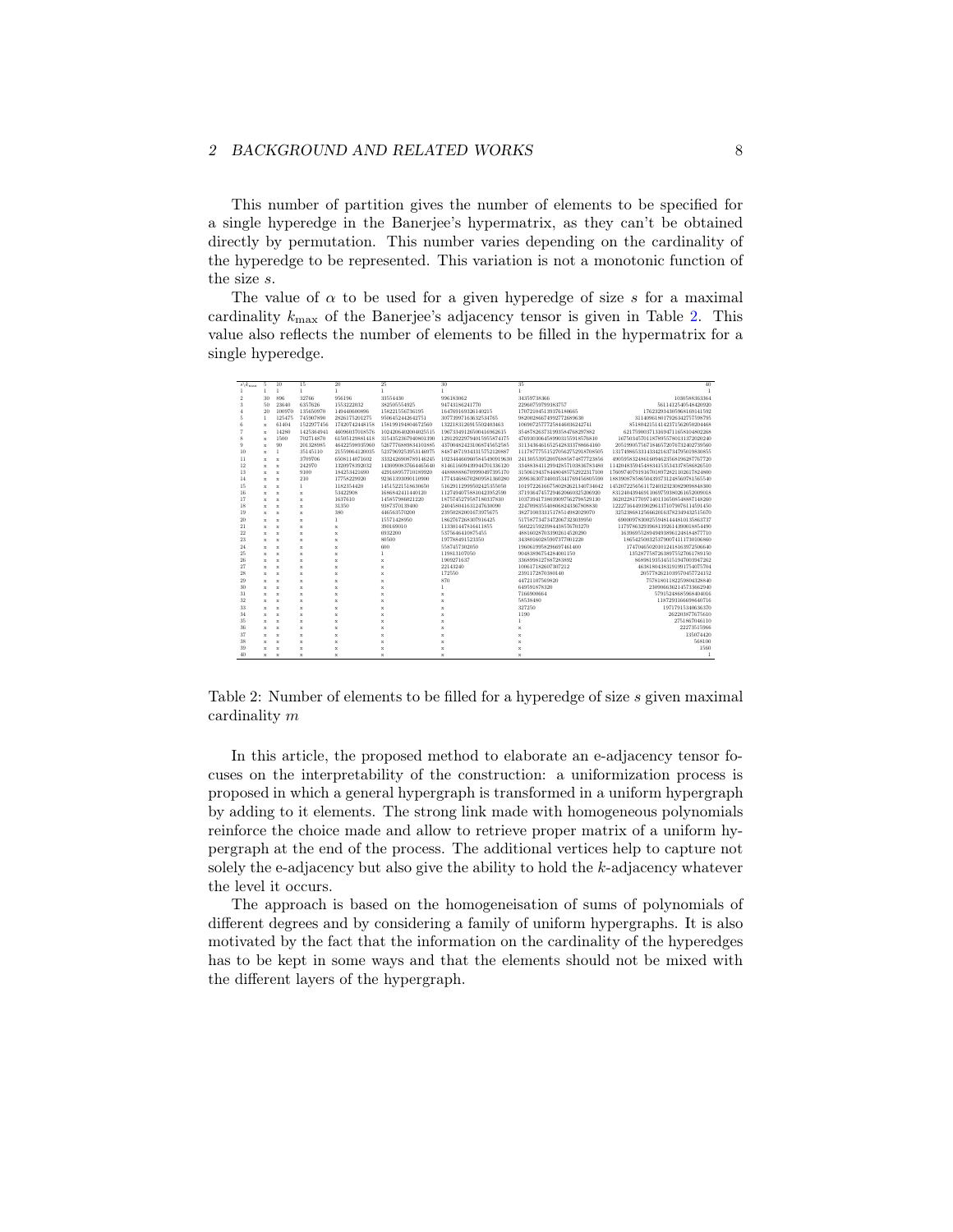This number of partition gives the number of elements to be specified for a single hyperedge in the Banerjee's hypermatrix, as they can't be obtained directly by permutation. This number varies depending on the cardinality of the hyperedge to be represented. This variation is not a monotonic function of the size $s$.

The value of $\alpha$ to be used for a given hyperedge of size $s$ for a maximal cardinality $k_{\max}$ of the Banerjee's adjacency tensor is given in Table 2. This value also reflects the number of elements to be filled in the hypermatrix for a single hyperedge.

| $s \backslash k_{\max}$ | 5 | 10 | 15 | 20 | 25 | 30 | 35 | 40 |
|---|---|---|---|---|---|---|---|---|
| 1 | 1 | 1 | 1 | 1 | 1 | 1 | 1 | 1 |
| 2 | 30 | 896 | 32766 | 956196 | 33554430 | 996183062 | 34359738366 | 1030588363364 |
| 3 | 50 | 23640 | 6357626 | 1553222032 | 382505554925 | 94743186241770 | 22960759799383757 | 5611412540548420920 |
| 4 | 20 | 100970 | 135650970 | 149440600896 | 158221556736195 | 164769169326140215 | 170721045139376180665 | 176232934305968169141592 |
| 5 | 1 | 125475 | 745907890 | 2826175201275 | 9506452442642751 | 30773997163632534765 | 98200286674992772689630 | 311409618017926342775798795 |
| 6 | x | 61404 | 1522977456 | 17420742448158 | 158199194804672560 | 1322183126915502403463 | 10609725777258446036242741 | 85180421514142371562050204468 |
| 7 | x | 14280 | 1425364941 | 46096037018576 | 1024206402004025515 | 19673349126500416962615 | 354878263731993584768297882 | 6217590037133694711658104802268 |
| 8 | x | 1500 | 702714870 | 61505129881418 | 3154352367940801390 | 129129229794015955874175 | 4769303064589903155918576810 | 16750345701178955780131372020240 |
| 9 | x | 90 | 201328985 | 46422598935960 | 5267768898341018885 | 437004824230687456525855 | 31134364616525428337886641160 | 2051990575671846572076732402739560 |
| 10 | x | 1 | 35145110 | 21559064120035 | 5237969253953146975 | 848748719343157521200987 | 111787775512705627529187085005 | 13174986533143342163734795019830855 |
| 11 | x | x | 3709706 | 6508114071602 | 3332426908789146245 | 1023444669005845490919630 | 241305539520076858748777723856 | 49059583248616094623568196287767720 |
| 12 | x | x | 242970 | 1320978392032 | 1430090837664465640 | 814611609439947011361 20 | 334883841129942857103836783480 | 114204835945488341535343378586826510 |
| 13 | x | x | 9100 | 184253421690 | 4291689577010189920 | 448888886709990497395170 | 315061943784480485752922317100 | 176097407919167018972821162617824800 |
| 14 | x | x | 210 | 17758229920 | 923613939090110900 | 177434686702809581360280 | 209636307340035341769456805590 | 188390878586504920731248560781565540 |
| 15 | x | x | 1 | 1182354420 | 145152215186306 50 | 51629112999502425355050 | 101972261667580286261340734042 | 145207225656117240323230829098848300 |
| 16 | x | x | x | 53422908 | 1686842411440120 | 11274940758810423952590 | 37193647457294620660325206920 | 83124043946911069759380261652009018 |
| 17 | x | x | x | 1637610 | 145857986021220 | 1875745279587180337830 | 10373941738039697562798529130 | 36202281770971401136508548887148260 |
| 18 | x | x | x | 31350 | 9387370139400 | 240458041631247630090 | 2247098155408068243367808830 | 12227164491902961710790761459145 0 |
| 19 | x | x | x | 380 | 446563170200 | 23950282001673975675 | 382710013311578514982029070 | 3252386812566620163782349432515670 |
| 20 | x | x | x | 1 | 15571428950 | 1862767268307916425 | 51758773473472067323039950 | 690009783002559481444810135863737 |
| 21 | x | x | x | x | 390169010 | 113301447816411855 | 5602215929844387657 03270 | 117978632939681392614390018854490 |
| 22 | x | x | x | x | 6932200 | 5375646410875455 | 488160287033902614520290 | 16396955289494938961248184877710 |
| 23 | x | x | x | x | 80500 | 197788491523350 | 34380160285907377001220 | 1865425003253790074111730106860 |
| 24 | x | x | x | x | 600 | 5587457302050 | 1960619958929669746 1400 | 174704650201012418163972506640 |
| 25 | x | x | x | x | 1 | 119813107050 | 90483896754284001150 | 13528775872638975527061789150 |
| 26 | x | x | x | x | x | 1909271637 | 3368998127887283892 | 868981935345151947003947262 |
| 27 | x | x | x | x | x | 22143240 | 100617182607307212 | 46381804383191991754075704 |
| 28 | x | x | x | x | x | 172550 | 2391172870380140 | 2057782621039570457724152 |
| 29 | x | x | x | x | x | 870 | 44721107569820 | 75781801182259804328840 |
| 30 | x | x | x | x | x | 1 | 649591878320 | 2309066362145733662940 |
| 31 | x | x | x | x | x | x | 7166900664 | 57915248685968404016 |
| 32 | x | x | x | x | x | x | 58538480 | 1187293166098640716 |
| 33 | x | x | x | x | x | x | 327250 | 19717915340636370 |
| 34 | x | x | x | x | x | x | 1190 | 262203877675610 |
| 35 | x | x | x | x | x | x | 1 | 2751867046110 |
| 36 | x | x | x | x | x | x | x | 22273515966 |
| 37 | x | x | x | x | x | x | x | 135074420 |
| 38 | x | x | x | x | x | x | x | 568100 |
| 39 | x | x | x | x | x | x | x | 1560 |
| 40 | x | x | x | x | x | x | x | 1 |

Table 2: Number of elements to be filled for a hyperedge of size $s$ given maximal cardinality $m$

In this article, the proposed method to elaborate an e-adjacency tensor focuses on the interpretability of the construction: a uniformization process is proposed in which a general hypergraph is transformed in a uniform hypergraph by adding to it elements. The strong link made with homogeneous polynomials reinforce the choice made and allow to retrieve proper matrix of a uniform hypergraph at the end of the process. The additional vertices help to capture not solely the e-adjacency but also give the ability to hold the $k$-adjacency whatever the level it occurs.

The approach is based on the homogeneisation of sums of polynomials of different degrees and by considering a family of uniform hypergraphs. It is also motivated by the fact that the information on the cardinality of the hyperedges has to be kept in some ways and that the elements should not be mixed with the different layers of the hypergraph.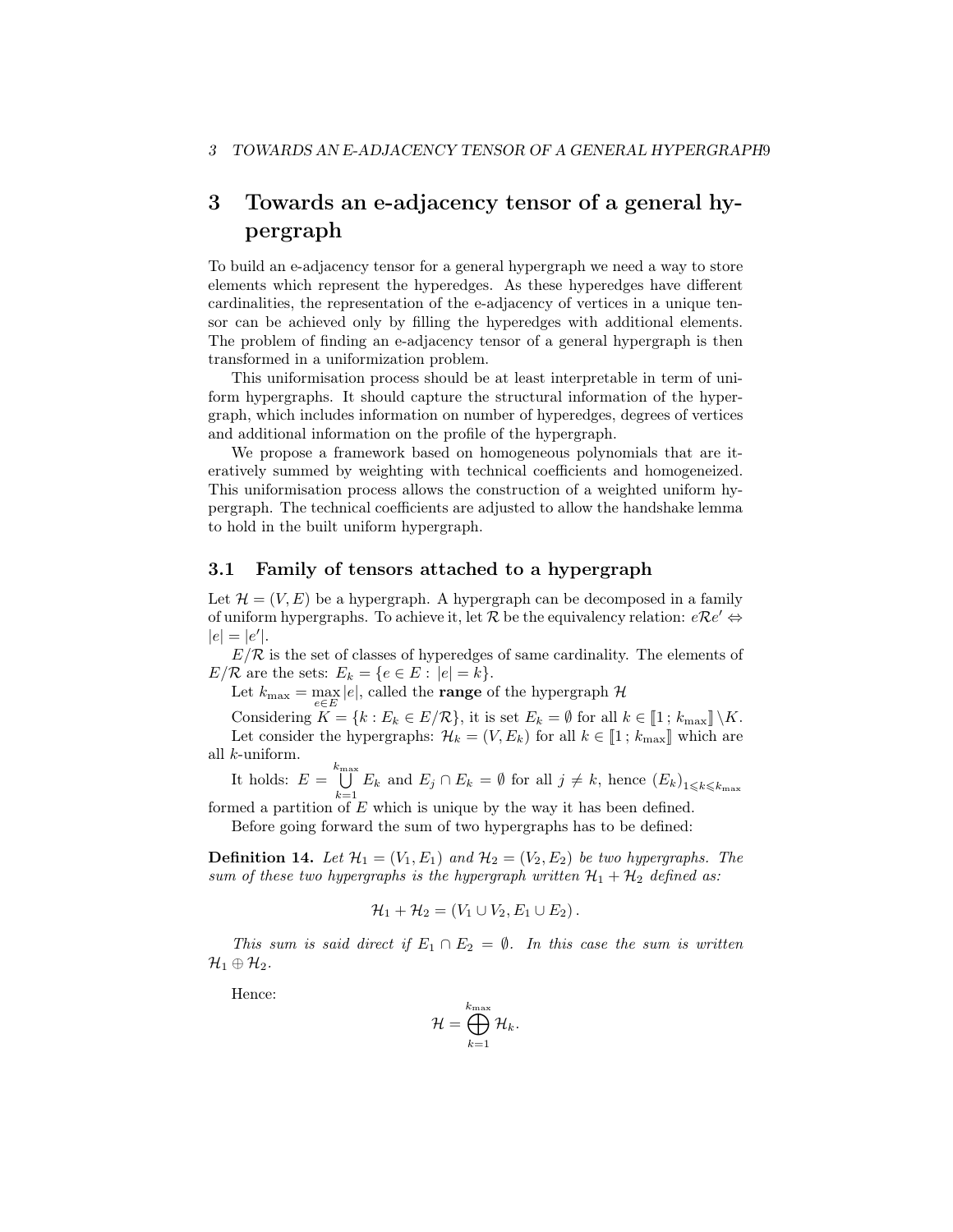# 3 Towards an e-adjacency tensor of a general hypergraph

To build an e-adjacency tensor for a general hypergraph we need a way to store elements which represent the hyperedges. As these hyperedges have different cardinalities, the representation of the e-adjacency of vertices in a unique tensor can be achieved only by filling the hyperedges with additional elements. The problem of finding an e-adjacency tensor of a general hypergraph is then transformed in a uniformization problem.

This uniformisation process should be at least interpretable in term of uniform hypergraphs. It should capture the structural information of the hypergraph, which includes information on number of hyperedges, degrees of vertices and additional information on the profile of the hypergraph.

We propose a framework based on homogeneous polynomials that are iteratively summed by weighting with technical coefficients and homogeneized. This uniformisation process allows the construction of a weighted uniform hypergraph. The technical coefficients are adjusted to allow the handshake lemma to hold in the built uniform hypergraph.

## 3.1 Family of tensors attached to a hypergraph

Let $\mathcal{H} = (V, E)$ be a hypergraph. A hypergraph can be decomposed in a family of uniform hypergraphs. To achieve it, let $\mathcal{R}$ be the equivalency relation: $e\mathcal{R}e' \Leftrightarrow |e| = |e'|$.

$E/\mathcal{R}$ is the set of classes of hyperedges of same cardinality. The elements of $E/\mathcal{R}$ are the sets: $E_k = \{e \in E : |e| = k\}$.

Let $k_{\max} = \max\limits_{e \in E} |e|$, called the **range** of the hypergraph $\mathcal{H}$

Considering $K = \{k : E_k \in E/\mathcal{R}\}$, it is set $E_k = \emptyset$ for all $k \in [\![1\,;\,k_{\max}]\!] \setminus K$.

Let consider the hypergraphs: $\mathcal{H}_k = (V, E_k)$ for all $k \in [\![1\,;\,k_{\max}]\!]$ which are all $k$-uniform.

It holds: $E = \bigcup\limits_{k=1}^{k_{\max}} E_k$ and $E_j \cap E_k = \emptyset$ for all $j \neq k$, hence $(E_k)_{1 \leqslant k \leqslant k_{\max}}$ formed a partition of $E$ which is unique by the way it has been defined.

Before going forward the sum of two hypergraphs has to be defined:

**Definition 14.** *Let $\mathcal{H}_1 = (V_1, E_1)$ and $\mathcal{H}_2 = (V_2, E_2)$ be two hypergraphs. The sum of these two hypergraphs is the hypergraph written $\mathcal{H}_1 + \mathcal{H}_2$ defined as:*

$$\mathcal{H}_1 + \mathcal{H}_2 = (V_1 \cup V_2, E_1 \cup E_2)\,.$$

*This sum is said direct if $E_1 \cap E_2 = \emptyset$. In this case the sum is written $\mathcal{H}_1 \oplus \mathcal{H}_2$.*

Hence:

$$\mathcal{H} = \bigoplus_{k=1}^{k_{\max}} \mathcal{H}_k.$$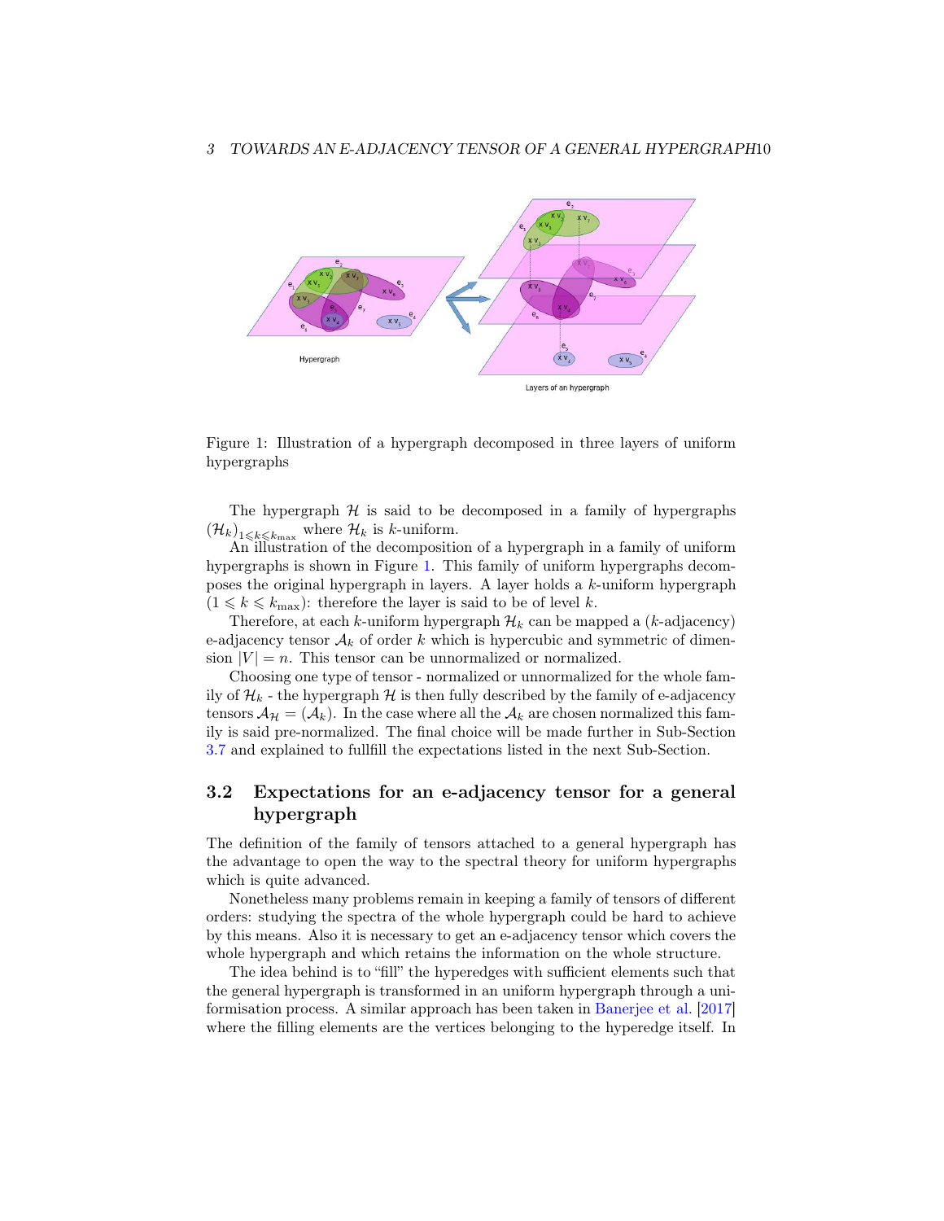Figure 1: Illustration of a hypergraph decomposed in three layers of uniform hypergraphs

The hypergraph $\mathcal{H}$ is said to be decomposed in a family of hypergraphs $(\mathcal{H}_k)_{1 \leqslant k \leqslant k_{\max}}$ where $\mathcal{H}_k$ is $k$-uniform.

An illustration of the decomposition of a hypergraph in a family of uniform hypergraphs is shown in Figure 1. This family of uniform hypergraphs decomposes the original hypergraph in layers. A layer holds a $k$-uniform hypergraph ($1 \leqslant k \leqslant k_{\max}$): therefore the layer is said to be of level $k$.

Therefore, at each $k$-uniform hypergraph $\mathcal{H}_k$ can be mapped a ($k$-adjacency) e-adjacency tensor $\mathcal{A}_k$ of order $k$ which is hypercubic and symmetric of dimension $|V| = n$. This tensor can be unnormalized or normalized.

Choosing one type of tensor - normalized or unnormalized for the whole family of $\mathcal{H}_k$ - the hypergraph $\mathcal{H}$ is then fully described by the family of e-adjacency tensors $\mathcal{A}_{\mathcal{H}} = (\mathcal{A}_k)$. In the case where all the $\mathcal{A}_k$ are chosen normalized this family is said pre-normalized. The final choice will be made further in Sub-Section 3.7 and explained to fullfill the expectations listed in the next Sub-Section.

## 3.2 Expectations for an e-adjacency tensor for a general hypergraph

The definition of the family of tensors attached to a general hypergraph has the advantage to open the way to the spectral theory for uniform hypergraphs which is quite advanced.

Nonetheless many problems remain in keeping a family of tensors of different orders: studying the spectra of the whole hypergraph could be hard to achieve by this means. Also it is necessary to get an e-adjacency tensor which covers the whole hypergraph and which retains the information on the whole structure.

The idea behind is to "fill" the hyperedges with sufficient elements such that the general hypergraph is transformed in an uniform hypergraph through a uniformisation process. A similar approach has been taken in Banerjee et al. [2017] where the filling elements are the vertices belonging to the hyperedge itself. In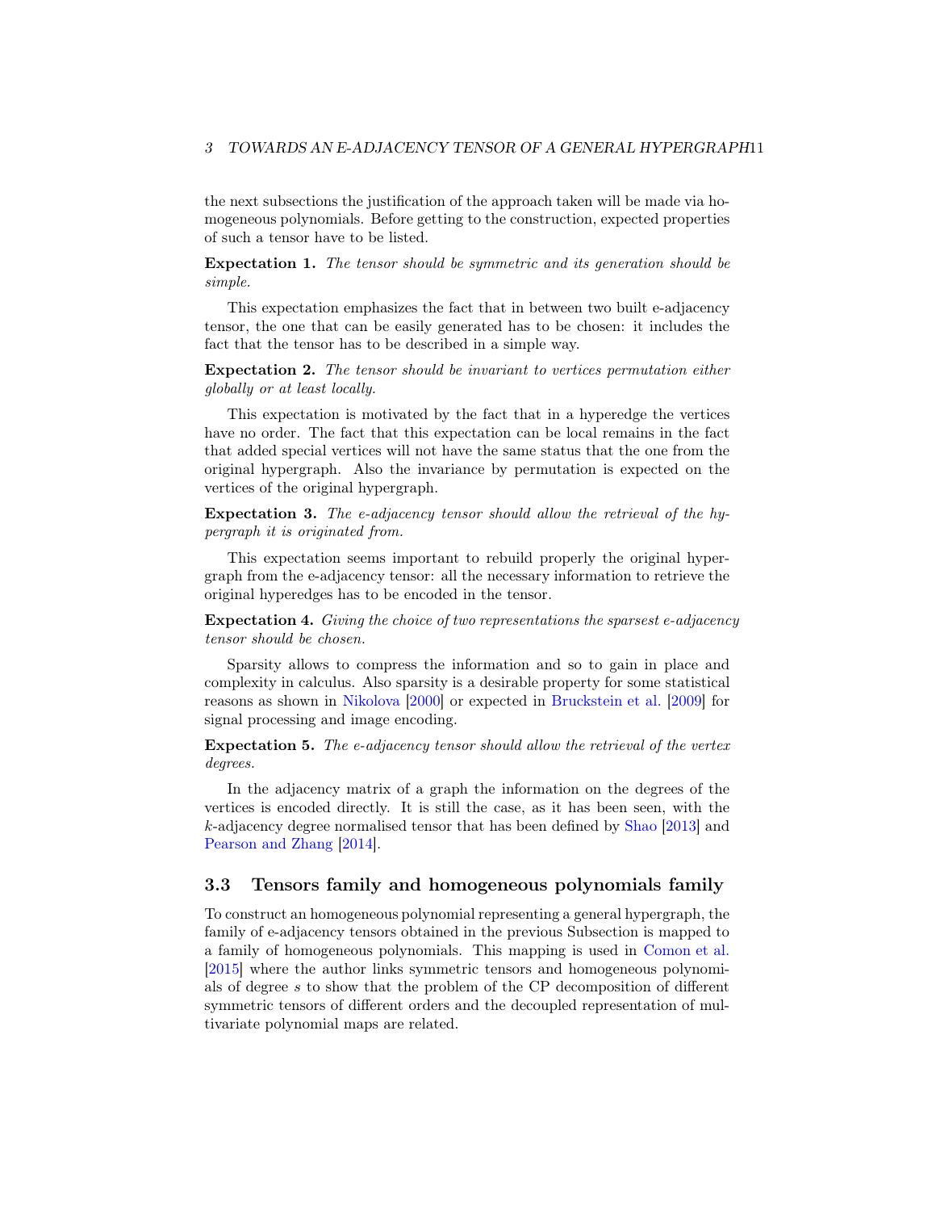the next subsections the justification of the approach taken will be made via homogeneous polynomials. Before getting to the construction, expected properties of such a tensor have to be listed.

**Expectation 1.** *The tensor should be symmetric and its generation should be simple.*

This expectation emphasizes the fact that in between two built e-adjacency tensor, the one that can be easily generated has to be chosen: it includes the fact that the tensor has to be described in a simple way.

**Expectation 2.** *The tensor should be invariant to vertices permutation either globally or at least locally.*

This expectation is motivated by the fact that in a hyperedge the vertices have no order. The fact that this expectation can be local remains in the fact that added special vertices will not have the same status that the one from the original hypergraph. Also the invariance by permutation is expected on the vertices of the original hypergraph.

**Expectation 3.** *The e-adjacency tensor should allow the retrieval of the hypergraph it is originated from.*

This expectation seems important to rebuild properly the original hypergraph from the e-adjacency tensor: all the necessary information to retrieve the original hyperedges has to be encoded in the tensor.

**Expectation 4.** *Giving the choice of two representations the sparsest e-adjacency tensor should be chosen.*

Sparsity allows to compress the information and so to gain in place and complexity in calculus. Also sparsity is a desirable property for some statistical reasons as shown in Nikolova [2000] or expected in Bruckstein et al. [2009] for signal processing and image encoding.

**Expectation 5.** *The e-adjacency tensor should allow the retrieval of the vertex degrees.*

In the adjacency matrix of a graph the information on the degrees of the vertices is encoded directly. It is still the case, as it has been seen, with the $k$-adjacency degree normalised tensor that has been defined by Shao [2013] and Pearson and Zhang [2014].

## 3.3 Tensors family and homogeneous polynomials family

To construct an homogeneous polynomial representing a general hypergraph, the family of e-adjacency tensors obtained in the previous Subsection is mapped to a family of homogeneous polynomials. This mapping is used in Comon et al. [2015] where the author links symmetric tensors and homogeneous polynomials of degree $s$ to show that the problem of the CP decomposition of different symmetric tensors of different orders and the decoupled representation of multivariate polynomial maps are related.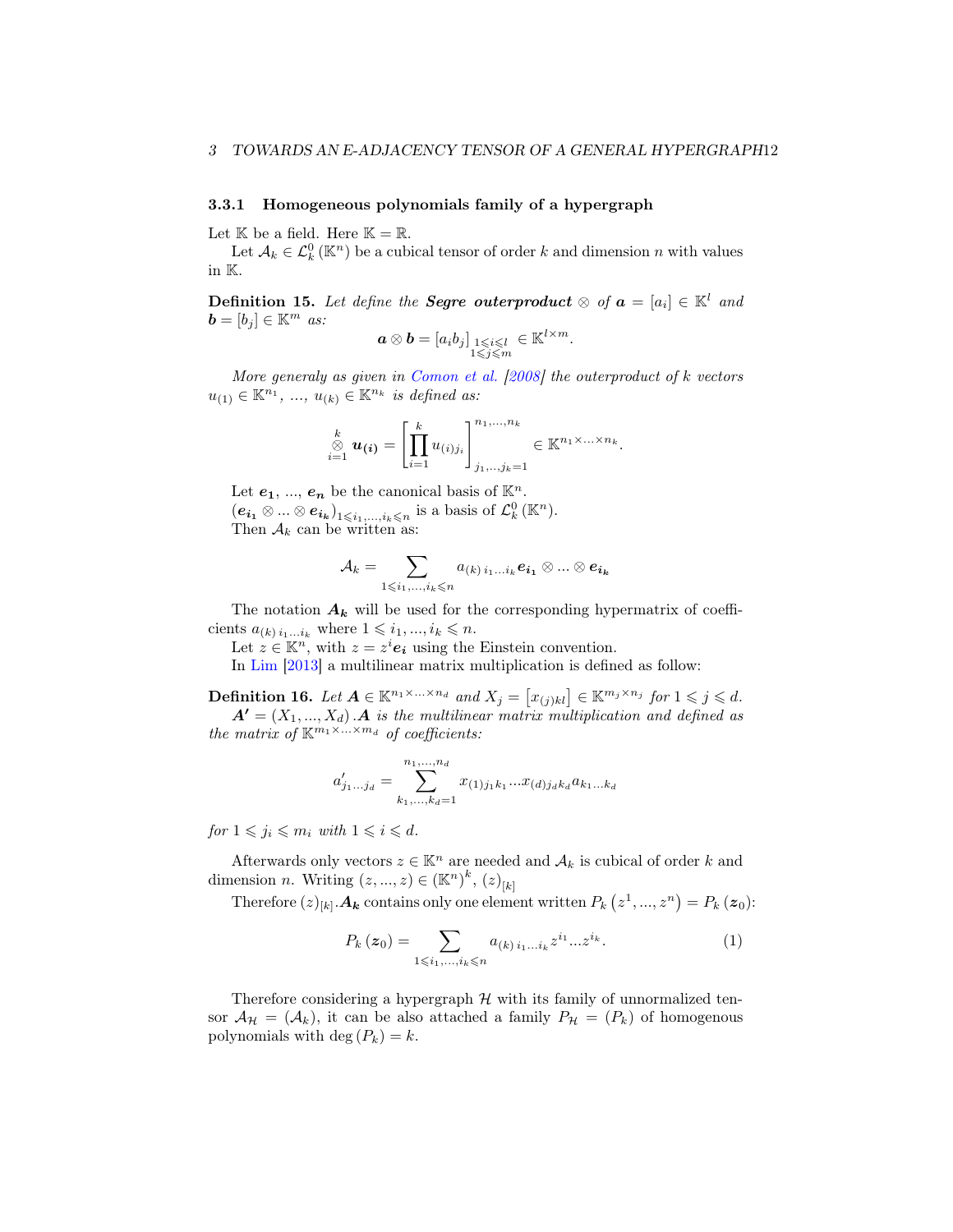### 3.3.1 Homogeneous polynomials family of a hypergraph

Let $\mathbb{K}$ be a field. Here $\mathbb{K} = \mathbb{R}$.

Let $\mathcal{A}_k \in \mathcal{L}_k^0(\mathbb{K}^n)$ be a cubical tensor of order $k$ and dimension $n$ with values in $\mathbb{K}$.

**Definition 15.** *Let define the* ***Segre outerproduct*** $\otimes$ *of* $\boldsymbol{a} = [a_i] \in \mathbb{K}^l$ *and* $\boldsymbol{b} = [b_j] \in \mathbb{K}^m$ *as:*

$$\boldsymbol{a} \otimes \boldsymbol{b} = [a_i b_j]_{\substack{1 \leqslant i \leqslant l \\ 1 \leqslant j \leqslant m}} \in \mathbb{K}^{l \times m}.$$

*More generaly as given in Comon et al. [2008] the outerproduct of $k$ vectors $u_{(1)} \in \mathbb{K}^{n_1}$, ..., $u_{(k)} \in \mathbb{K}^{n_k}$ is defined as:*

$$\overset{k}{\underset{i=1}{\otimes}} \boldsymbol{u_{(i)}} = \left[ \prod_{i=1}^{k} u_{(i) j_i} \right]_{j_1,..,j_k=1}^{n_1,...,n_k} \in \mathbb{K}^{n_1 \times ... \times n_k}.$$

Let $\boldsymbol{e_1}$, ..., $\boldsymbol{e_n}$ be the canonical basis of $\mathbb{K}^n$.

$(\boldsymbol{e_{i_1}} \otimes ... \otimes \boldsymbol{e_{i_k}})_{1 \leqslant i_1,...,i_k \leqslant n}$ is a basis of $\mathcal{L}_k^0(\mathbb{K}^n)$.

Then $\mathcal{A}_k$ can be written as:

$$\mathcal{A}_k = \sum_{1 \leqslant i_1,...,i_k \leqslant n} a_{(k)\, i_1 ... i_k} \boldsymbol{e_{i_1}} \otimes ... \otimes \boldsymbol{e_{i_k}}$$

The notation $\boldsymbol{A_k}$ will be used for the corresponding hypermatrix of coefficients $a_{(k)\, i_1 ... i_k}$ where $1 \leqslant i_1, ..., i_k \leqslant n$.

Let $z \in \mathbb{K}^n$, with $z = z^i \boldsymbol{e_i}$ using the Einstein convention.

In Lim [2013] a multilinear matrix multiplication is defined as follow:

**Definition 16.** *Let* $\boldsymbol{A} \in \mathbb{K}^{n_1 \times ... \times n_d}$ *and* $X_j = \left[ x_{(j)kl} \right] \in \mathbb{K}^{m_j \times n_j}$ *for* $1 \leqslant j \leqslant d$.

$\boldsymbol{A'} = (X_1, ..., X_d) . \boldsymbol{A}$ *is the multilinear matrix multiplication and defined as the matrix of* $\mathbb{K}^{m_1 \times ... \times m_d}$ *of coefficients:*

$$a'_{j_1 ... j_d} = \sum_{k_1,...,k_d=1}^{n_1,...,n_d} x_{(1) j_1 k_1} ... x_{(d) j_d k_d} a_{k_1 ... k_d}$$

*for* $1 \leqslant j_i \leqslant m_i$ *with* $1 \leqslant i \leqslant d$.

Afterwards only vectors $z \in \mathbb{K}^n$ are needed and $\mathcal{A}_k$ is cubical of order $k$ and dimension $n$. Writing $(z, ..., z) \in (\mathbb{K}^n)^k$, $(z)_{[k]}$

Therefore $(z)_{[k]} . \boldsymbol{A_k}$ contains only one element written $P_k(z^1, ..., z^n) = P_k(\boldsymbol{z_0})$:

$$P_k(\boldsymbol{z_0}) = \sum_{1 \leqslant i_1,...,i_k \leqslant n} a_{(k)\, i_1 ... i_k} z^{i_1} ... z^{i_k}. \tag{1}$$

Therefore considering a hypergraph $\mathcal{H}$ with its family of unnormalized tensor $\mathcal{A}_{\mathcal{H}} = (\mathcal{A}_k)$, it can be also attached a family $P_{\mathcal{H}} = (P_k)$ of homogenous polynomials with $\deg(P_k) = k$.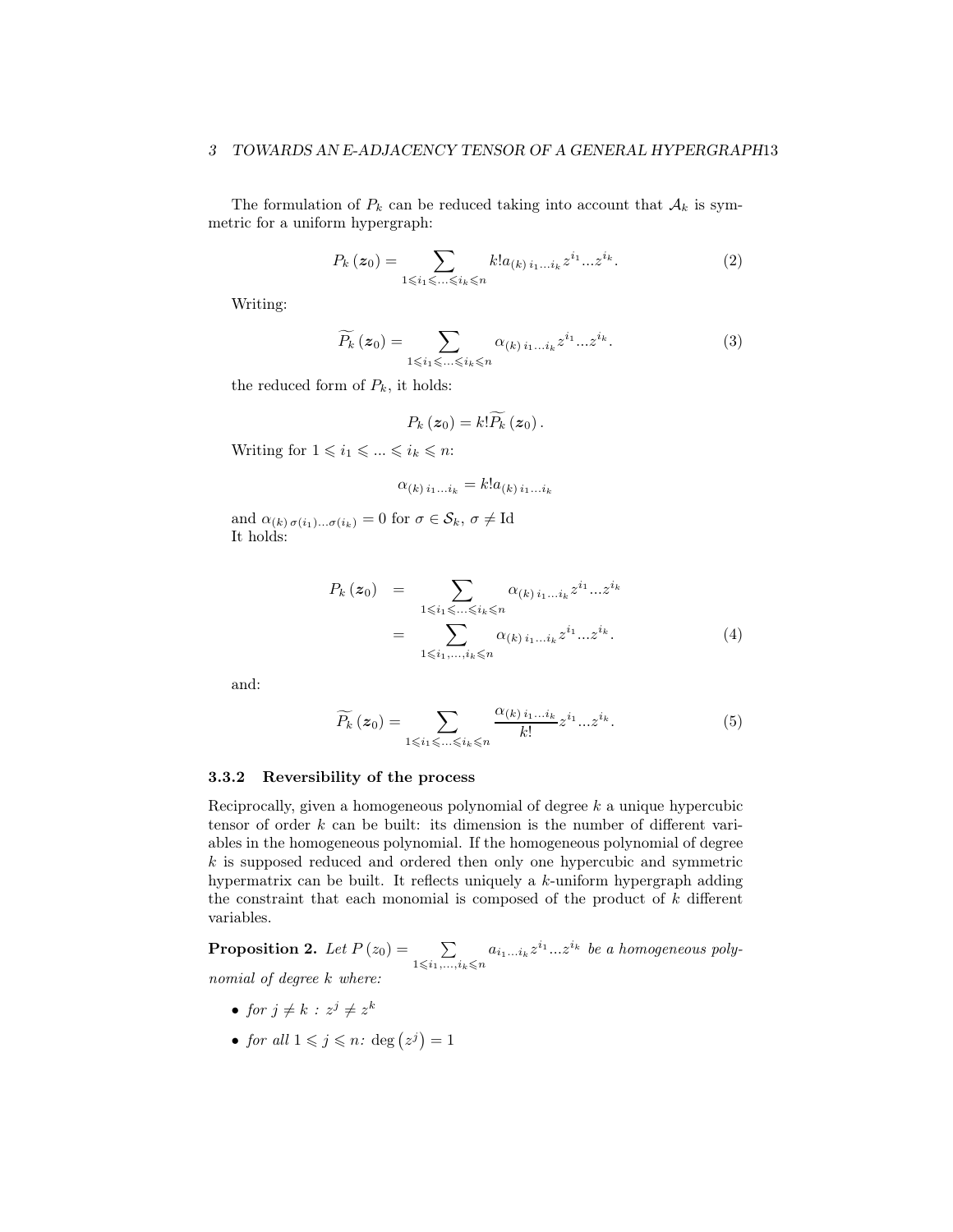The formulation of $P_k$ can be reduced taking into account that $\mathcal{A}_k$ is symmetric for a uniform hypergraph:

$$P_k(\boldsymbol{z}_0) = \sum_{1 \leqslant i_1 \leqslant ... \leqslant i_k \leqslant n} k! a_{(k)\, i_1 ... i_k} z^{i_1} ... z^{i_k}. \tag{2}$$

Writing:

$$\widetilde{P_k}(\boldsymbol{z}_0) = \sum_{1 \leqslant i_1 \leqslant ... \leqslant i_k \leqslant n} \alpha_{(k)\, i_1 ... i_k} z^{i_1} ... z^{i_k}. \tag{3}$$

the reduced form of $P_k$, it holds:

$$P_k(\boldsymbol{z}_0) = k! \widetilde{P_k}(\boldsymbol{z}_0).$$

Writing for $1 \leqslant i_1 \leqslant ... \leqslant i_k \leqslant n$:

$$\alpha_{(k)\, i_1 ... i_k} = k! a_{(k)\, i_1 ... i_k}$$

and $\alpha_{(k)\, \sigma(i_1) ... \sigma(i_k)} = 0$ for $\sigma \in \mathcal{S}_k$, $\sigma \neq \mathrm{Id}$

It holds:

$$\begin{aligned} P_k(\boldsymbol{z}_0) &= \sum_{1 \leqslant i_1 \leqslant ... \leqslant i_k \leqslant n} \alpha_{(k)\, i_1 ... i_k} z^{i_1} ... z^{i_k} \\ &= \sum_{1 \leqslant i_1, ..., i_k \leqslant n} \alpha_{(k)\, i_1 ... i_k} z^{i_1} ... z^{i_k}. \end{aligned} \tag{4}$$

and:

$$\widetilde{P_k}(\boldsymbol{z}_0) = \sum_{1 \leqslant i_1 \leqslant ... \leqslant i_k \leqslant n} \frac{\alpha_{(k)\, i_1 ... i_k}}{k!} z^{i_1} ... z^{i_k}. \tag{5}$$

### 3.3.2 Reversibility of the process

Reciprocally, given a homogeneous polynomial of degree $k$ a unique hypercubic tensor of order $k$ can be built: its dimension is the number of different variables in the homogeneous polynomial. If the homogeneous polynomial of degree $k$ is supposed reduced and ordered then only one hypercubic and symmetric hypermatrix can be built. It reflects uniquely a $k$-uniform hypergraph adding the constraint that each monomial is composed of the product of $k$ different variables.

**Proposition 2.** *Let $P(z_0) = \sum_{1 \leqslant i_1, ..., i_k \leqslant n} a_{i_1 ... i_k} z^{i_1} ... z^{i_k}$ be a homogeneous polynomial of degree $k$ where:*

- *for $j \neq k$ : $z^j \neq z^k$*
- *for all $1 \leqslant j \leqslant n$: $\deg(z^j) = 1$*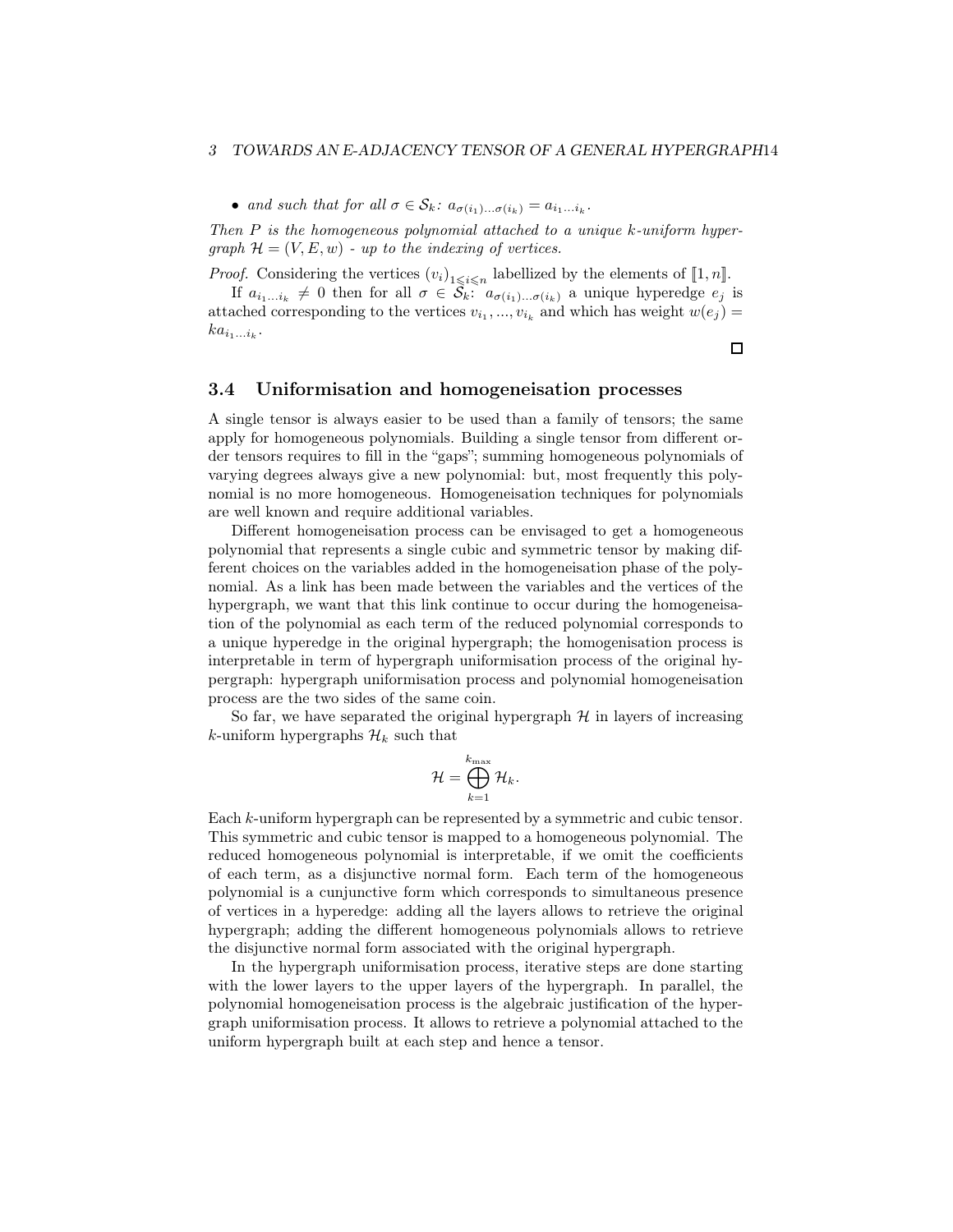- *and such that for all $\sigma \in \mathcal{S}_k$: $a_{\sigma(i_1)\dots\sigma(i_k)} = a_{i_1\dots i_k}$.*

*Then $P$ is the homogeneous polynomial attached to a unique $k$-uniform hypergraph $\mathcal{H} = (V, E, w)$ - up to the indexing of vertices.*

*Proof.* Considering the vertices $(v_i)_{1\leqslant i\leqslant n}$ labellized by the elements of $[\![1, n]\!]$.

If $a_{i_1\dots i_k} \neq 0$ then for all $\sigma \in \mathcal{S}_k$: $a_{\sigma(i_1)\dots\sigma(i_k)}$ a unique hyperedge $e_j$ is attached corresponding to the vertices $v_{i_1}, ..., v_{i_k}$ and which has weight $w(e_j) = k a_{i_1\dots i_k}$. □

### 3.4 Uniformisation and homogeneisation processes

A single tensor is always easier to be used than a family of tensors; the same apply for homogeneous polynomials. Building a single tensor from different order tensors requires to fill in the "gaps"; summing homogeneous polynomials of varying degrees always give a new polynomial: but, most frequently this polynomial is no more homogeneous. Homogeneisation techniques for polynomials are well known and require additional variables.

Different homogeneisation process can be envisaged to get a homogeneous polynomial that represents a single cubic and symmetric tensor by making different choices on the variables added in the homogeneisation phase of the polynomial. As a link has been made between the variables and the vertices of the hypergraph, we want that this link continue to occur during the homogeneisation of the polynomial as each term of the reduced polynomial corresponds to a unique hyperedge in the original hypergraph; the homogenisation process is interpretable in term of hypergraph uniformisation process of the original hypergraph: hypergraph uniformisation process and polynomial homogeneisation process are the two sides of the same coin.

So far, we have separated the original hypergraph $\mathcal{H}$ in layers of increasing $k$-uniform hypergraphs $\mathcal{H}_k$ such that

$$\mathcal{H} = \bigoplus_{k=1}^{k_{\max}} \mathcal{H}_k.$$

Each $k$-uniform hypergraph can be represented by a symmetric and cubic tensor. This symmetric and cubic tensor is mapped to a homogeneous polynomial. The reduced homogeneous polynomial is interpretable, if we omit the coefficients of each term, as a disjunctive normal form. Each term of the homogeneous polynomial is a cunjunctive form which corresponds to simultaneous presence of vertices in a hyperedge: adding all the layers allows to retrieve the original hypergraph; adding the different homogeneous polynomials allows to retrieve the disjunctive normal form associated with the original hypergraph.

In the hypergraph uniformisation process, iterative steps are done starting with the lower layers to the upper layers of the hypergraph. In parallel, the polynomial homogeneisation process is the algebraic justification of the hypergraph uniformisation process. It allows to retrieve a polynomial attached to the uniform hypergraph built at each step and hence a tensor.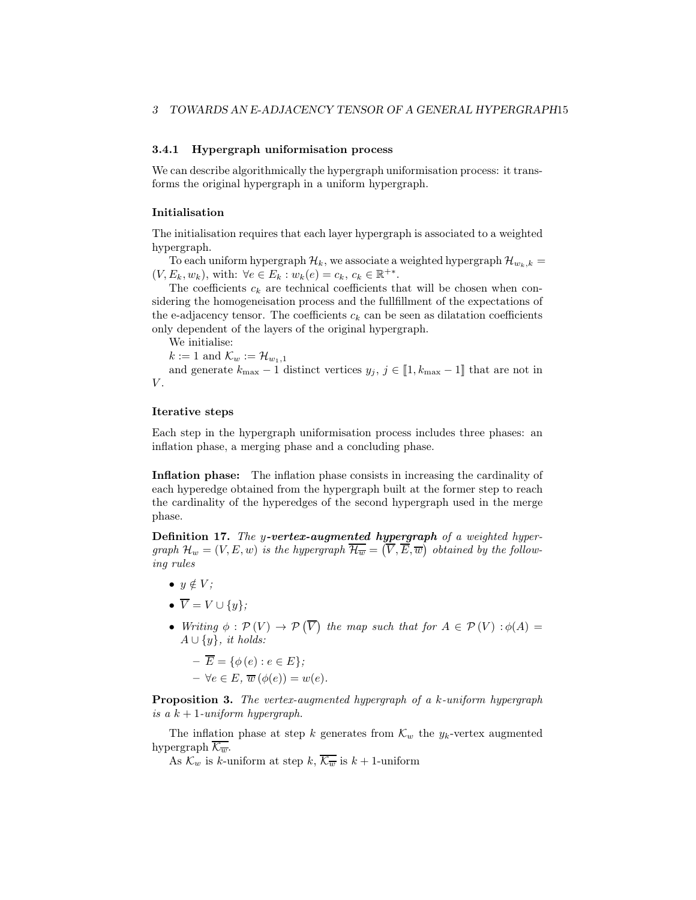### 3.4.1 Hypergraph uniformisation process

We can describe algorithmically the hypergraph uniformisation process: it transforms the original hypergraph in a uniform hypergraph.

#### Initialisation

The initialisation requires that each layer hypergraph is associated to a weighted hypergraph.

To each uniform hypergraph $\mathcal{H}_k$, we associate a weighted hypergraph $\mathcal{H}_{w_k,k} = (V, E_k, w_k)$, with: $\forall e \in E_k : w_k(e) = c_k$, $c_k \in \mathbb{R}^{+*}$.

The coefficients $c_k$ are technical coefficients that will be chosen when considering the homogeneisation process and the fullfillment of the expectations of the e-adjacency tensor. The coefficients $c_k$ can be seen as dilatation coefficients only dependent of the layers of the original hypergraph.

We initialise:

$k := 1$ and $\mathcal{K}_w := \mathcal{H}_{w_1,1}$

and generate $k_{\max} - 1$ distinct vertices $y_j$, $j \in [\![1, k_{\max} - 1]\!]$ that are not in $V$.

#### Iterative steps

Each step in the hypergraph uniformisation process includes three phases: an inflation phase, a merging phase and a concluding phase.

**Inflation phase:** The inflation phase consists in increasing the cardinality of each hyperedge obtained from the hypergraph built at the former step to reach the cardinality of the hyperedges of the second hypergraph used in the merge phase.

**Definition 17.** *The* $y$***-vertex-augmented hypergraph*** *of a weighted hypergraph* $\mathcal{H}_w = (V, E, w)$ *is the hypergraph* $\overline{\mathcal{H}_{\overline{w}}} = \left(\overline{V}, \overline{E}, \overline{w}\right)$ *obtained by the following rules*

- $y \notin V$;
- $\overline{V} = V \cup \{y\}$;
- *Writing* $\phi : \mathcal{P}(V) \to \mathcal{P}\left(\overline{V}\right)$ *the map such that for* $A \in \mathcal{P}(V) : \phi(A) = A \cup \{y\}$*, it holds:*
  - $\overline{E} = \{\phi(e) : e \in E\}$;
  - $\forall e \in E, \overline{w}(\phi(e)) = w(e)$.

**Proposition 3.** *The vertex-augmented hypergraph of a* $k$*-uniform hypergraph is a* $k+1$*-uniform hypergraph.*

The inflation phase at step $k$ generates from $\mathcal{K}_w$ the $y_k$-vertex augmented hypergraph $\overline{\mathcal{K}_{\overline{w}}}$.

As $\mathcal{K}_w$ is $k$-uniform at step $k$, $\overline{\mathcal{K}_{\overline{w}}}$ is $k+1$-uniform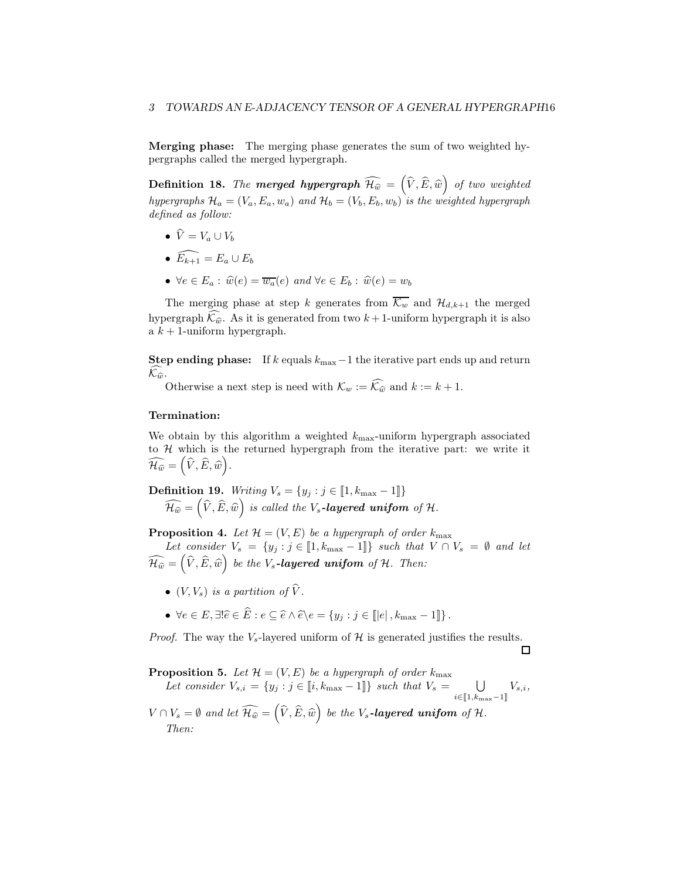**Merging phase:** The merging phase generates the sum of two weighted hypergraphs called the merged hypergraph.

**Definition 18.** *The **merged hypergraph** $\widehat{\mathcal{H}_{\widehat{w}}} = \left(\widehat{V}, \widehat{E}, \widehat{w}\right)$ of two weighted hypergraphs $\mathcal{H}_a = (V_a, E_a, w_a)$ and $\mathcal{H}_b = (V_b, E_b, w_b)$ is the weighted hypergraph defined as follow:*

- $\widehat{V} = V_a \cup V_b$
- $\widehat{E_{k+1}} = E_a \cup E_b$
- $\forall e \in E_a : \widehat{w}(e) = \overline{w_a}(e)$ *and* $\forall e \in E_b : \widehat{w}(e) = w_b$

The merging phase at step $k$ generates from $\overline{\mathcal{K}_w}$ and $\mathcal{H}_{d,k+1}$ the merged hypergraph $\widehat{\mathcal{K}_{\widehat{w}}}$. As it is generated from two $k+1$-uniform hypergraph it is also a $k+1$-uniform hypergraph.

**Step ending phase:** If $k$ equals $k_{\max}-1$ the iterative part ends up and return $\widehat{\mathcal{K}_{\widehat{w}}}$.

Otherwise a next step is need with $\mathcal{K}_w := \widehat{\mathcal{K}_{\widehat{w}}}$ and $k := k+1$.

**Termination:**

We obtain by this algorithm a weighted $k_{\max}$-uniform hypergraph associated to $\mathcal{H}$ which is the returned hypergraph from the iterative part: we write it $\widehat{\mathcal{H}_{\widehat{w}}} = \left(\widehat{V}, \widehat{E}, \widehat{w}\right)$.

**Definition 19.** *Writing $V_s = \{y_j : j \in [\![1, k_{\max}-1]\!]\}$*
$\widehat{\mathcal{H}_{\widehat{w}}} = \left(\widehat{V}, \widehat{E}, \widehat{w}\right)$ *is called the $V_s$**-layered unifom** of $\mathcal{H}$.*

**Proposition 4.** *Let $\mathcal{H} = (V, E)$ be a hypergraph of order $k_{\max}$*
*Let consider $V_s = \{y_j : j \in [\![1, k_{\max}-1]\!]\}$ such that $V \cap V_s = \emptyset$ and let $\widehat{\mathcal{H}_{\widehat{w}}} = \left(\widehat{V}, \widehat{E}, \widehat{w}\right)$ be the $V_s$**-layered unifom** of $\mathcal{H}$. Then:*

- *$(V, V_s)$ is a partition of $\widehat{V}$.*
- $\forall e \in E, \exists! \widehat{e} \in \widehat{E} : e \subseteq \widehat{e} \wedge \widehat{e} \backslash e = \{y_j : j \in [\![|e|, k_{\max}-1]\!]\}$.

*Proof.* The way the $V_s$-layered uniform of $\mathcal{H}$ is generated justifies the results. □

**Proposition 5.** *Let $\mathcal{H} = (V, E)$ be a hypergraph of order $k_{\max}$*
*Let consider $V_{s,i} = \{y_j : j \in [\![i, k_{\max}-1]\!]\}$ such that $V_s = \bigcup\limits_{i \in [\![1, k_{\max}-1]\!]} V_{s,i}$, $V \cap V_s = \emptyset$ and let $\widehat{\mathcal{H}_{\widehat{w}}} = \left(\widehat{V}, \widehat{E}, \widehat{w}\right)$ be the $V_s$**-layered unifom** of $\mathcal{H}$.*
*Then:*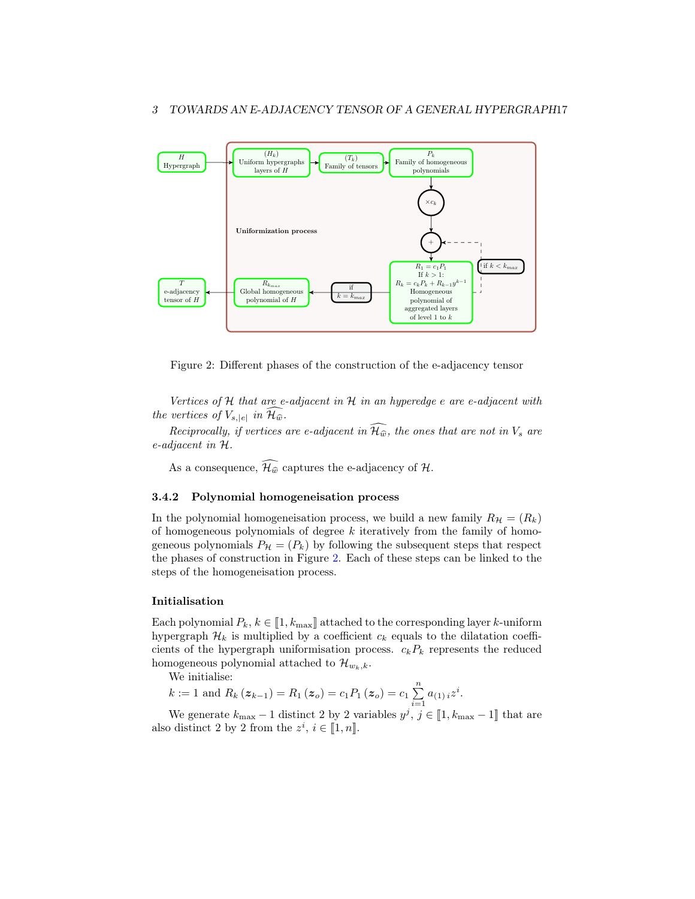Figure 2: Different phases of the construction of the e-adjacency tensor

*Vertices of $\mathcal{H}$ that are e-adjacent in $\mathcal{H}$ in an hyperedge $e$ are e-adjacent with the vertices of $V_{s,|e|}$ in $\widehat{\mathcal{H}_{\widehat{w}}}$.*

*Reciprocally, if vertices are e-adjacent in $\widehat{\mathcal{H}_{\widehat{w}}}$, the ones that are not in $V_s$ are e-adjacent in $\mathcal{H}$.*

As a consequence, $\widehat{\mathcal{H}_{\widehat{w}}}$ captures the e-adjacency of $\mathcal{H}$.

### 3.4.2 Polynomial homogeneisation process

In the polynomial homogeneisation process, we build a new family $R_{\mathcal{H}} = (R_k)$ of homogeneous polynomials of degree $k$ iteratively from the family of homogeneous polynomials $P_{\mathcal{H}} = (P_k)$ by following the subsequent steps that respect the phases of construction in Figure 2. Each of these steps can be linked to the steps of the homogeneisation process.

#### Initialisation

Each polynomial $P_k$, $k \in [\![1, k_{\max}]\!]$ attached to the corresponding layer $k$-uniform hypergraph $\mathcal{H}_k$ is multiplied by a coefficient $c_k$ equals to the dilatation coefficients of the hypergraph uniformisation process. $c_k P_k$ represents the reduced homogeneous polynomial attached to $\mathcal{H}_{w_k,k}$.

We initialise:

$k := 1$ and $R_k(\boldsymbol{z}_{k-1}) = R_1(\boldsymbol{z}_o) = c_1 P_1(\boldsymbol{z}_o) = c_1 \sum\limits_{i=1}^{n} a_{(1)\,i} z^i$.

We generate $k_{\max} - 1$ distinct 2 by 2 variables $y^j$, $j \in [\![1, k_{\max} - 1]\!]$ that are also distinct 2 by 2 from the $z^i$, $i \in [\![1, n]\!]$.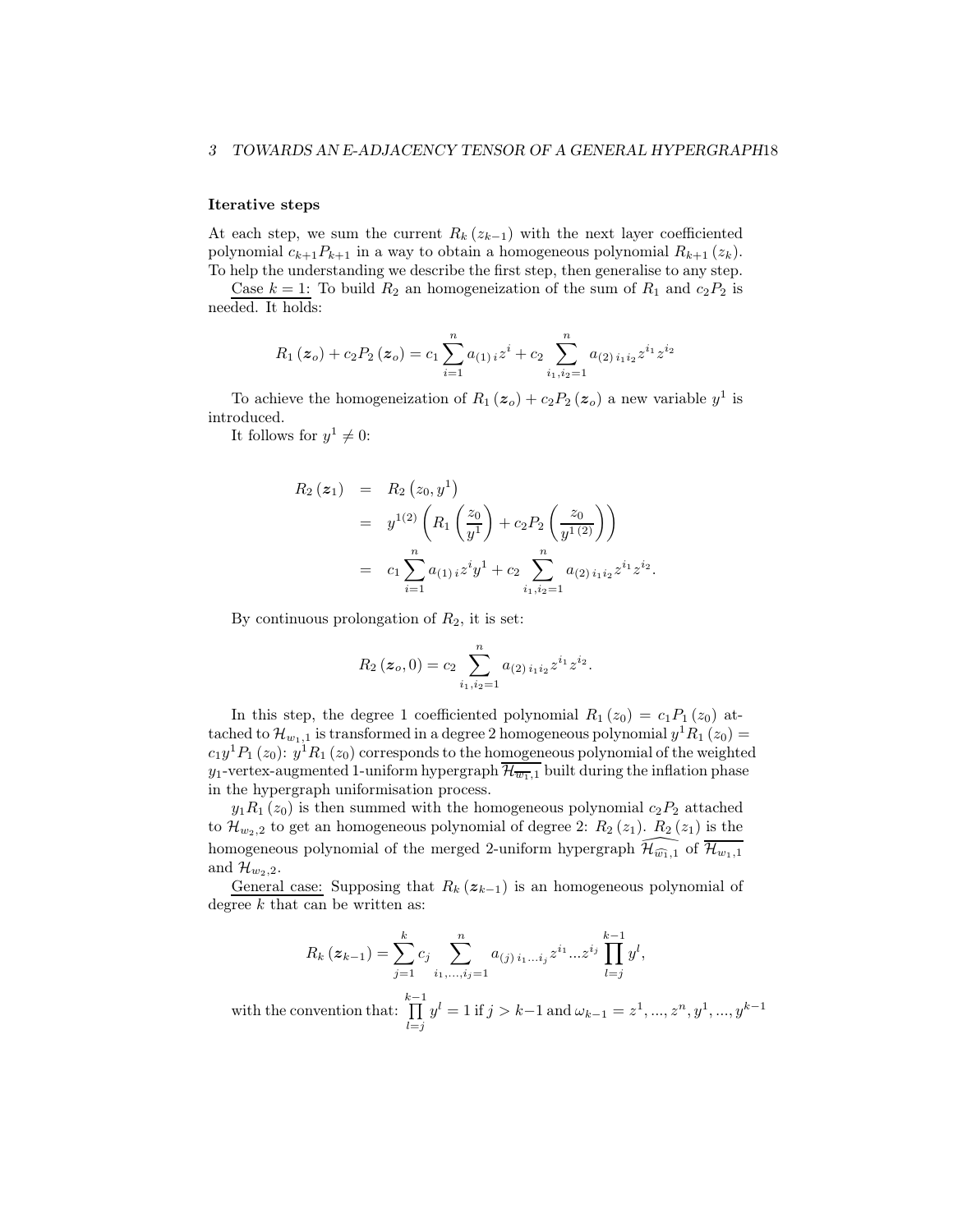#### Iterative steps

At each step, we sum the current $R_k(z_{k-1})$ with the next layer coefficiented polynomial $c_{k+1}P_{k+1}$ in a way to obtain a homogeneous polynomial $R_{k+1}(z_k)$. To help the understanding we describe the first step, then generalise to any step.

Case $k=1$: To build $R_2$ an homogeneization of the sum of $R_1$ and $c_2P_2$ is needed. It holds:

$$R_1(\boldsymbol{z}_o) + c_2P_2(\boldsymbol{z}_o) = c_1 \sum_{i=1}^{n} a_{(1)\,i} z^i + c_2 \sum_{i_1,i_2=1}^{n} a_{(2)\,i_1 i_2} z^{i_1} z^{i_2}$$

To achieve the homogeneization of $R_1(\boldsymbol{z}_o) + c_2P_2(\boldsymbol{z}_o)$ a new variable $y^1$ is introduced.

It follows for $y^1 \neq 0$:

$$\begin{aligned}
R_2(\boldsymbol{z}_1) &= R_2(z_0, y^1) \\
&= y^{1(2)}\left(R_1\left(\frac{z_0}{y^1}\right) + c_2P_2\left(\frac{z_0}{y^{1\,(2)}}\right)\right) \\
&= c_1 \sum_{i=1}^{n} a_{(1)\,i} z^i y^1 + c_2 \sum_{i_1,i_2=1}^{n} a_{(2)\,i_1 i_2} z^{i_1} z^{i_2}.
\end{aligned}$$

By continuous prolongation of $R_2$, it is set:

$$R_2(\boldsymbol{z}_o, 0) = c_2 \sum_{i_1,i_2=1}^{n} a_{(2)\,i_1 i_2} z^{i_1} z^{i_2}.$$

In this step, the degree 1 coefficiented polynomial $R_1(z_0) = c_1P_1(z_0)$ attached to $\mathcal{H}_{w_1,1}$ is transformed in a degree 2 homogeneous polynomial $y^1R_1(z_0) = c_1y^1P_1(z_0)$: $y^1R_1(z_0)$ corresponds to the homogeneous polynomial of the weighted $y_1$-vertex-augmented 1-uniform hypergraph $\overline{\mathcal{H}_{\overline{w_1},1}}$ built during the inflation phase in the hypergraph uniformisation process.

$y_1R_1(z_0)$ is then summed with the homogeneous polynomial $c_2P_2$ attached to $\mathcal{H}_{w_2,2}$ to get an homogeneous polynomial of degree 2: $R_2(z_1)$. $R_2(z_1)$ is the homogeneous polynomial of the merged 2-uniform hypergraph $\widehat{\mathcal{H}_{\widehat{w_1},1}}$ of $\overline{\mathcal{H}_{w_1,1}}$ and $\mathcal{H}_{w_2,2}$.

General case: Supposing that $R_k(\boldsymbol{z}_{k-1})$ is an homogeneous polynomial of degree $k$ that can be written as:

$$R_k(\boldsymbol{z}_{k-1}) = \sum_{j=1}^{k} c_j \sum_{i_1,\ldots,i_j=1}^{n} a_{(j)\,i_1\ldots i_j} z^{i_1} \ldots z^{i_j} \prod_{l=j}^{k-1} y^l,$$

with the convention that: $\prod_{l=j}^{k-1} y^l = 1$ if $j > k-1$ and $\omega_{k-1} = z^1, \ldots, z^n, y^1, \ldots, y^{k-1}$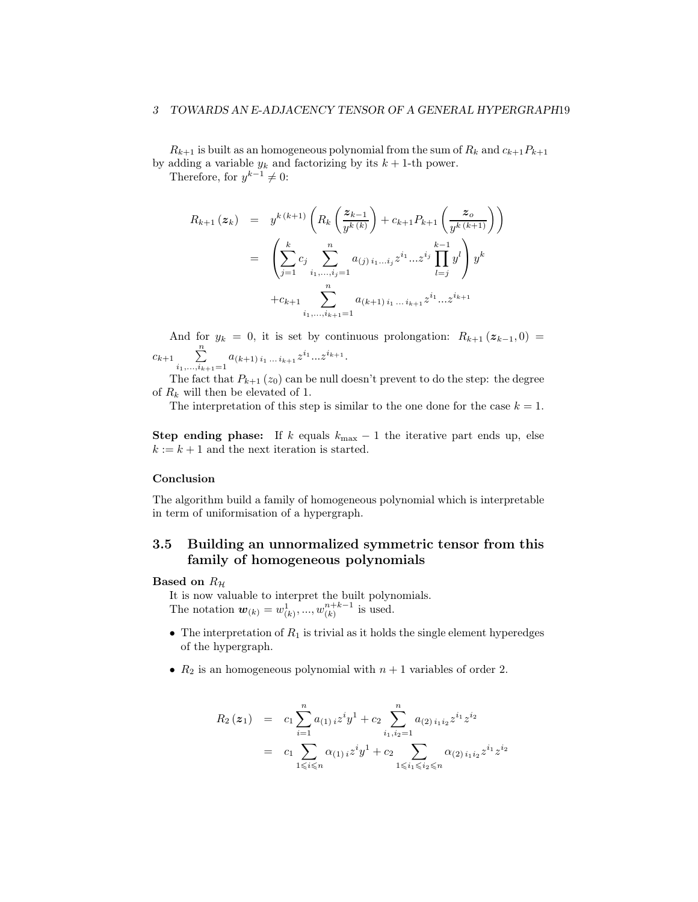$R_{k+1}$ is built as an homogeneous polynomial from the sum of $R_k$ and $c_{k+1}P_{k+1}$ by adding a variable $y_k$ and factorizing by its $k+1$-th power.

Therefore, for $y^{k-1} \neq 0$:

$$
\begin{aligned}
R_{k+1}(\boldsymbol{z}_k) &= y^{k\,(k+1)} \left( R_k \left( \frac{\boldsymbol{z}_{k-1}}{y^{k\,(k)}} \right) + c_{k+1} P_{k+1} \left( \frac{\boldsymbol{z}_o}{y^{k\,(k+1)}} \right) \right) \\
&= \left( \sum_{j=1}^{k} c_j \sum_{i_1,\dots,i_j=1}^{n} a_{(j)\,i_1\dots i_j} z^{i_1} \dots z^{i_j} \prod_{l=j}^{k-1} y^l \right) y^k \\
&\quad + c_{k+1} \sum_{i_1,\dots,i_{k+1}=1}^{n} a_{(k+1)\,i_1\,\dots\,i_{k+1}} z^{i_1} \dots z^{i_{k+1}}
\end{aligned}
$$

And for $y_k = 0$, it is set by continuous prolongation: $R_{k+1}(\boldsymbol{z}_{k-1}, 0) = c_{k+1} \sum\limits_{i_1,\dots,i_{k+1}=1}^{n} a_{(k+1)\,i_1\,\dots\,i_{k+1}} z^{i_1} \dots z^{i_{k+1}}$.

The fact that $P_{k+1}(z_0)$ can be null doesn't prevent to do the step: the degree of $R_k$ will then be elevated of 1.

The interpretation of this step is similar to the one done for the case $k = 1$.

**Step ending phase:** If $k$ equals $k_{\max} - 1$ the iterative part ends up, else $k := k + 1$ and the next iteration is started.

#### Conclusion

The algorithm build a family of homogeneous polynomial which is interpretable in term of uniformisation of a hypergraph.

### 3.5 Building an unnormalized symmetric tensor from this family of homogeneous polynomials

**Based on $R_{\mathcal{H}}$**

It is now valuable to interpret the built polynomials.

The notation $\boldsymbol{w}_{(k)} = w^1_{(k)}, \dots, w^{n+k-1}_{(k)}$ is used.

- The interpretation of $R_1$ is trivial as it holds the single element hyperedges of the hypergraph.
- $R_2$ is an homogeneous polynomial with $n+1$ variables of order 2.

$$
\begin{aligned}
R_2(\boldsymbol{z}_1) &= c_1 \sum_{i=1}^{n} a_{(1)\,i} z^i y^1 + c_2 \sum_{i_1,i_2=1}^{n} a_{(2)\,i_1 i_2} z^{i_1} z^{i_2} \\
&= c_1 \sum_{1 \leqslant i \leqslant n} \alpha_{(1)\,i} z^i y^1 + c_2 \sum_{1 \leqslant i_1 \leqslant i_2 \leqslant n} \alpha_{(2)\,i_1 i_2} z^{i_1} z^{i_2}
\end{aligned}
$$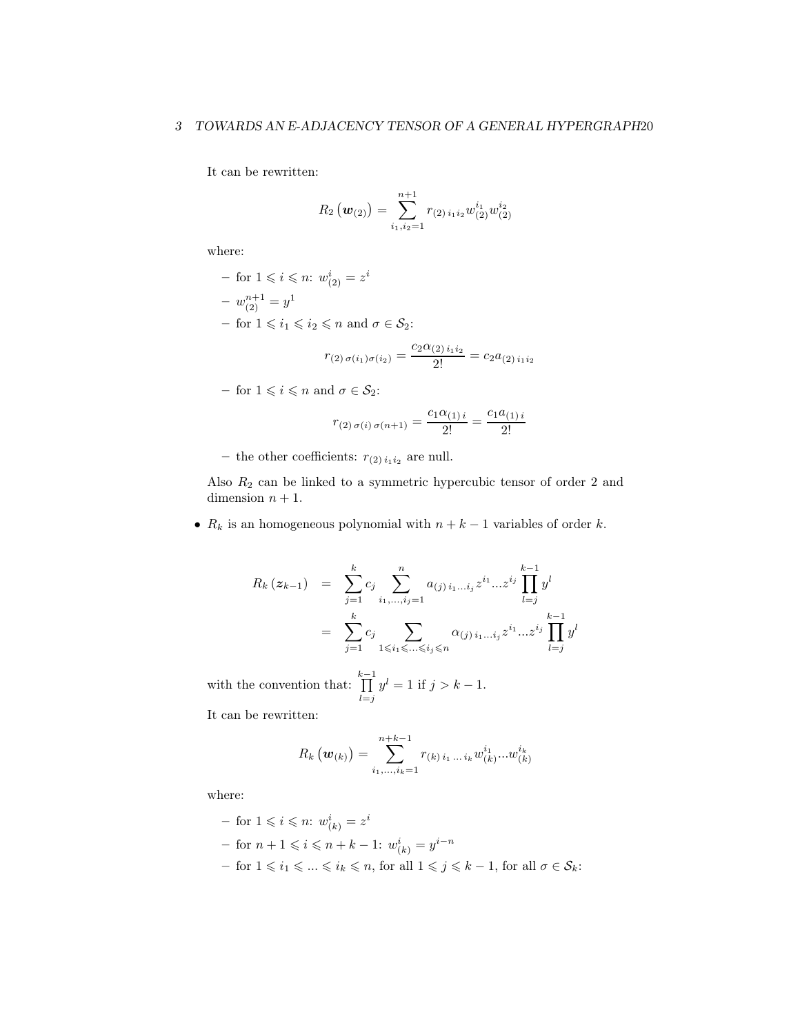It can be rewritten:

$$R_2\left(\boldsymbol{w}_{(2)}\right)=\sum_{i_1,i_2=1}^{n+1} r_{(2)\,i_1 i_2} w_{(2)}^{i_1} w_{(2)}^{i_2}$$

where:

- for $1 \leqslant i \leqslant n$: $w_{(2)}^{i}=z^i$
- $w_{(2)}^{n+1}=y^1$
- for $1 \leqslant i_1 \leqslant i_2 \leqslant n$ and $\sigma \in \mathcal{S}_2$:

$$r_{(2)\,\sigma(i_1)\sigma(i_2)}=\frac{c_2 \alpha_{(2)\,i_1 i_2}}{2!}=c_2 a_{(2)\,i_1 i_2}$$

- for $1 \leqslant i \leqslant n$ and $\sigma \in \mathcal{S}_2$:

$$r_{(2)\,\sigma(i)\,\sigma(n+1)}=\frac{c_1 \alpha_{(1)\,i}}{2!}=\frac{c_1 a_{(1)\,i}}{2!}$$

- the other coefficients: $r_{(2)\,i_1 i_2}$ are null.

Also $R_2$ can be linked to a symmetric hypercubic tensor of order 2 and dimension $n+1$.

- $R_k$ is an homogeneous polynomial with $n+k-1$ variables of order $k$.

$$\begin{aligned}
R_k\left(\boldsymbol{z}_{k-1}\right) &= \sum_{j=1}^{k} c_j \sum_{i_1,\ldots,i_j=1}^{n} a_{(j)\,i_1\ldots i_j} z^{i_1}\ldots z^{i_j}\prod_{l=j}^{k-1} y^l \\
&= \sum_{j=1}^{k} c_j \sum_{1\leqslant i_1\leqslant\ldots\leqslant i_j\leqslant n} \alpha_{(j)\,i_1\ldots i_j} z^{i_1}\ldots z^{i_j}\prod_{l=j}^{k-1} y^l
\end{aligned}$$

with the convention that: $\prod_{l=j}^{k-1} y^l = 1$ if $j>k-1$.

It can be rewritten:

$$R_k\left(\boldsymbol{w}_{(k)}\right)=\sum_{i_1,\ldots,i_k=1}^{n+k-1} r_{(k)\,i_1\,\ldots\,i_k} w_{(k)}^{i_1}\ldots w_{(k)}^{i_k}$$

where:

- for $1 \leqslant i \leqslant n$: $w_{(k)}^{i}=z^i$
- for $n+1 \leqslant i \leqslant n+k-1$: $w_{(k)}^{i}=y^{i-n}$
- for $1 \leqslant i_1 \leqslant \ldots \leqslant i_k \leqslant n$, for all $1 \leqslant j \leqslant k-1$, for all $\sigma \in \mathcal{S}_k$: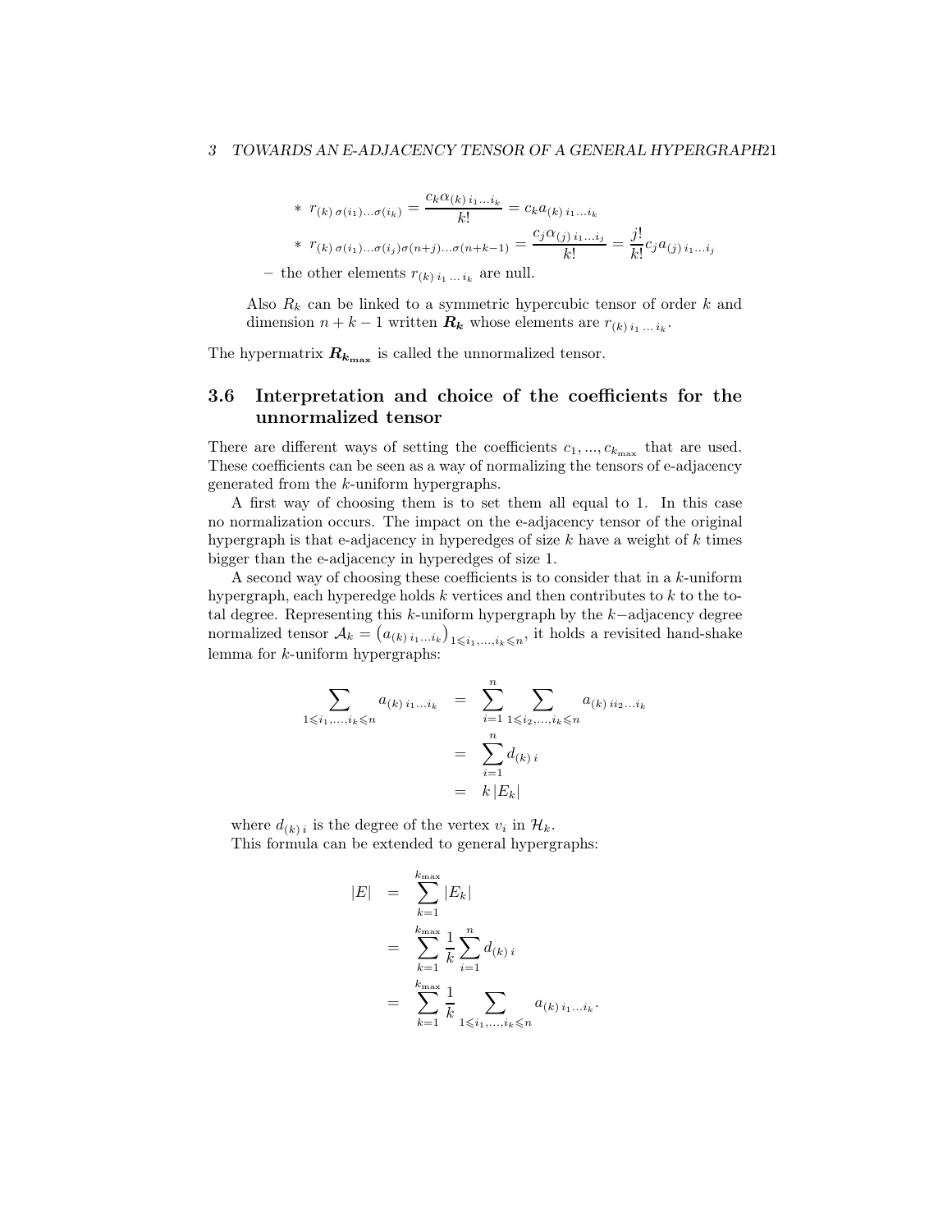- * $r_{(k)\,\sigma(i_1)\ldots\sigma(i_k)} = \frac{c_k \alpha_{(k)\,i_1\ldots i_k}}{k!} = c_k a_{(k)\,i_1\ldots i_k}$
  - * $r_{(k)\,\sigma(i_1)\ldots\sigma(i_j)\sigma(n+j)\ldots\sigma(n+k-1)} = \frac{c_j \alpha_{(j)\,i_1\ldots i_j}}{k!} = \frac{j!}{k!} c_j a_{(j)\,i_1\ldots i_j}$

- the other elements $r_{(k)\,i_1\,\ldots\,i_k}$ are null.

Also $R_k$ can be linked to a symmetric hypercubic tensor of order $k$ and dimension $n+k-1$ written $\boldsymbol{R_k}$ whose elements are $r_{(k)\,i_1\,\ldots\,i_k}$.

The hypermatrix $\boldsymbol{R_{k_{\max}}}$ is called the unnormalized tensor.

## 3.6 Interpretation and choice of the coefficients for the unnormalized tensor

There are different ways of setting the coefficients $c_1, ..., c_{k_{\max}}$ that are used. These coefficients can be seen as a way of normalizing the tensors of e-adjacency generated from the $k$-uniform hypergraphs.

A first way of choosing them is to set them all equal to 1. In this case no normalization occurs. The impact on the e-adjacency tensor of the original hypergraph is that e-adjacency in hyperedges of size $k$ have a weight of $k$ times bigger than the e-adjacency in hyperedges of size 1.

A second way of choosing these coefficients is to consider that in a $k$-uniform hypergraph, each hyperedge holds $k$ vertices and then contributes to $k$ to the total degree. Representing this $k$-uniform hypergraph by the $k-$adjacency degree normalized tensor $\mathcal{A}_k = \left(a_{(k)\,i_1\ldots i_k}\right)_{1\leqslant i_1,\ldots,i_k\leqslant n}$, it holds a revisited hand-shake lemma for $k$-uniform hypergraphs:

$$
\begin{aligned}
\sum_{1\leqslant i_1,\ldots,i_k\leqslant n} a_{(k)\,i_1\ldots i_k} &= \sum_{i=1}^{n} \sum_{1\leqslant i_2,\ldots,i_k\leqslant n} a_{(k)\,i i_2\ldots i_k} \\
&= \sum_{i=1}^{n} d_{(k)\,i} \\
&= k\,|E_k|
\end{aligned}
$$

where $d_{(k)\,i}$ is the degree of the vertex $v_i$ in $\mathcal{H}_k$.

This formula can be extended to general hypergraphs:

$$
\begin{aligned}
|E| &= \sum_{k=1}^{k_{\max}} |E_k| \\
&= \sum_{k=1}^{k_{\max}} \frac{1}{k} \sum_{i=1}^{n} d_{(k)\,i} \\
&= \sum_{k=1}^{k_{\max}} \frac{1}{k} \sum_{1\leqslant i_1,\ldots,i_k\leqslant n} a_{(k)\,i_1\ldots i_k}.
\end{aligned}
$$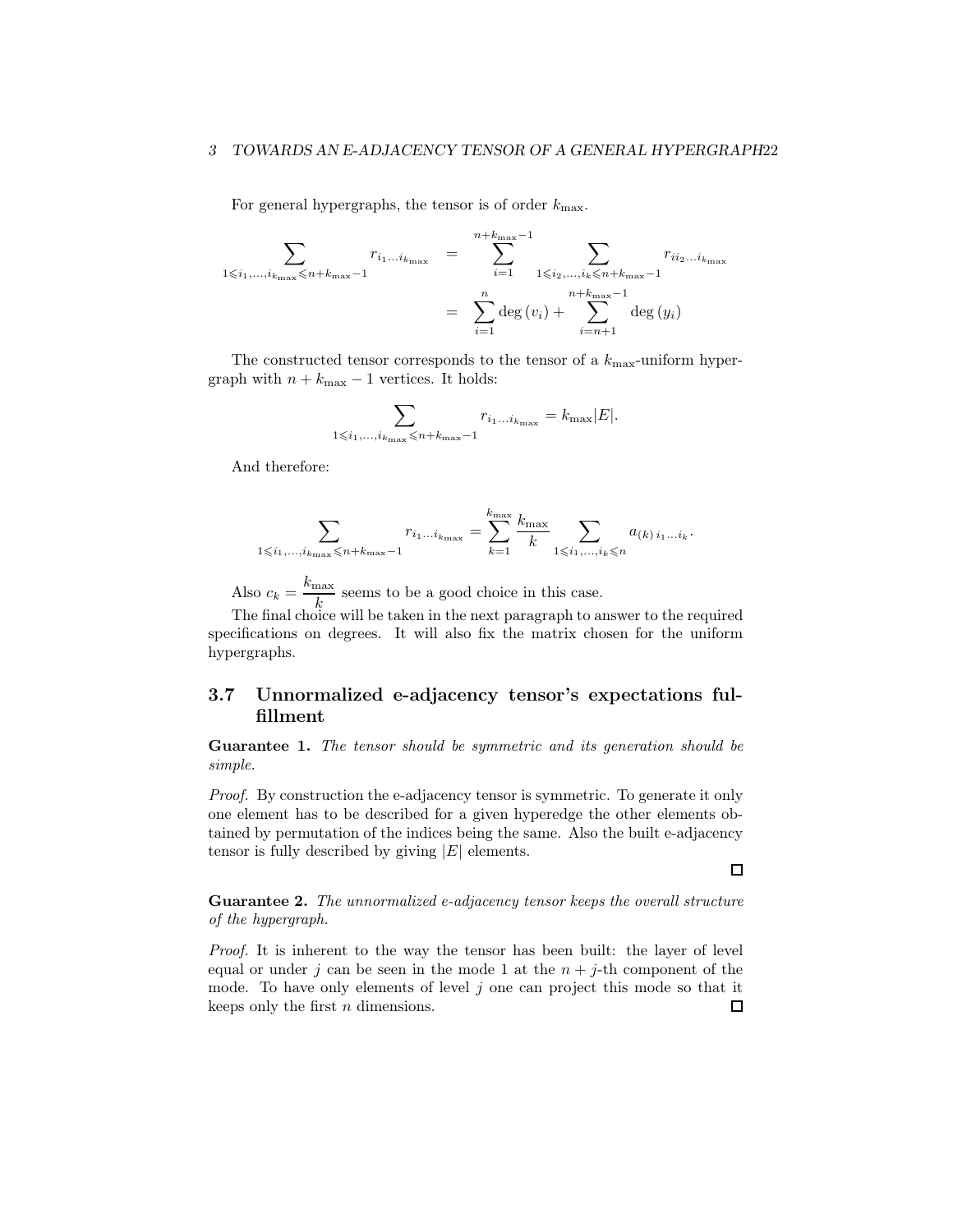For general hypergraphs, the tensor is of order $k_{\max}$.

$$
\begin{aligned}
\sum_{1 \leqslant i_1,\ldots,i_{k_{\max}} \leqslant n+k_{\max}-1} r_{i_1\ldots i_{k_{\max}}} &= \sum_{i=1}^{n+k_{\max}-1} \sum_{1 \leqslant i_2,\ldots,i_k \leqslant n+k_{\max}-1} r_{i i_2 \ldots i_{k_{\max}}} \\
&= \sum_{i=1}^{n} \deg(v_i) + \sum_{i=n+1}^{n+k_{\max}-1} \deg(y_i)
\end{aligned}
$$

The constructed tensor corresponds to the tensor of a $k_{\max}$-uniform hypergraph with $n + k_{\max} - 1$ vertices. It holds:

$$
\sum_{1 \leqslant i_1,\ldots,i_{k_{\max}} \leqslant n+k_{\max}-1} r_{i_1\ldots i_{k_{\max}}} = k_{\max}|E|.
$$

And therefore:

$$
\sum_{1 \leqslant i_1,\ldots,i_{k_{\max}} \leqslant n+k_{\max}-1} r_{i_1\ldots i_{k_{\max}}} = \sum_{k=1}^{k_{\max}} \frac{k_{\max}}{k} \sum_{1 \leqslant i_1,\ldots,i_k \leqslant n} a_{(k)\, i_1\ldots i_k}.
$$

Also $c_k = \dfrac{k_{\max}}{k}$ seems to be a good choice in this case.

The final choice will be taken in the next paragraph to answer to the required specifications on degrees. It will also fix the matrix chosen for the uniform hypergraphs.

### 3.7 Unnormalized e-adjacency tensor's expectations fulfillment

**Guarantee 1.** *The tensor should be symmetric and its generation should be simple.*

*Proof.* By construction the e-adjacency tensor is symmetric. To generate it only one element has to be described for a given hyperedge the other elements obtained by permutation of the indices being the same. Also the built e-adjacency tensor is fully described by giving $|E|$ elements. □

**Guarantee 2.** *The unnormalized e-adjacency tensor keeps the overall structure of the hypergraph.*

*Proof.* It is inherent to the way the tensor has been built: the layer of level equal or under $j$ can be seen in the mode 1 at the $n+j$-th component of the mode. To have only elements of level $j$ one can project this mode so that it keeps only the first $n$ dimensions. □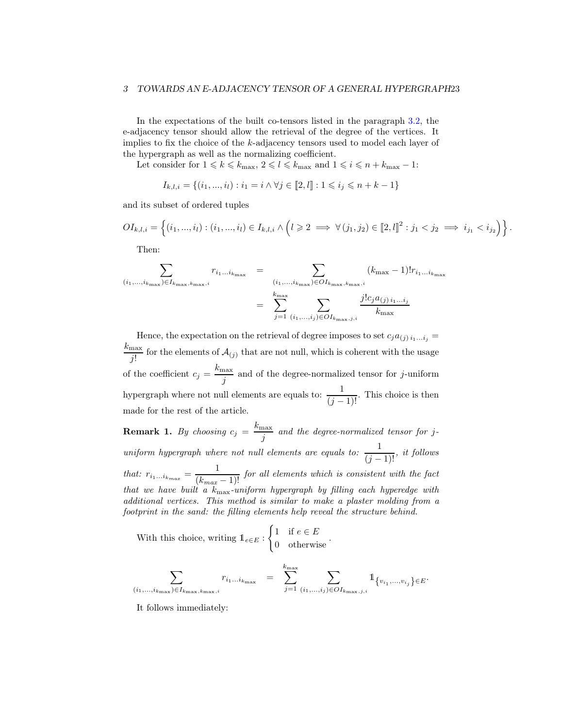In the expectations of the built co-tensors listed in the paragraph 3.2, the e-adjacency tensor should allow the retrieval of the degree of the vertices. It implies to fix the choice of the $k$-adjacency tensors used to model each layer of the hypergraph as well as the normalizing coefficient.

Let consider for $1 \leqslant k \leqslant k_{\max}$, $2 \leqslant l \leqslant k_{\max}$ and $1 \leqslant i \leqslant n + k_{\max} - 1$:

$$I_{k,l,i} = \{(i_1, ..., i_l) : i_1 = i \wedge \forall j \in [\![2, l]\!] : 1 \leqslant i_j \leqslant n + k - 1\}$$

and its subset of ordered tuples

$$OI_{k,l,i} = \left\{(i_1, ..., i_l) : (i_1, ..., i_l) \in I_{k,l,i} \wedge \left(l \geqslant 2 \implies \forall (j_1, j_2) \in [\![2, l]\!]^2 : j_1 < j_2 \implies i_{j_1} < i_{j_2}\right)\right\}.$$

Then:

$$\begin{aligned}
\sum_{(i_1,...,i_{k_{\max}}) \in I_{k_{\max},k_{\max},i}} r_{i_1...i_{k_{\max}}} &= \sum_{(i_1,...,i_{k_{\max}}) \in OI_{k_{\max},k_{\max},i}} (k_{\max} - 1)! r_{i_1...i_{k_{\max}}} \\
&= \sum_{j=1}^{k_{\max}} \sum_{(i_1,...,i_j) \in OI_{k_{\max},j,i}} \frac{j! c_j a_{(j)\, i_1...i_j}}{k_{\max}}
\end{aligned}$$

Hence, the expectation on the retrieval of degree imposes to set $c_j a_{(j)\, i_1...i_j} = \frac{k_{\max}}{j!}$ for the elements of $\mathcal{A}_{(j)}$ that are not null, which is coherent with the usage of the coefficient $c_j = \frac{k_{\max}}{j}$ and of the degree-normalized tensor for $j$-uniform hypergraph where not null elements are equals to: $\frac{1}{(j-1)!}$. This choice is then made for the rest of the article.

**Remark 1.** *By choosing $c_j = \frac{k_{\max}}{j}$ and the degree-normalized tensor for $j$-uniform hypergraph where not null elements are equals to: $\frac{1}{(j-1)!}$, it follows that: $r_{i_1...i_{k_{max}}} = \frac{1}{(k_{max} - 1)!}$ for all elements which is consistent with the fact that we have built a $k_{\max}$-uniform hypergraph by filling each hyperedge with additional vertices. This method is similar to make a plaster molding from a footprint in the sand: the filling elements help reveal the structure behind.*

With this choice, writing $\mathbb{1}_{e \in E} : \begin{cases} 1 & \text{if } e \in E \\ 0 & \text{otherwise} \end{cases}$.

$$\sum_{(i_1,...,i_{k_{\max}}) \in I_{k_{\max},k_{\max},i}} r_{i_1...i_{k_{\max}}} = \sum_{j=1}^{k_{\max}} \sum_{(i_1,...,i_j) \in OI_{k_{\max},j,i}} \mathbb{1}_{\left\{v_{i_1},...,v_{i_j}\right\} \in E}.$$

It follows immediately: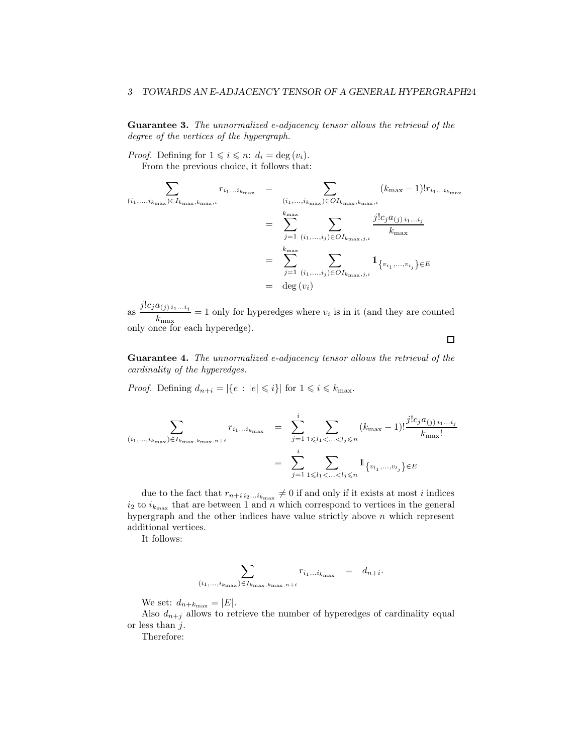**Guarantee 3.** *The unnormalized e-adjacency tensor allows the retrieval of the degree of the vertices of the hypergraph.*

*Proof.* Defining for $1 \leqslant i \leqslant n$: $d_i = \deg(v_i)$.

From the previous choice, it follows that:

$$
\begin{aligned}
\sum_{(i_1,\ldots,i_{k_{\max}}) \in I_{k_{\max},k_{\max},i}} r_{i_1\ldots i_{k_{\max}}} &= \sum_{(i_1,\ldots,i_{k_{\max}}) \in OI_{k_{\max},k_{\max},i}} (k_{\max}-1)! r_{i_1\ldots i_{k_{\max}}} \\
&= \sum_{j=1}^{k_{\max}} \sum_{(i_1,\ldots,i_j) \in OI_{k_{\max},j,i}} \frac{j! c_j a_{(j)\, i_1 \ldots i_j}}{k_{\max}} \\
&= \sum_{j=1}^{k_{\max}} \sum_{(i_1,\ldots,i_j) \in OI_{k_{\max},j,i}} \mathbb{1}_{\left\{v_{i_1},\ldots,v_{i_j}\right\} \in E} \\
&= \deg(v_i)
\end{aligned}
$$

as $\dfrac{j! c_j a_{(j)\, i_1 \ldots i_j}}{k_{\max}} = 1$ only for hyperedges where $v_i$ is in it (and they are counted only once for each hyperedge).

□

**Guarantee 4.** *The unnormalized e-adjacency tensor allows the retrieval of the cardinality of the hyperedges.*

*Proof.* Defining $d_{n+i} = |\{e \,:\, |e| \leqslant i\}|$ for $1 \leqslant i \leqslant k_{\max}$.

$$
\begin{aligned}
\sum_{(i_1,\ldots,i_{k_{\max}}) \in I_{k_{\max},k_{\max},n+i}} r_{i_1\ldots i_{k_{\max}}} &= \sum_{j=1}^{i} \sum_{1 \leqslant l_1 < \ldots < l_j \leqslant n} (k_{\max}-1)! \frac{j! c_j a_{(j)\, i_1 \ldots i_j}}{k_{\max}!} \\
&= \sum_{j=1}^{i} \sum_{1 \leqslant l_1 < \ldots < l_j \leqslant n} \mathbb{1}_{\left\{v_{l_1},\ldots,v_{l_j}\right\} \in E}
\end{aligned}
$$

due to the fact that $r_{n+i\, i_2 \ldots i_{k_{\max}}} \neq 0$ if and only if it exists at most $i$ indices $i_2$ to $i_{k_{\max}}$ that are between 1 and $n$ which correspond to vertices in the general hypergraph and the other indices have value strictly above $n$ which represent additional vertices.

It follows:

$$
\sum_{(i_1,\ldots,i_{k_{\max}}) \in I_{k_{\max},k_{\max},n+i}} r_{i_1\ldots i_{k_{\max}}} = d_{n+i}.
$$

We set: $d_{n+k_{\max}} = |E|$.

Also $d_{n+j}$ allows to retrieve the number of hyperedges of cardinality equal or less than $j$.

Therefore: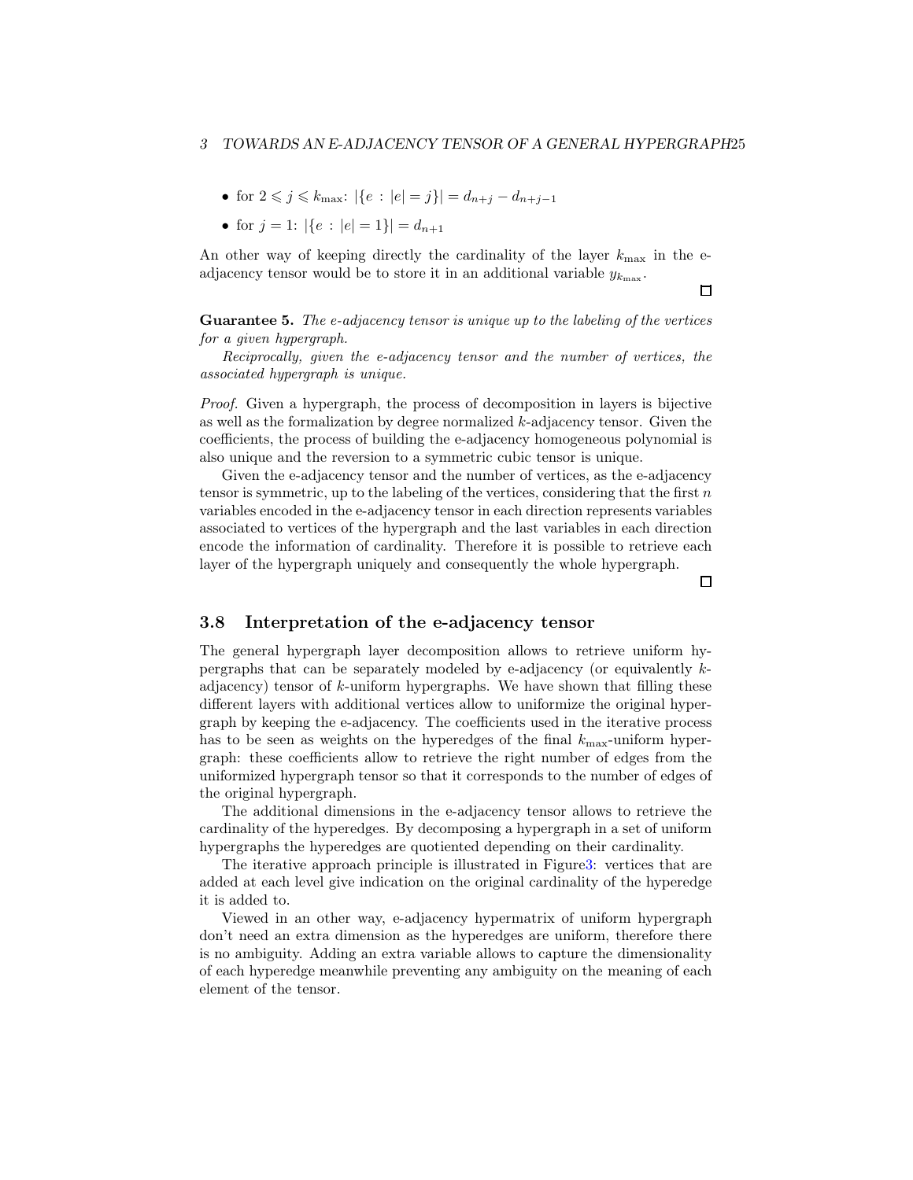- for $2 \leqslant j \leqslant k_{\max}$: $|\{e : |e| = j\}| = d_{n+j} - d_{n+j-1}$
- for $j = 1$: $|\{e : |e| = 1\}| = d_{n+1}$

An other way of keeping directly the cardinality of the layer $k_{\max}$ in the e-adjacency tensor would be to store it in an additional variable $y_{k_{\max}}$.

□

**Guarantee 5.** *The e-adjacency tensor is unique up to the labeling of the vertices for a given hypergraph.*

*Reciprocally, given the e-adjacency tensor and the number of vertices, the associated hypergraph is unique.*

*Proof.* Given a hypergraph, the process of decomposition in layers is bijective as well as the formalization by degree normalized $k$-adjacency tensor. Given the coefficients, the process of building the e-adjacency homogeneous polynomial is also unique and the reversion to a symmetric cubic tensor is unique.

Given the e-adjacency tensor and the number of vertices, as the e-adjacency tensor is symmetric, up to the labeling of the vertices, considering that the first $n$ variables encoded in the e-adjacency tensor in each direction represents variables associated to vertices of the hypergraph and the last variables in each direction encode the information of cardinality. Therefore it is possible to retrieve each layer of the hypergraph uniquely and consequently the whole hypergraph.

□

### 3.8 Interpretation of the e-adjacency tensor

The general hypergraph layer decomposition allows to retrieve uniform hypergraphs that can be separately modeled by e-adjacency (or equivalently $k$-adjacency) tensor of $k$-uniform hypergraphs. We have shown that filling these different layers with additional vertices allow to uniformize the original hypergraph by keeping the e-adjacency. The coefficients used in the iterative process has to be seen as weights on the hyperedges of the final $k_{\max}$-uniform hypergraph: these coefficients allow to retrieve the right number of edges from the uniformized hypergraph tensor so that it corresponds to the number of edges of the original hypergraph.

The additional dimensions in the e-adjacency tensor allows to retrieve the cardinality of the hyperedges. By decomposing a hypergraph in a set of uniform hypergraphs the hyperedges are quotiented depending on their cardinality.

The iterative approach principle is illustrated in Figure3: vertices that are added at each level give indication on the original cardinality of the hyperedge it is added to.

Viewed in an other way, e-adjacency hypermatrix of uniform hypergraph don't need an extra dimension as the hyperedges are uniform, therefore there is no ambiguity. Adding an extra variable allows to capture the dimensionality of each hyperedge meanwhile preventing any ambiguity on the meaning of each element of the tensor.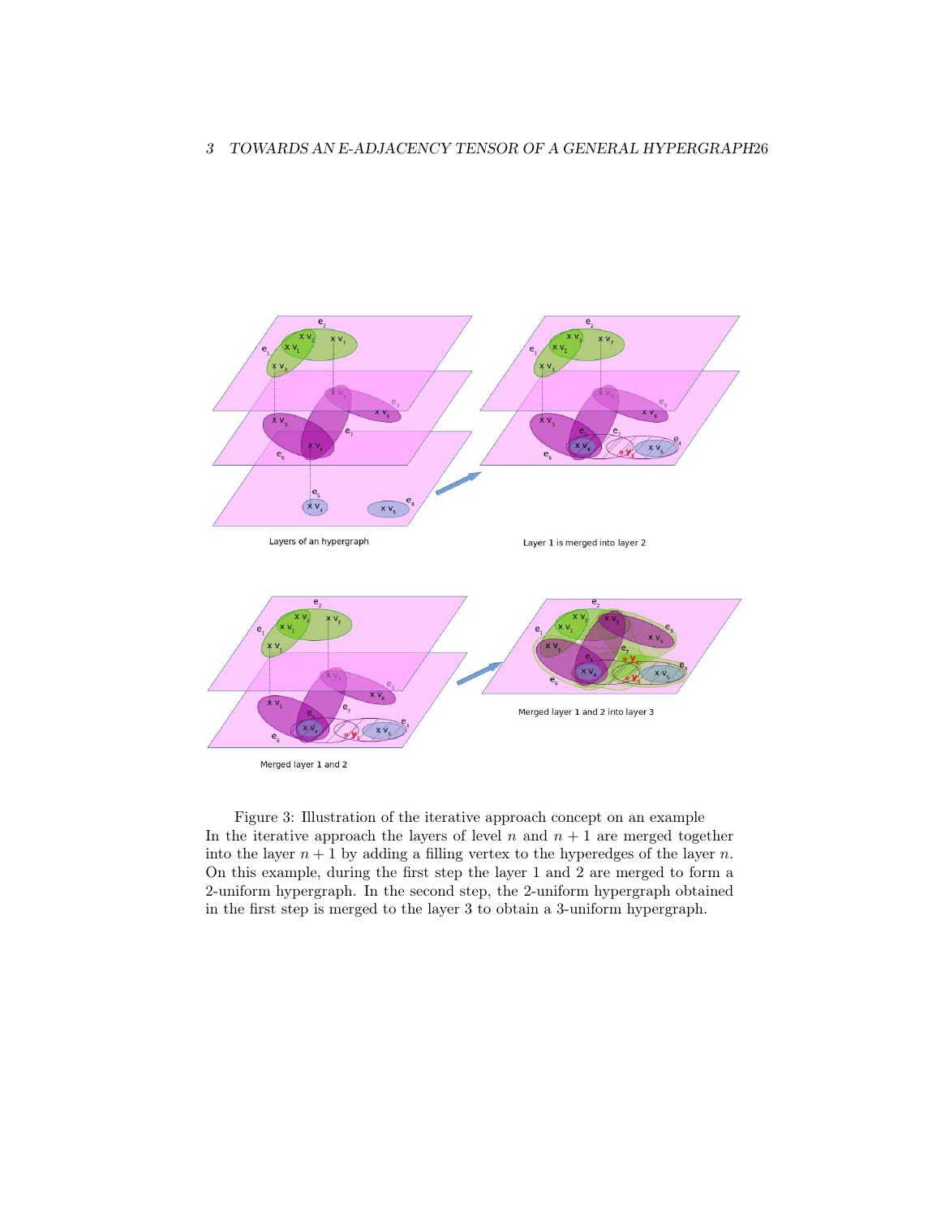Figure 3: Illustration of the iterative approach concept on an example
In the iterative approach the layers of level $n$ and $n+1$ are merged together into the layer $n+1$ by adding a filling vertex to the hyperedges of the layer $n$. On this example, during the first step the layer 1 and 2 are merged to form a 2-uniform hypergraph. In the second step, the 2-uniform hypergraph obtained in the first step is merged to the layer 3 to obtain a 3-uniform hypergraph.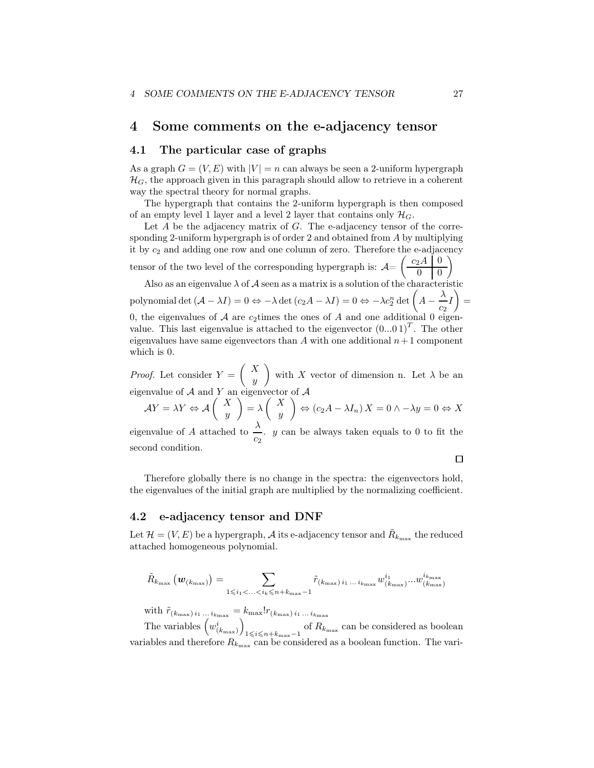# 4 Some comments on the e-adjacency tensor

## 4.1 The particular case of graphs

As a graph $G = (V, E)$ with $|V| = n$ can always be seen a 2-uniform hypergraph $\mathcal{H}_G$, the approach given in this paragraph should allow to retrieve in a coherent way the spectral theory for normal graphs.

The hypergraph that contains the 2-uniform hypergraph is then composed of an empty level 1 layer and a level 2 layer that contains only $\mathcal{H}_G$.

Let $A$ be the adjacency matrix of $G$. The e-adjacency tensor of the corresponding 2-uniform hypergraph is of order 2 and obtained from $A$ by multiplying it by $c_2$ and adding one row and one column of zero. Therefore the e-adjacency tensor of the two level of the corresponding hypergraph is: $\mathcal{A}=\left(\begin{array}{c|c} c_2 A & 0 \\ \hline 0 & 0 \end{array}\right)$

Also as an eigenvalue $\lambda$ of $\mathcal{A}$ seen as a matrix is a solution of the characteristic polynomial $\det(\mathcal{A} - \lambda I) = 0 \Leftrightarrow -\lambda \det(c_2 A - \lambda I) = 0 \Leftrightarrow -\lambda c_2^n \det\left(A - \dfrac{\lambda}{c_2} I\right) = 0$, the eigenvalues of $\mathcal{A}$ are $c_2$times the ones of $A$ and one additional 0 eigenvalue. This last eigenvalue is attached to the eigenvector $(0...0\,1)^T$. The other eigenvalues have same eigenvectors than $A$ with one additional $n+1$ component which is 0.

*Proof.* Let consider $Y = \begin{pmatrix} X \\ y \end{pmatrix}$ with $X$ vector of dimension n. Let $\lambda$ be an eigenvalue of $\mathcal{A}$ and $Y$ an eigenvector of $\mathcal{A}$

$\mathcal{A}Y = \lambda Y \Leftrightarrow \mathcal{A}\begin{pmatrix} X \\ y \end{pmatrix} = \lambda \begin{pmatrix} X \\ y \end{pmatrix} \Leftrightarrow (c_2 A - \lambda I_n) X = 0 \wedge -\lambda y = 0 \Leftrightarrow X$ eigenvalue of $A$ attached to $\dfrac{\lambda}{c_2}$. $y$ can be always taken equals to 0 to fit the second condition.

$\square$

Therefore globally there is no change in the spectra: the eigenvectors hold, the eigenvalues of the initial graph are multiplied by the normalizing coefficient.

## 4.2 e-adjacency tensor and DNF

Let $\mathcal{H} = (V, E)$ be a hypergraph, $\mathcal{A}$ its e-adjacency tensor and $\tilde{R}_{k_{\max}}$ the reduced attached homogeneous polynomial.

$$\tilde{R}_{k_{\max}}\left(\boldsymbol{w}_{(k_{\max})}\right) = \sum_{1 \leqslant i_1 < \ldots < i_k \leqslant n + k_{\max} - 1} \tilde{r}_{(k_{\max})\, i_1 \ldots i_{k_{\max}}} w_{(k_{\max})}^{i_1} \ldots w_{(k_{\max})}^{i_{k_{\max}}}$$

with $\tilde{r}_{(k_{\max})\, i_1 \ldots i_{k_{\max}}} = k_{\max}! r_{(k_{\max})\, i_1 \ldots i_{k_{\max}}}$

The variables $\left(w_{(k_{\max})}^i\right)_{1 \leqslant i \leqslant n + k_{\max} - 1}$ of $R_{k_{\max}}$ can be considered as boolean variables and therefore $R_{k_{\max}}$ can be considered as a boolean function. The vari-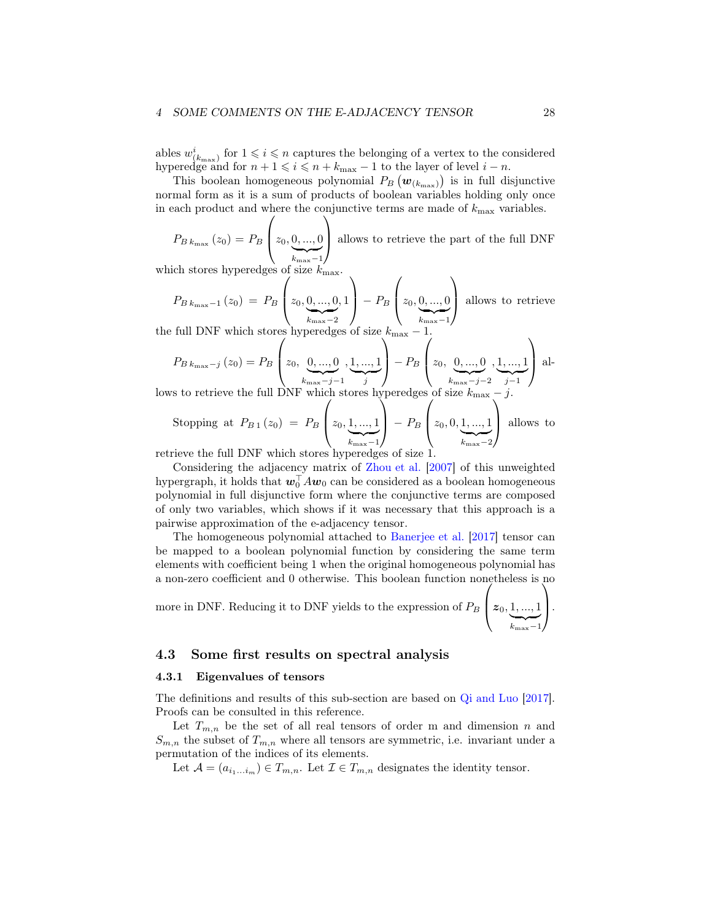ables $w^i_{(k_{\max})}$ for $1 \leqslant i \leqslant n$ captures the belonging of a vertex to the considered hyperedge and for $n+1 \leqslant i \leqslant n+k_{\max}-1$ to the layer of level $i-n$.

This boolean homogeneous polynomial $P_B\left(\boldsymbol{w}_{(k_{\max})}\right)$ is in full disjunctive normal form as it is a sum of products of boolean variables holding only once in each product and where the conjunctive terms are made of $k_{\max}$ variables.

$P_{B\,k_{\max}}(z_0) = P_B\left(z_0, \underbrace{0,...,0}_{k_{\max}-1}\right)$ allows to retrieve the part of the full DNF which stores hyperedges of size $k_{\max}$.

$P_{B\,k_{\max}-1}(z_0) = P_B\left(z_0, \underbrace{0,...,0}_{k_{\max}-2}, 1\right) - P_B\left(z_0, \underbrace{0,...,0}_{k_{\max}-1}\right)$ allows to retrieve the full DNF which stores hyperedges of size $k_{\max}-1$.

$P_{B\,k_{\max}-j}(z_0) = P_B\left(z_0, \underbrace{0,...,0}_{k_{\max}-j-1}, \underbrace{1,...,1}_{j}\right) - P_B\left(z_0, \underbrace{0,...,0}_{k_{\max}-j-2}, \underbrace{1,...,1}_{j-1}\right)$ allows to retrieve the full DNF which stores hyperedges of size $k_{\max}-j$.

Stopping at $P_{B\,1}(z_0) = P_B\left(z_0, \underbrace{1,...,1}_{k_{\max}-1}\right) - P_B\left(z_0, 0, \underbrace{1,...,1}_{k_{\max}-2}\right)$ allows to retrieve the full DNF which stores hyperedges of size 1.

Considering the adjacency matrix of Zhou et al. [2007] of this unweighted hypergraph, it holds that $\boldsymbol{w}_0^\top A \boldsymbol{w}_0$ can be considered as a boolean homogeneous polynomial in full disjunctive form where the conjunctive terms are composed of only two variables, which shows if it was necessary that this approach is a pairwise approximation of the e-adjacency tensor.

The homogeneous polynomial attached to Banerjee et al. [2017] tensor can be mapped to a boolean polynomial function by considering the same term elements with coefficient being 1 when the original homogeneous polynomial has a non-zero coefficient and 0 otherwise. This boolean function nonetheless is no more in DNF. Reducing it to DNF yields to the expression of $P_B\left(\boldsymbol{z}_0, \underbrace{1,...,1}_{k_{\max}-1}\right)$.

## 4.3 Some first results on spectral analysis

### 4.3.1 Eigenvalues of tensors

The definitions and results of this sub-section are based on Qi and Luo [2017]. Proofs can be consulted in this reference.

Let $T_{m,n}$ be the set of all real tensors of order m and dimension $n$ and $S_{m,n}$ the subset of $T_{m,n}$ where all tensors are symmetric, i.e. invariant under a permutation of the indices of its elements.

Let $\mathcal{A} = (a_{i_1...i_m}) \in T_{m,n}$. Let $\mathcal{I} \in T_{m,n}$ designates the identity tensor.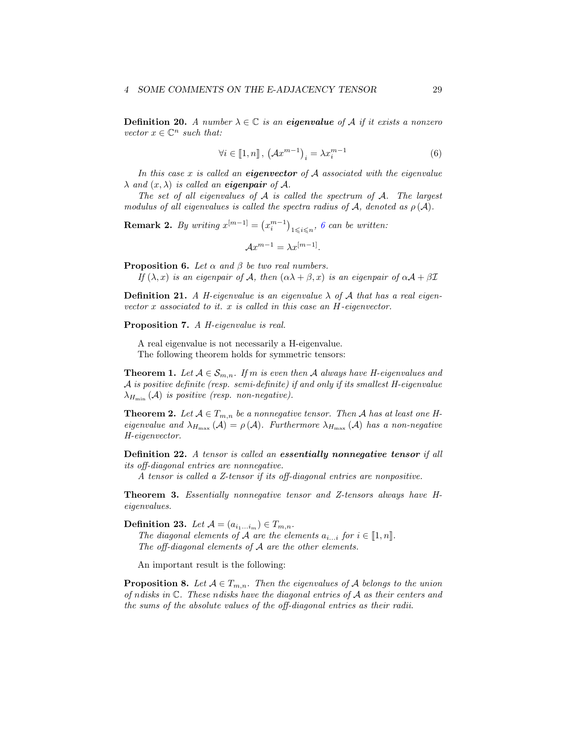**Definition 20.** *A number $\lambda \in \mathbb{C}$ is an* ***eigenvalue*** *of $\mathcal{A}$ if it exists a nonzero vector $x \in \mathbb{C}^n$ such that:*

$$\forall i \in [\![1, n]\!], \left(\mathcal{A}x^{m-1}\right)_i = \lambda x_i^{m-1} \tag{6}$$

*In this case $x$ is called an* ***eigenvector*** *of $\mathcal{A}$ associated with the eigenvalue $\lambda$ and $(x, \lambda)$ is called an* ***eigenpair*** *of $\mathcal{A}$.*

*The set of all eigenvalues of $\mathcal{A}$ is called the spectrum of $\mathcal{A}$. The largest modulus of all eigenvalues is called the spectra radius of $\mathcal{A}$, denoted as $\rho(\mathcal{A})$.*

**Remark 2.** *By writing $x^{[m-1]} = \left(x_i^{m-1}\right)_{1 \leqslant i \leqslant n}$, 6 can be written:*

$$\mathcal{A}x^{m-1} = \lambda x^{[m-1]}.$$

**Proposition 6.** *Let $\alpha$ and $\beta$ be two real numbers.*

*If $(\lambda, x)$ is an eigenpair of $\mathcal{A}$, then $(\alpha\lambda + \beta, x)$ is an eigenpair of $\alpha\mathcal{A} + \beta\mathcal{I}$*

**Definition 21.** *A H-eigenvalue is an eigenvalue $\lambda$ of $\mathcal{A}$ that has a real eigenvector $x$ associated to it. $x$ is called in this case an H-eigenvector.*

**Proposition 7.** *A H-eigenvalue is real.*

A real eigenvalue is not necessarily a H-eigenvalue.

The following theorem holds for symmetric tensors:

**Theorem 1.** *Let $\mathcal{A} \in \mathcal{S}_{m,n}$. If $m$ is even then $\mathcal{A}$ always have H-eigenvalues and $\mathcal{A}$ is positive definite (resp. semi-definite) if and only if its smallest H-eigenvalue $\lambda_{H_{\min}}(\mathcal{A})$ is positive (resp. non-negative).*

**Theorem 2.** *Let $\mathcal{A} \in T_{m,n}$ be a nonnegative tensor. Then $\mathcal{A}$ has at least one H-eigenvalue and $\lambda_{H_{\max}}(\mathcal{A}) = \rho(\mathcal{A})$. Furthermore $\lambda_{H_{\max}}(\mathcal{A})$ has a non-negative H-eigenvector.*

**Definition 22.** *A tensor is called an* ***essentially nonnegative tensor*** *if all its off-diagonal entries are nonnegative.*

*A tensor is called a Z-tensor if its off-diagonal entries are nonpositive.*

**Theorem 3.** *Essentially nonnegative tensor and Z-tensors always have H-eigenvalues.*

**Definition 23.** *Let $\mathcal{A} = (a_{i_1 \dots i_m}) \in T_{m,n}$.*

*The diagonal elements of $\mathcal{A}$ are the elements $a_{i \dots i}$ for $i \in [\![1, n]\!]$.*

*The off-diagonal elements of $\mathcal{A}$ are the other elements.*

An important result is the following:

**Proposition 8.** *Let $\mathcal{A} \in T_{m,n}$. Then the eigenvalues of $\mathcal{A}$ belongs to the union of $n$ disks in $\mathbb{C}$. These $n$ disks have the diagonal entries of $\mathcal{A}$ as their centers and the sums of the absolute values of the off-diagonal entries as their radii.*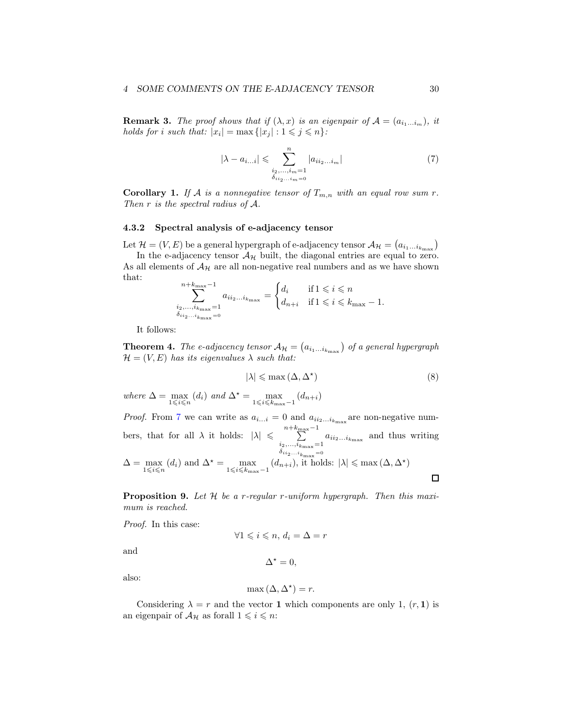**Remark 3.** *The proof shows that if $(\lambda, x)$ is an eigenpair of $\mathcal{A} = (a_{i_1 \dots i_m})$, it holds for $i$ such that: $|x_i| = \max\{|x_j| : 1 \leqslant j \leqslant n\}$:*

$$|\lambda - a_{i \dots i}| \leqslant \sum_{\substack{i_2,\dots,i_m=1 \\ \delta_{ii_2\dots i_m}=0}}^{n} |a_{ii_2\dots i_m}| \tag{7}$$

**Corollary 1.** *If $\mathcal{A}$ is a nonnegative tensor of $T_{m,n}$ with an equal row sum $r$. Then $r$ is the spectral radius of $\mathcal{A}$.*

### 4.3.2 Spectral analysis of e-adjacency tensor

Let $\mathcal{H} = (V, E)$ be a general hypergraph of e-adjacency tensor $\mathcal{A}_{\mathcal{H}} = \left(a_{i_1 \dots i_{k_{\max}}}\right)$

In the e-adjacency tensor $\mathcal{A}_{\mathcal{H}}$ built, the diagonal entries are equal to zero. As all elements of $\mathcal{A}_{\mathcal{H}}$ are all non-negative real numbers and as we have shown that:

$$\sum_{\substack{i_2,\dots,i_{k_{\max}}=1 \\ \delta_{ii_2\dots i_{k_{\max}}}=0}}^{n+k_{\max}-1} a_{ii_2\dots i_{k_{\max}}} = \begin{cases} d_i & \text{if } 1 \leqslant i \leqslant n \\ d_{n+i} & \text{if } 1 \leqslant i \leqslant k_{\max}-1. \end{cases}$$

It follows:

**Theorem 4.** *The e-adjacency tensor $\mathcal{A}_{\mathcal{H}} = \left(a_{i_1 \dots i_{k_{\max}}}\right)$ of a general hypergraph $\mathcal{H} = (V, E)$ has its eigenvalues $\lambda$ such that:*

$$|\lambda| \leqslant \max\left(\Delta, \Delta^\star\right) \tag{8}$$

*where $\Delta = \max\limits_{1 \leqslant i \leqslant n} (d_i)$ and $\Delta^\star = \max\limits_{1 \leqslant i \leqslant k_{\max}-1} (d_{n+i})$*

*Proof.* From 7 we can write as $a_{i \dots i} = 0$ and $a_{ii_2\dots i_{k_{\max}}}$ are non-negative numbers, that for all $\lambda$ it holds: $|\lambda| \leqslant \sum\limits_{\substack{i_2,\dots,i_{k_{\max}}=1 \\ \delta_{ii_2\dots i_{k_{\max}}}=0}}^{n+k_{\max}-1} a_{ii_2\dots i_{k_{\max}}}$ and thus writing $\Delta = \max\limits_{1 \leqslant i \leqslant n} (d_i)$ and $\Delta^\star = \max\limits_{1 \leqslant i \leqslant k_{\max}-1} (d_{n+i})$, it holds: $|\lambda| \leqslant \max\left(\Delta, \Delta^\star\right)$ $\square$

**Proposition 9.** *Let $\mathcal{H}$ be a $r$-regular $r$-uniform hypergraph. Then this maximum is reached.*

*Proof.* In this case:

$$\forall 1 \leqslant i \leqslant n,\, d_i = \Delta = r$$

and

$$\Delta^\star = 0,$$

also:

$$\max\left(\Delta, \Delta^\star\right) = r.$$

Considering $\lambda = r$ and the vector $\mathbf{1}$ which components are only 1, $(r, \mathbf{1})$ is an eigenpair of $\mathcal{A}_{\mathcal{H}}$ as forall $1 \leqslant i \leqslant n$: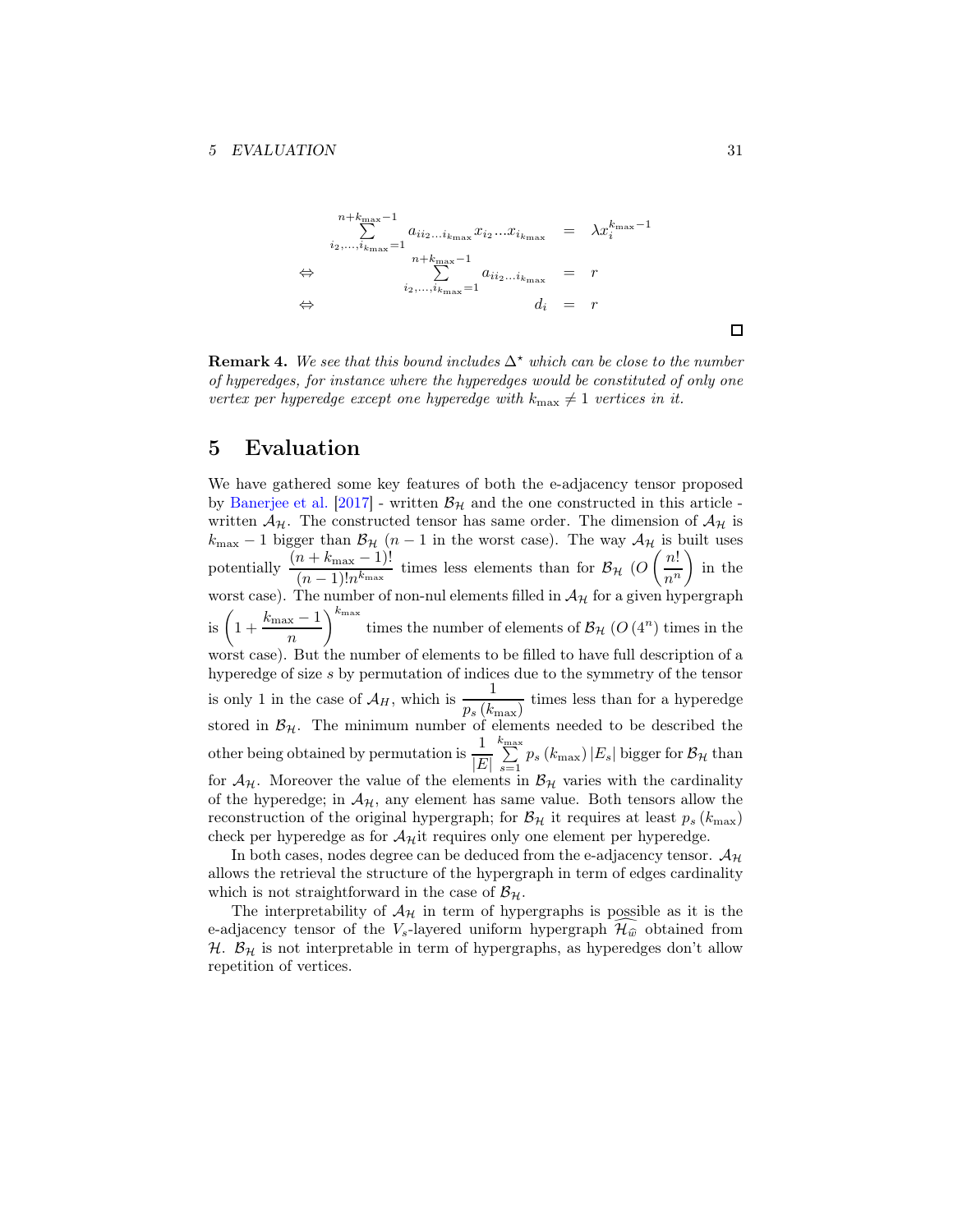$$
\begin{aligned}
\sum_{i_2,\dots,i_{k_{\max}}=1}^{n+k_{\max}-1} a_{ii_2\dots i_{k_{\max}}} x_{i_2}\dots x_{i_{k_{\max}}} &= \lambda x_i^{k_{\max}-1} \\
\Leftrightarrow \quad \sum_{i_2,\dots,i_{k_{\max}}=1}^{n+k_{\max}-1} a_{ii_2\dots i_{k_{\max}}} &= r \\
\Leftrightarrow \quad d_i &= r
\end{aligned}
$$

□

**Remark 4.** *We see that this bound includes $\Delta^\star$ which can be close to the number of hyperedges, for instance where the hyperedges would be constituted of only one vertex per hyperedge except one hyperedge with $k_{\max} \neq 1$ vertices in it.*

## 5 Evaluation

We have gathered some key features of both the e-adjacency tensor proposed by Banerjee et al. [2017] - written $\mathcal{B}_\mathcal{H}$ and the one constructed in this article - written $\mathcal{A}_\mathcal{H}$. The constructed tensor has same order. The dimension of $\mathcal{A}_\mathcal{H}$ is $k_{\max}-1$ bigger than $\mathcal{B}_\mathcal{H}$ ($n-1$ in the worst case). The way $\mathcal{A}_\mathcal{H}$ is built uses potentially $\dfrac{(n+k_{\max}-1)!}{(n-1)!n^{k_{\max}}}$ times less elements than for $\mathcal{B}_\mathcal{H}$ ($O\left(\dfrac{n!}{n^n}\right)$ in the worst case). The number of non-nul elements filled in $\mathcal{A}_\mathcal{H}$ for a given hypergraph is $\left(1+\dfrac{k_{\max}-1}{n}\right)^{k_{\max}}$ times the number of elements of $\mathcal{B}_\mathcal{H}$ ($O\left(4^n\right)$ times in the worst case). But the number of elements to be filled to have full description of a hyperedge of size $s$ by permutation of indices due to the symmetry of the tensor is only 1 in the case of $\mathcal{A}_H$, which is $\dfrac{1}{p_s\left(k_{\max}\right)}$ times less than for a hyperedge stored in $\mathcal{B}_\mathcal{H}$. The minimum number of elements needed to be described the other being obtained by permutation is $\dfrac{1}{|E|}\sum\limits_{s=1}^{k_{\max}} p_s\left(k_{\max}\right)|E_s|$ bigger for $\mathcal{B}_\mathcal{H}$ than for $\mathcal{A}_\mathcal{H}$. Moreover the value of the elements in $\mathcal{B}_\mathcal{H}$ varies with the cardinality of the hyperedge; in $\mathcal{A}_\mathcal{H}$, any element has same value. Both tensors allow the reconstruction of the original hypergraph; for $\mathcal{B}_\mathcal{H}$ it requires at least $p_s\left(k_{\max}\right)$ check per hyperedge as for $\mathcal{A}_\mathcal{H}$it requires only one element per hyperedge.

In both cases, nodes degree can be deduced from the e-adjacency tensor. $\mathcal{A}_\mathcal{H}$ allows the retrieval the structure of the hypergraph in term of edges cardinality which is not straightforward in the case of $\mathcal{B}_\mathcal{H}$.

The interpretability of $\mathcal{A}_\mathcal{H}$ in term of hypergraphs is possible as it is the e-adjacency tensor of the $V_s$-layered uniform hypergraph $\widehat{\mathcal{H}_{\widehat{w}}}$ obtained from $\mathcal{H}$. $\mathcal{B}_\mathcal{H}$ is not interpretable in term of hypergraphs, as hyperedges don't allow repetition of vertices.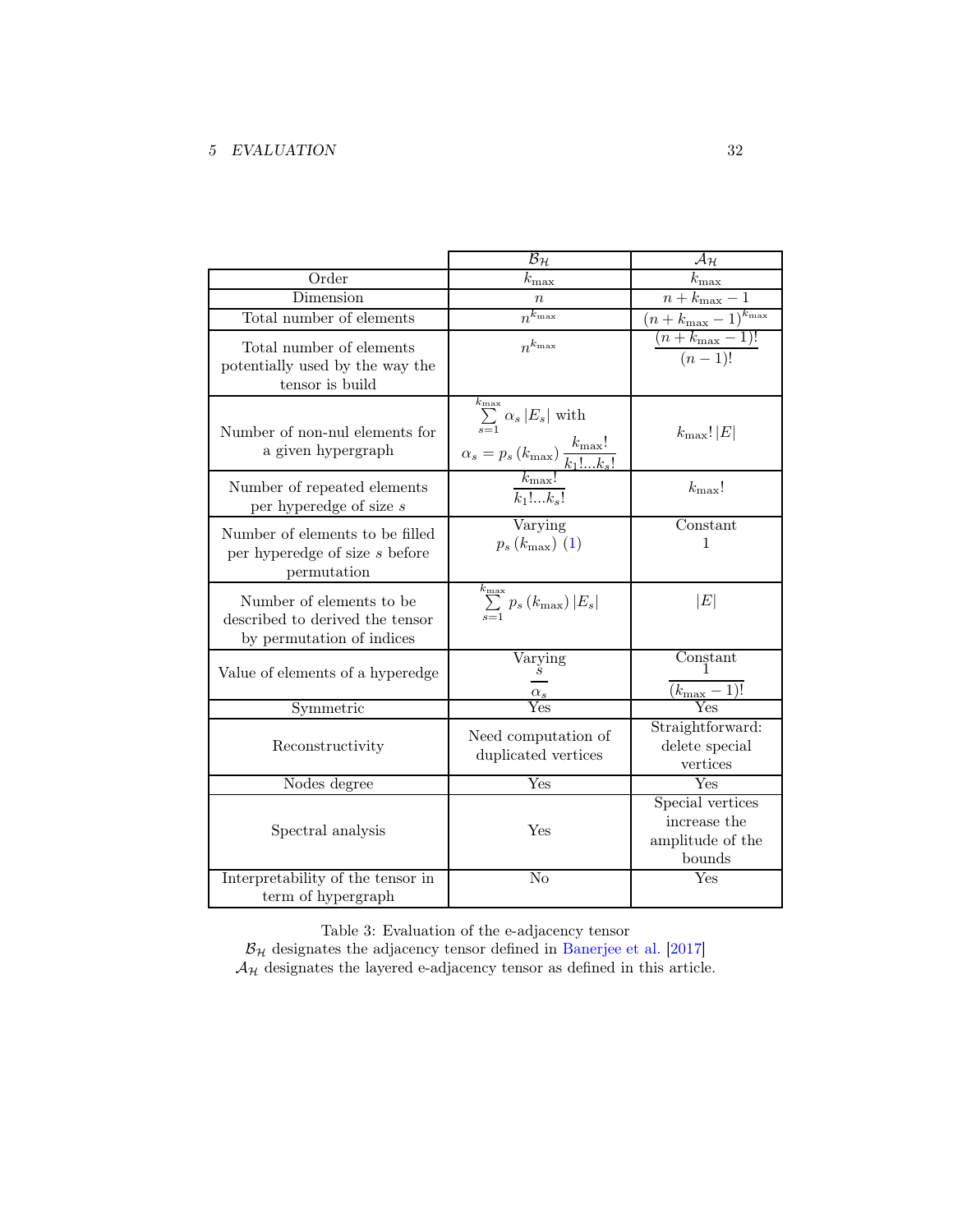|  | $\mathcal{B}_{\mathcal{H}}$ | $\mathcal{A}_{\mathcal{H}}$ |
|---|---|---|
| Order | $k_{\max}$ | $k_{\max}$ |
| Dimension | $n$ | $n + k_{\max} - 1$ |
| Total number of elements | $n^{k_{\max}}$ | $(n + k_{\max} - 1)^{k_{\max}}$ |
| Total number of elements potentially used by the way the tensor is build | $n^{k_{\max}}$ | $\dfrac{(n + k_{\max} - 1)!}{(n-1)!}$ |
| Number of non-nul elements for a given hypergraph | $\sum\limits_{s=1}^{k_{\max}} \alpha_s \lvert E_s \rvert$ with $\alpha_s = p_s(k_{\max}) \dfrac{k_{\max}!}{k_1!...k_s!}$ | $k_{\max}! \lvert E \rvert$ |
| Number of repeated elements per hyperedge of size $s$ | $\dfrac{k_{\max}!}{k_1!...k_s!}$ | $k_{\max}!$ |
| Number of elements to be filled per hyperedge of size $s$ before permutation | Varying $p_s(k_{\max})$ (1) | Constant 1 |
| Number of elements to be described to derived the tensor by permutation of indices | $\sum\limits_{s=1}^{k_{\max}} p_s(k_{\max}) \lvert E_s \rvert$ | $\lvert E \rvert$ |
| Value of elements of a hyperedge | Varying $\dfrac{s}{\alpha_s}$ | Constant $\dfrac{1}{(k_{\max} - 1)!}$ |
| Symmetric | Yes | Yes |
| Reconstructivity | Need computation of duplicated vertices | Straightforward: delete special vertices |
| Nodes degree | Yes | Yes |
| Spectral analysis | Yes | Special vertices increase the amplitude of the bounds |
| Interpretability of the tensor in term of hypergraph | No | Yes |

Table 3: Evaluation of the e-adjacency tensor
$\mathcal{B}_{\mathcal{H}}$ designates the adjacency tensor defined in Banerjee et al. [2017]
$\mathcal{A}_{\mathcal{H}}$ designates the layered e-adjacency tensor as defined in this article.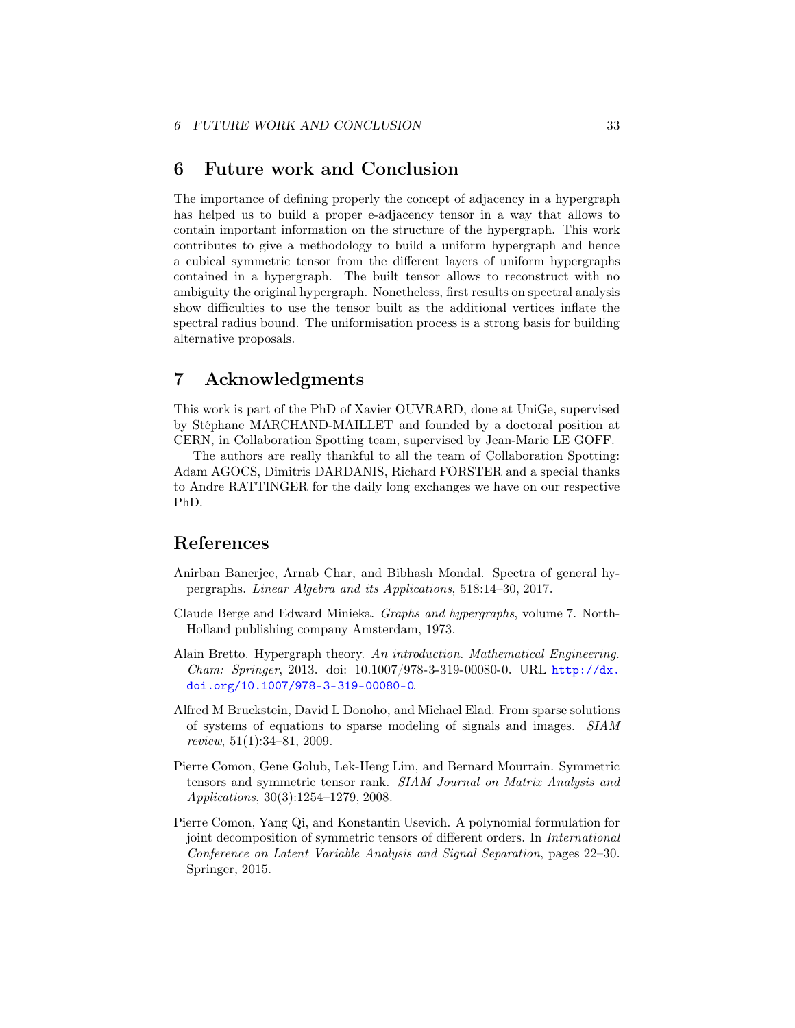## 6 Future work and Conclusion

The importance of defining properly the concept of adjacency in a hypergraph has helped us to build a proper e-adjacency tensor in a way that allows to contain important information on the structure of the hypergraph. This work contributes to give a methodology to build a uniform hypergraph and hence a cubical symmetric tensor from the different layers of uniform hypergraphs contained in a hypergraph. The built tensor allows to reconstruct with no ambiguity the original hypergraph. Nonetheless, first results on spectral analysis show difficulties to use the tensor built as the additional vertices inflate the spectral radius bound. The uniformisation process is a strong basis for building alternative proposals.

## 7 Acknowledgments

This work is part of the PhD of Xavier OUVRARD, done at UniGe, supervised by Stéphane MARCHAND-MAILLET and founded by a doctoral position at CERN, in Collaboration Spotting team, supervised by Jean-Marie LE GOFF.

The authors are really thankful to all the team of Collaboration Spotting: Adam AGOCS, Dimitris DARDANIS, Richard FORSTER and a special thanks to Andre RATTINGER for the daily long exchanges we have on our respective PhD.

## References

Anirban Banerjee, Arnab Char, and Bibhash Mondal. Spectra of general hypergraphs. *Linear Algebra and its Applications*, 518:14–30, 2017.

Claude Berge and Edward Minieka. *Graphs and hypergraphs*, volume 7. North-Holland publishing company Amsterdam, 1973.

Alain Bretto. Hypergraph theory. *An introduction. Mathematical Engineering. Cham: Springer*, 2013. doi: 10.1007/978-3-319-00080-0. URL http://dx.doi.org/10.1007/978-3-319-00080-0.

Alfred M Bruckstein, David L Donoho, and Michael Elad. From sparse solutions of systems of equations to sparse modeling of signals and images. *SIAM review*, 51(1):34–81, 2009.

Pierre Comon, Gene Golub, Lek-Heng Lim, and Bernard Mourrain. Symmetric tensors and symmetric tensor rank. *SIAM Journal on Matrix Analysis and Applications*, 30(3):1254–1279, 2008.

Pierre Comon, Yang Qi, and Konstantin Usevich. A polynomial formulation for joint decomposition of symmetric tensors of different orders. In *International Conference on Latent Variable Analysis and Signal Separation*, pages 22–30. Springer, 2015.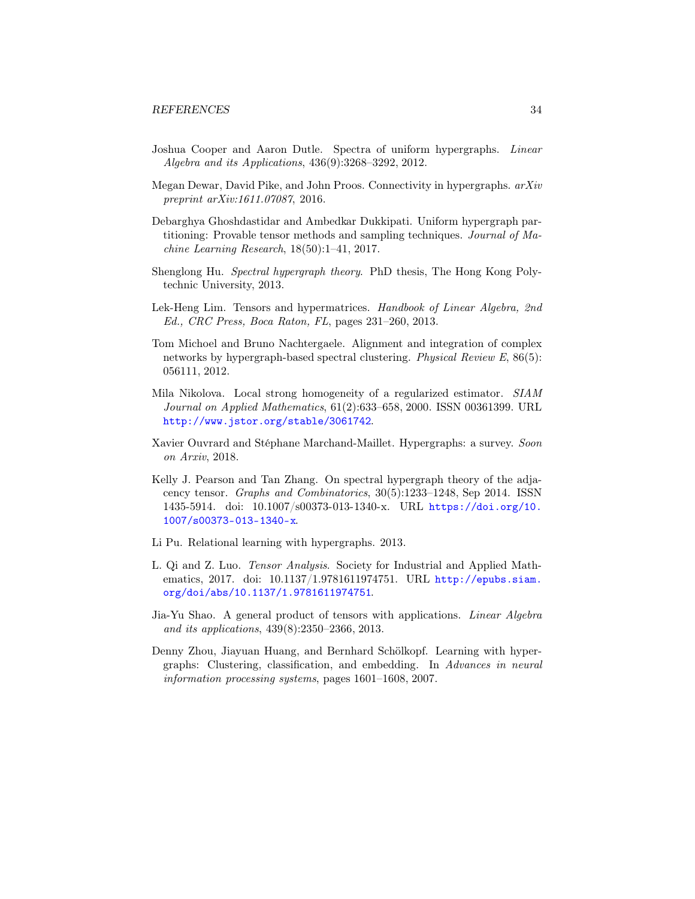Joshua Cooper and Aaron Dutle. Spectra of uniform hypergraphs. *Linear Algebra and its Applications*, 436(9):3268–3292, 2012.

Megan Dewar, David Pike, and John Proos. Connectivity in hypergraphs. *arXiv preprint arXiv:1611.07087*, 2016.

Debarghya Ghoshdastidar and Ambedkar Dukkipati. Uniform hypergraph partitioning: Provable tensor methods and sampling techniques. *Journal of Machine Learning Research*, 18(50):1–41, 2017.

Shenglong Hu. *Spectral hypergraph theory*. PhD thesis, The Hong Kong Polytechnic University, 2013.

Lek-Heng Lim. Tensors and hypermatrices. *Handbook of Linear Algebra, 2nd Ed., CRC Press, Boca Raton, FL*, pages 231–260, 2013.

Tom Michoel and Bruno Nachtergaele. Alignment and integration of complex networks by hypergraph-based spectral clustering. *Physical Review E*, 86(5): 056111, 2012.

Mila Nikolova. Local strong homogeneity of a regularized estimator. *SIAM Journal on Applied Mathematics*, 61(2):633–658, 2000. ISSN 00361399. URL http://www.jstor.org/stable/3061742.

Xavier Ouvrard and Stéphane Marchand-Maillet. Hypergraphs: a survey. *Soon on Arxiv*, 2018.

Kelly J. Pearson and Tan Zhang. On spectral hypergraph theory of the adjacency tensor. *Graphs and Combinatorics*, 30(5):1233–1248, Sep 2014. ISSN 1435-5914. doi: 10.1007/s00373-013-1340-x. URL https://doi.org/10.1007/s00373-013-1340-x.

Li Pu. Relational learning with hypergraphs. 2013.

L. Qi and Z. Luo. *Tensor Analysis*. Society for Industrial and Applied Mathematics, 2017. doi: 10.1137/1.9781611974751. URL http://epubs.siam.org/doi/abs/10.1137/1.9781611974751.

Jia-Yu Shao. A general product of tensors with applications. *Linear Algebra and its applications*, 439(8):2350–2366, 2013.

Denny Zhou, Jiayuan Huang, and Bernhard Schölkopf. Learning with hypergraphs: Clustering, classification, and embedding. In *Advances in neural information processing systems*, pages 1601–1608, 2007.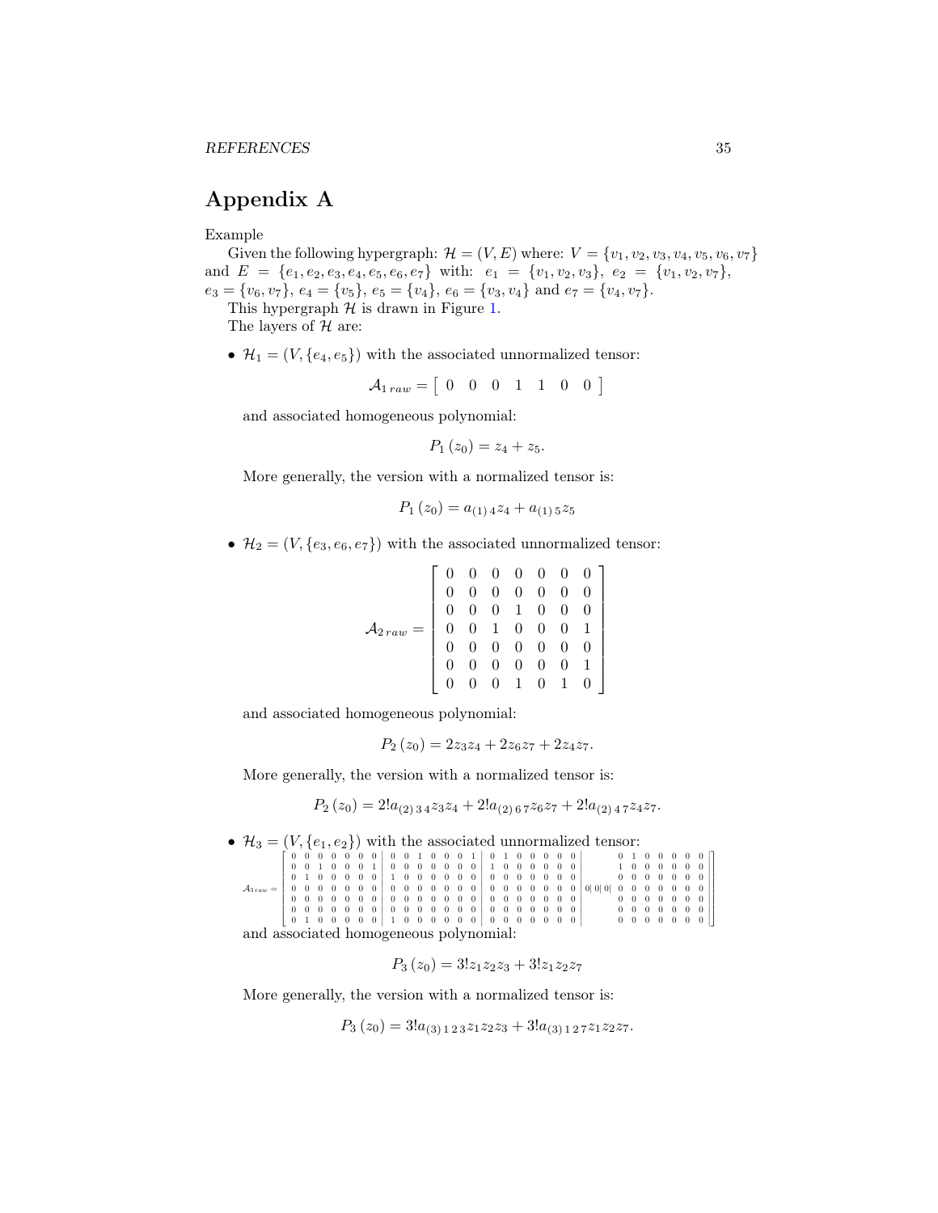# Appendix A

Example

Given the following hypergraph: $\mathcal{H} = (V, E)$ where: $V = \{v_1, v_2, v_3, v_4, v_5, v_6, v_7\}$ and $E = \{e_1, e_2, e_3, e_4, e_5, e_6, e_7\}$ with: $e_1 = \{v_1, v_2, v_3\}$, $e_2 = \{v_1, v_2, v_7\}$, $e_3 = \{v_6, v_7\}$, $e_4 = \{v_5\}$, $e_5 = \{v_4\}$, $e_6 = \{v_3, v_4\}$ and $e_7 = \{v_4, v_7\}$.

This hypergraph $\mathcal{H}$ is drawn in Figure 1.

The layers of $\mathcal{H}$ are:

- $\mathcal{H}_1 = (V, \{e_4, e_5\})$ with the associated unnormalized tensor:

$$\mathcal{A}_{1\,raw} = \begin{bmatrix} 0 & 0 & 0 & 1 & 1 & 0 & 0 \end{bmatrix}$$

  and associated homogeneous polynomial:

$$P_1(z_0) = z_4 + z_5.$$

  More generally, the version with a normalized tensor is:

$$P_1(z_0) = a_{(1)\,4} z_4 + a_{(1)\,5} z_5$$

- $\mathcal{H}_2 = (V, \{e_3, e_6, e_7\})$ with the associated unnormalized tensor:

$$\mathcal{A}_{2\,raw} = \begin{bmatrix} 0 & 0 & 0 & 0 & 0 & 0 & 0 \\ 0 & 0 & 0 & 0 & 0 & 0 & 0 \\ 0 & 0 & 0 & 1 & 0 & 0 & 0 \\ 0 & 0 & 1 & 0 & 0 & 0 & 1 \\ 0 & 0 & 0 & 0 & 0 & 0 & 0 \\ 0 & 0 & 0 & 0 & 0 & 0 & 1 \\ 0 & 0 & 0 & 1 & 0 & 1 & 0 \end{bmatrix}$$

  and associated homogeneous polynomial:

$$P_2(z_0) = 2z_3z_4 + 2z_6z_7 + 2z_4z_7.$$

  More generally, the version with a normalized tensor is:

$$P_2(z_0) = 2!a_{(2)\,3\,4} z_3z_4 + 2!a_{(2)\,6\,7} z_6z_7 + 2!a_{(2)\,4\,7} z_4z_7.$$

- $\mathcal{H}_3 = (V, \{e_1, e_2\})$ with the associated unnormalized tensor:

$$\mathcal{A}_{3\,raw} = \left[\begin{array}{ccccccc|ccccccc|ccccccc|c|c|c|ccccccc} 0&0&0&0&0&0&0 & 0&0&1&0&0&0&1 & 0&1&0&0&0&0&0 & & & & 0&1&0&0&0&0&0 \\ 0&0&1&0&0&0&1 & 0&0&0&0&0&0&0 & 1&0&0&0&0&0&0 & & & & 1&0&0&0&0&0&0 \\ 0&1&0&0&0&0&0 & 1&0&0&0&0&0&0 & 0&0&0&0&0&0&0 & & & & 0&0&0&0&0&0&0 \\ 0&0&0&0&0&0&0 & 0&0&0&0&0&0&0 & 0&0&0&0&0&0&0 & 0&0&0 & 0&0&0&0&0&0&0 \\ 0&0&0&0&0&0&0 & 0&0&0&0&0&0&0 & 0&0&0&0&0&0&0 & & & & 0&0&0&0&0&0&0 \\ 0&0&0&0&0&0&0 & 0&0&0&0&0&0&0 & 0&0&0&0&0&0&0 & & & & 0&0&0&0&0&0&0 \\ 0&1&0&0&0&0&0 & 1&0&0&0&0&0&0 & 0&0&0&0&0&0&0 & & & & 0&0&0&0&0&0&0 \end{array}\right]$$

  and associated homogeneous polynomial:

$$P_3(z_0) = 3!z_1z_2z_3 + 3!z_1z_2z_7$$

  More generally, the version with a normalized tensor is:

$$P_3(z_0) = 3!a_{(3)\,1\,2\,3} z_1z_2z_3 + 3!a_{(3)\,1\,2\,7} z_1z_2z_7.$$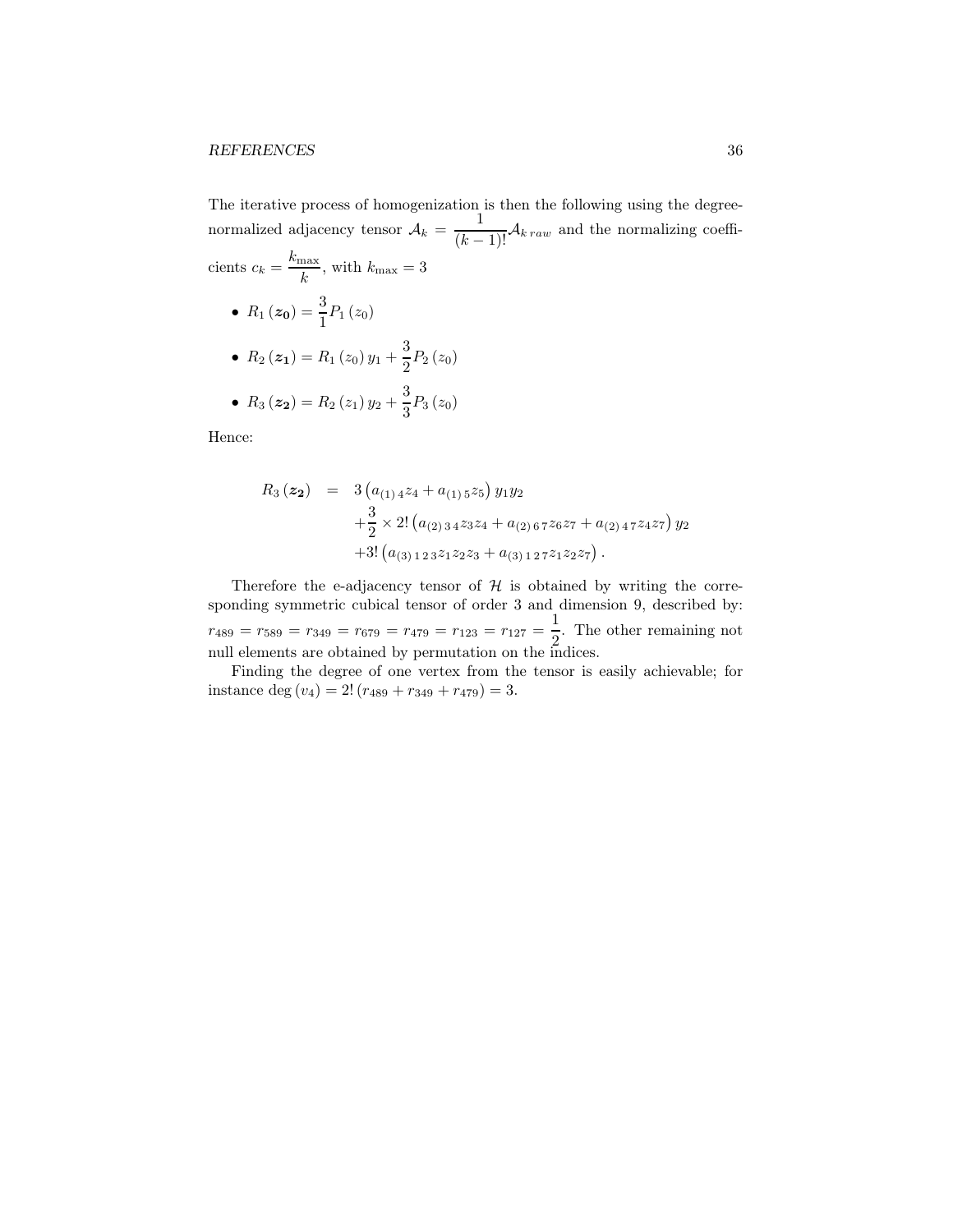The iterative process of homogenization is then the following using the degree-normalized adjacency tensor $\mathcal{A}_k = \frac{1}{(k-1)!}\mathcal{A}_{k\,raw}$ and the normalizing coefficients $c_k = \frac{k_{\max}}{k}$, with $k_{\max} = 3$

- $R_1(\boldsymbol{z_0}) = \frac{3}{1} P_1(z_0)$
- $R_2(\boldsymbol{z_1}) = R_1(z_0)\, y_1 + \frac{3}{2} P_2(z_0)$
- $R_3(\boldsymbol{z_2}) = R_2(z_1)\, y_2 + \frac{3}{3} P_3(z_0)$

Hence:

$$
\begin{aligned}
R_3(\boldsymbol{z_2}) \quad = \quad & 3\left(a_{(1)\,4} z_4 + a_{(1)\,5} z_5\right) y_1 y_2 \\
& + \frac{3}{2} \times 2! \left(a_{(2)\,3\,4} z_3 z_4 + a_{(2)\,6\,7} z_6 z_7 + a_{(2)\,4\,7} z_4 z_7\right) y_2 \\
& + 3! \left(a_{(3)\,1\,2\,3} z_1 z_2 z_3 + a_{(3)\,1\,2\,7} z_1 z_2 z_7\right).
\end{aligned}
$$

Therefore the e-adjacency tensor of $\mathcal{H}$ is obtained by writing the corresponding symmetric cubical tensor of order 3 and dimension 9, described by: $r_{489} = r_{589} = r_{349} = r_{679} = r_{479} = r_{123} = r_{127} = \frac{1}{2}$. The other remaining not null elements are obtained by permutation on the indices.

Finding the degree of one vertex from the tensor is easily achievable; for instance $\deg(v_4) = 2!\,(r_{489} + r_{349} + r_{479}) = 3$.